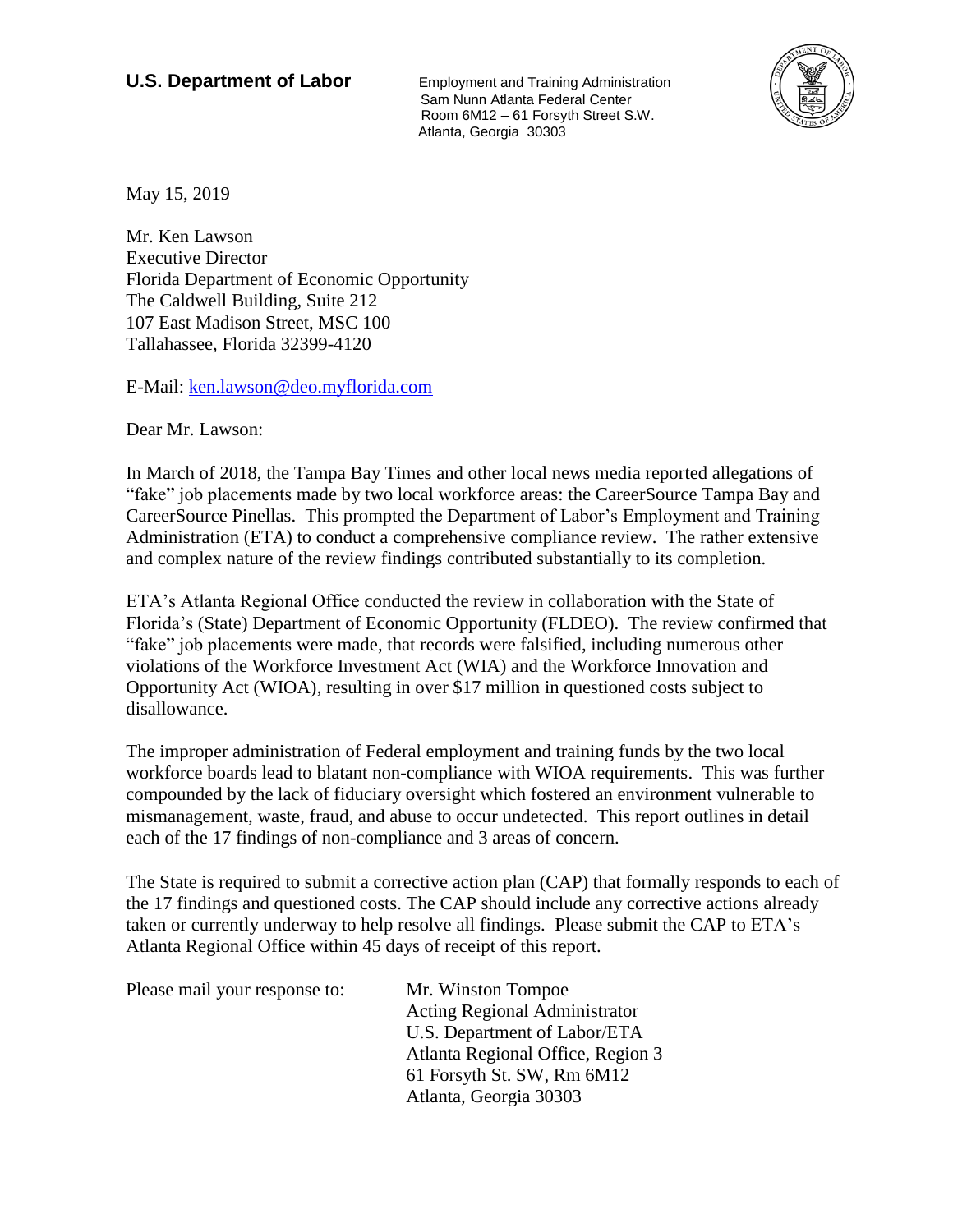**U.S. Department of Labor**

Employment and Training Administration
Sam Nunn Atlanta Federal Center
Room 6M12 – 61 Forsyth Street S.W.
Atlanta, Georgia 30303

May 15, 2019

Mr. Ken Lawson
Executive Director
Florida Department of Economic Opportunity
The Caldwell Building, Suite 212
107 East Madison Street, MSC 100
Tallahassee, Florida 32399-4120

E-Mail: ken.lawson@deo.myflorida.com

Dear Mr. Lawson:

In March of 2018, the Tampa Bay Times and other local news media reported allegations of "fake" job placements made by two local workforce areas: the CareerSource Tampa Bay and CareerSource Pinellas. This prompted the Department of Labor's Employment and Training Administration (ETA) to conduct a comprehensive compliance review. The rather extensive and complex nature of the review findings contributed substantially to its completion.

ETA's Atlanta Regional Office conducted the review in collaboration with the State of Florida's (State) Department of Economic Opportunity (FLDEO). The review confirmed that "fake" job placements were made, that records were falsified, including numerous other violations of the Workforce Investment Act (WIA) and the Workforce Innovation and Opportunity Act (WIOA), resulting in over $17 million in questioned costs subject to disallowance.

The improper administration of Federal employment and training funds by the two local workforce boards lead to blatant non-compliance with WIOA requirements. This was further compounded by the lack of fiduciary oversight which fostered an environment vulnerable to mismanagement, waste, fraud, and abuse to occur undetected. This report outlines in detail each of the 17 findings of non-compliance and 3 areas of concern.

The State is required to submit a corrective action plan (CAP) that formally responds to each of the 17 findings and questioned costs. The CAP should include any corrective actions already taken or currently underway to help resolve all findings. Please submit the CAP to ETA's Atlanta Regional Office within 45 days of receipt of this report.

Please mail your response to:

Mr. Winston Tompoe
Acting Regional Administrator
U.S. Department of Labor/ETA
Atlanta Regional Office, Region 3
61 Forsyth St. SW, Rm 6M12
Atlanta, Georgia 30303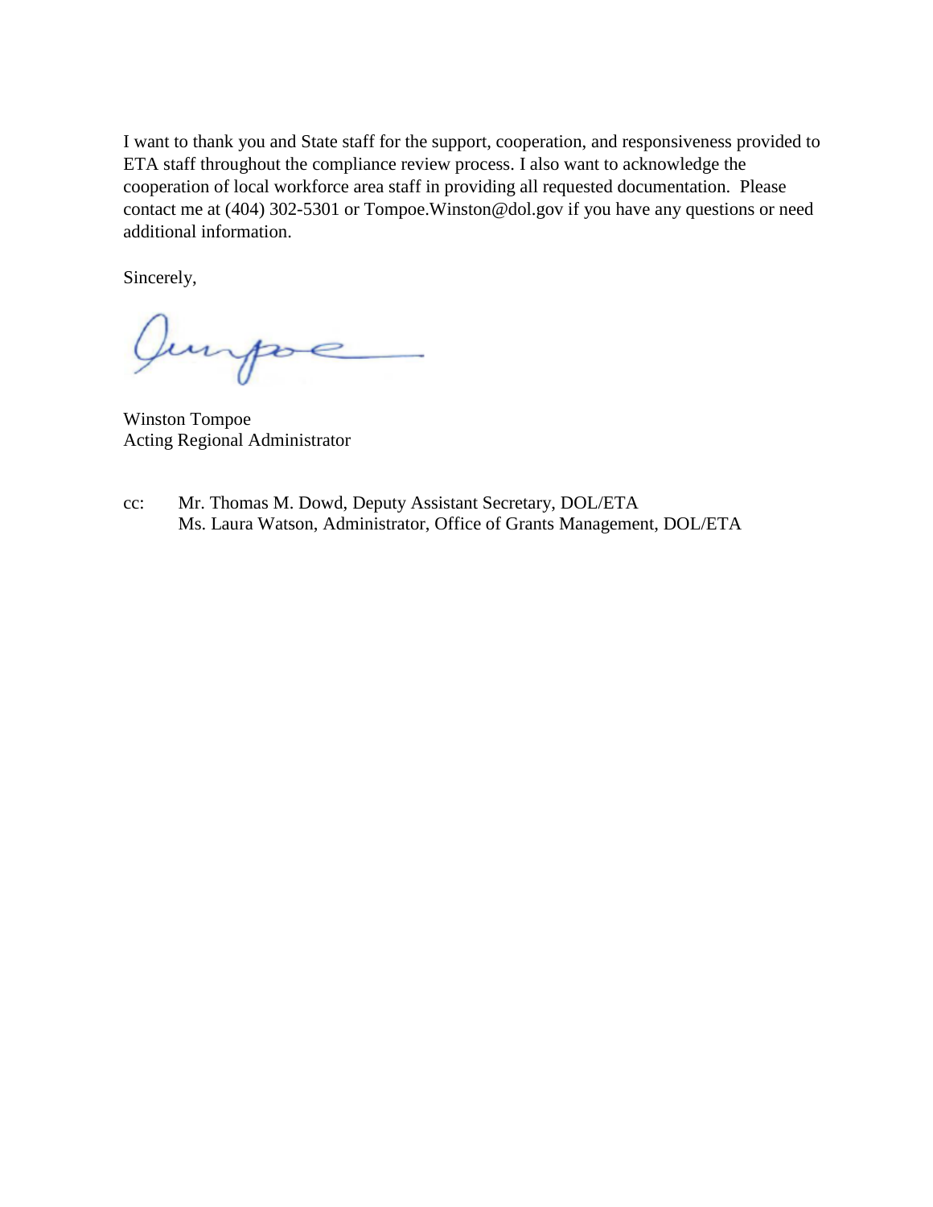I want to thank you and State staff for the support, cooperation, and responsiveness provided to ETA staff throughout the compliance review process. I also want to acknowledge the cooperation of local workforce area staff in providing all requested documentation. Please contact me at (404) 302-5301 or Tompoe.Winston@dol.gov if you have any questions or need additional information.

Sincerely,

Winston Tompoe
Acting Regional Administrator

cc: Mr. Thomas M. Dowd, Deputy Assistant Secretary, DOL/ETA
Ms. Laura Watson, Administrator, Office of Grants Management, DOL/ETA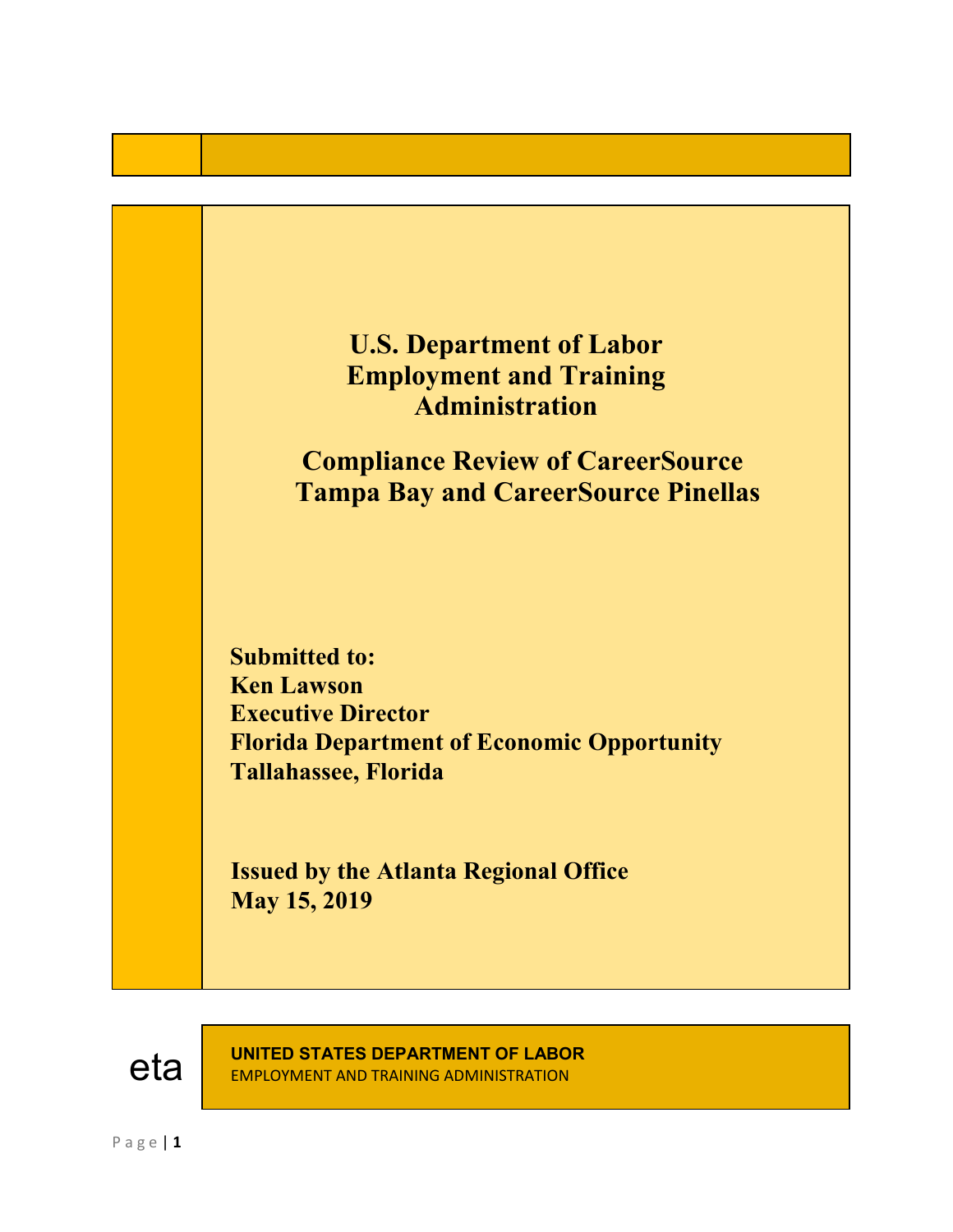# U.S. Department of Labor Employment and Training Administration

## Compliance Review of CareerSource Tampa Bay and CareerSource Pinellas

**Submitted to:**
**Ken Lawson**
**Executive Director**
**Florida Department of Economic Opportunity**
**Tallahassee, Florida**

**Issued by the Atlanta Regional Office**
**May 15, 2019**

eta

**UNITED STATES DEPARTMENT OF LABOR**
EMPLOYMENT AND TRAINING ADMINISTRATION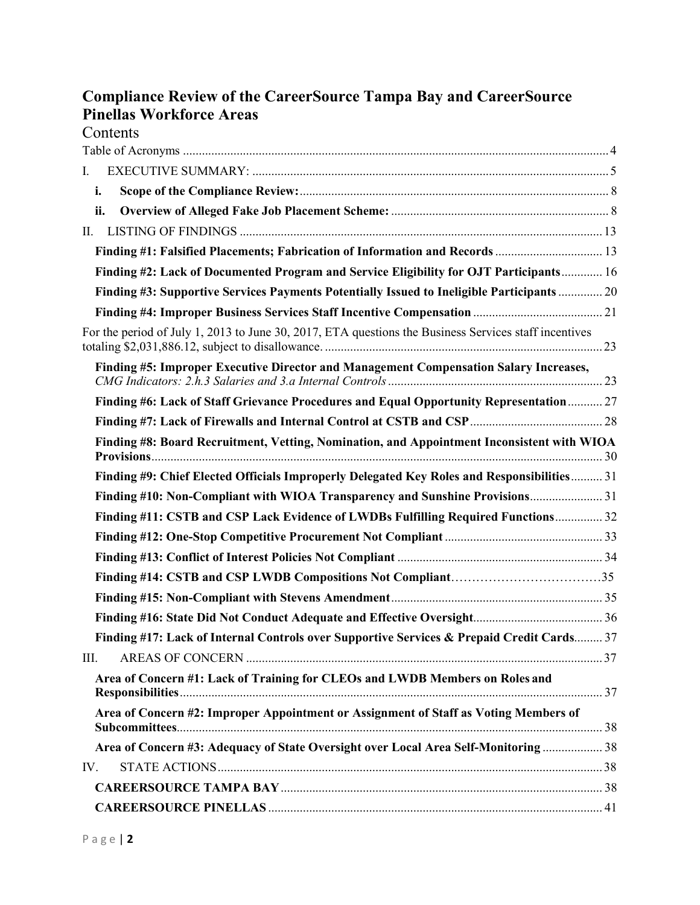# Compliance Review of the CareerSource Tampa Bay and CareerSource Pinellas Workforce Areas

## Contents

Table of Acronyms ..... 4

I. EXECUTIVE SUMMARY: ..... 5

- **i. Scope of the Compliance Review:** ..... 8
- **ii. Overview of Alleged Fake Job Placement Scheme:** ..... 8

II. LISTING OF FINDINGS ..... 13

- **Finding #1: Falsified Placements; Fabrication of Information and Records** ..... 13
- **Finding #2: Lack of Documented Program and Service Eligibility for OJT Participants** ..... 16
- **Finding #3: Supportive Services Payments Potentially Issued to Ineligible Participants** ..... 20
- **Finding #4: Improper Business Services Staff Incentive Compensation** ..... 21

For the period of July 1, 2013 to June 30, 2017, ETA questions the Business Services staff incentives totaling $2,031,886.12, subject to disallowance. ..... 23

- **Finding #5: Improper Executive Director and Management Compensation Salary Increases,** *CMG Indicators: 2.h.3 Salaries and 3.a Internal Controls* ..... 23
- **Finding #6: Lack of Staff Grievance Procedures and Equal Opportunity Representation** ..... 27
- **Finding #7: Lack of Firewalls and Internal Control at CSTB and CSP** ..... 28
- **Finding #8: Board Recruitment, Vetting, Nomination, and Appointment Inconsistent with WIOA Provisions** ..... 30
- **Finding #9: Chief Elected Officials Improperly Delegated Key Roles and Responsibilities** ..... 31
- **Finding #10: Non-Compliant with WIOA Transparency and Sunshine Provisions** ..... 31
- **Finding #11: CSTB and CSP Lack Evidence of LWDBs Fulfilling Required Functions** ..... 32
- **Finding #12: One-Stop Competitive Procurement Not Compliant** ..... 33
- **Finding #13: Conflict of Interest Policies Not Compliant** ..... 34
- **Finding #14: CSTB and CSP LWDB Compositions Not Compliant** ..... 35
- **Finding #15: Non-Compliant with Stevens Amendment** ..... 35
- **Finding #16: State Did Not Conduct Adequate and Effective Oversight** ..... 36
- **Finding #17: Lack of Internal Controls over Supportive Services & Prepaid Credit Cards** ..... 37

III. AREAS OF CONCERN ..... 37

- **Area of Concern #1: Lack of Training for CLEOs and LWDB Members on Roles and Responsibilities** ..... 37
- **Area of Concern #2: Improper Appointment or Assignment of Staff as Voting Members of Subcommittees** ..... 38
- **Area of Concern #3: Adequacy of State Oversight over Local Area Self-Monitoring** ..... 38

IV. STATE ACTIONS ..... 38

- **CAREERSOURCE TAMPA BAY** ..... 38
- **CAREERSOURCE PINELLAS** ..... 41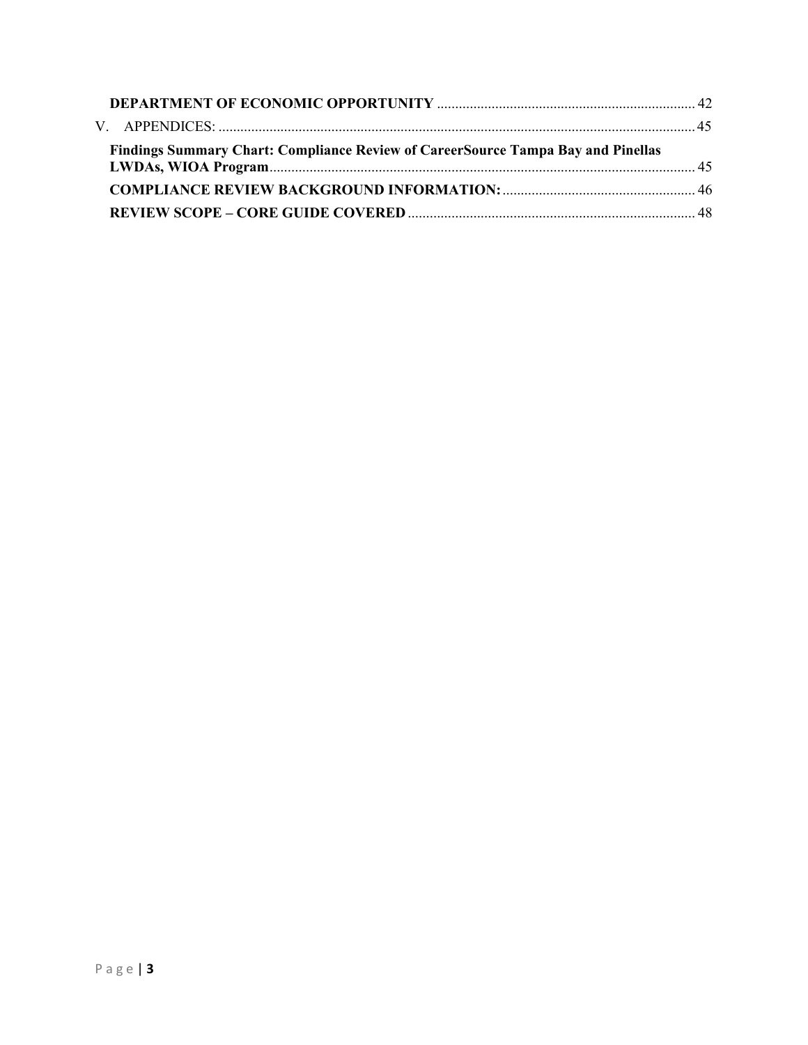**DEPARTMENT OF ECONOMIC OPPORTUNITY** ........................................................................ 42

V. APPENDICES: ........................................................................................................................ 45

**Findings Summary Chart: Compliance Review of CareerSource Tampa Bay and Pinellas LWDAs, WIOA Program** ........................................................................................................ 45

**COMPLIANCE REVIEW BACKGROUND INFORMATION:** ...................................................... 46

**REVIEW SCOPE – CORE GUIDE COVERED** ............................................................................ 48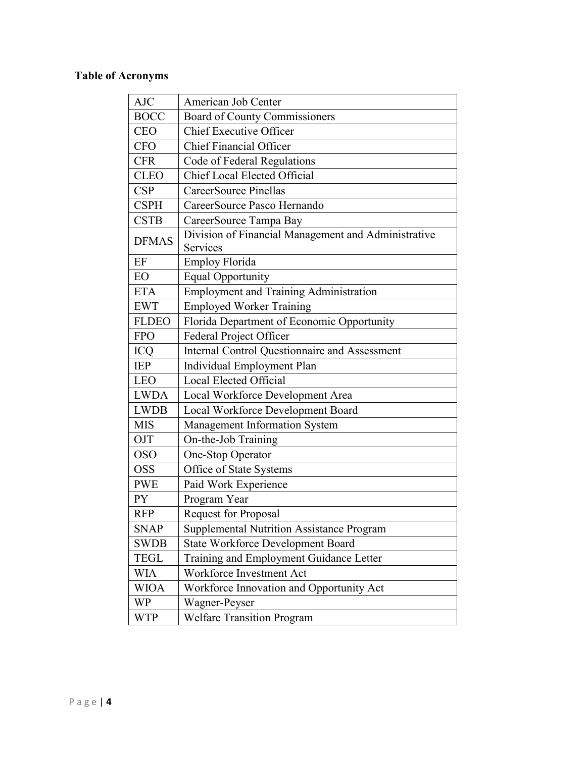**Table of Acronyms**

| | |
|---|---|
| AJC | American Job Center |
| BOCC | Board of County Commissioners |
| CEO | Chief Executive Officer |
| CFO | Chief Financial Officer |
| CFR | Code of Federal Regulations |
| CLEO | Chief Local Elected Official |
| CSP | CareerSource Pinellas |
| CSPH | CareerSource Pasco Hernando |
| CSTB | CareerSource Tampa Bay |
| DFMAS | Division of Financial Management and Administrative Services |
| EF | Employ Florida |
| EO | Equal Opportunity |
| ETA | Employment and Training Administration |
| EWT | Employed Worker Training |
| FLDEO | Florida Department of Economic Opportunity |
| FPO | Federal Project Officer |
| ICQ | Internal Control Questionnaire and Assessment |
| IEP | Individual Employment Plan |
| LEO | Local Elected Official |
| LWDA | Local Workforce Development Area |
| LWDB | Local Workforce Development Board |
| MIS | Management Information System |
| OJT | On-the-Job Training |
| OSO | One-Stop Operator |
| OSS | Office of State Systems |
| PWE | Paid Work Experience |
| PY | Program Year |
| RFP | Request for Proposal |
| SNAP | Supplemental Nutrition Assistance Program |
| SWDB | State Workforce Development Board |
| TEGL | Training and Employment Guidance Letter |
| WIA | Workforce Investment Act |
| WIOA | Workforce Innovation and Opportunity Act |
| WP | Wagner-Peyser |
| WTP | Welfare Transition Program |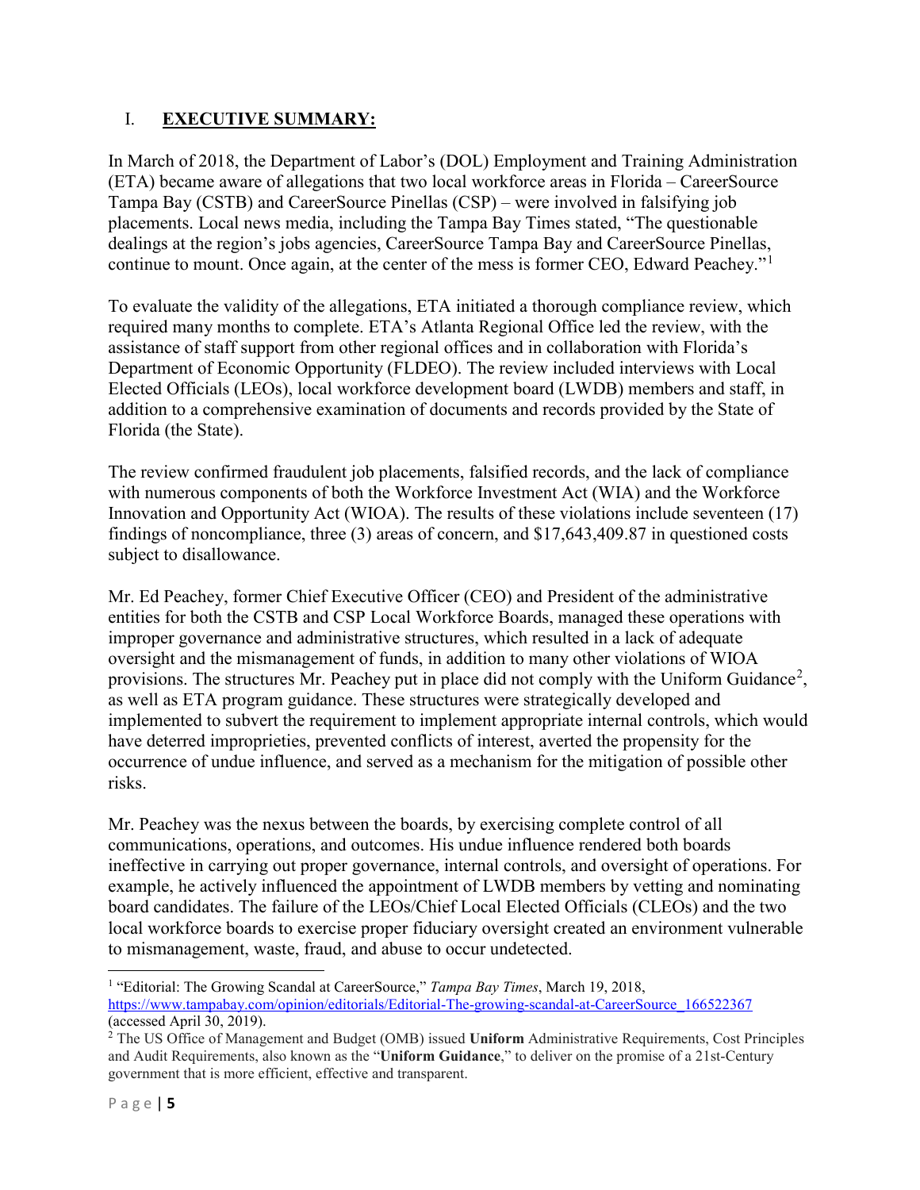## I. EXECUTIVE SUMMARY:

In March of 2018, the Department of Labor's (DOL) Employment and Training Administration (ETA) became aware of allegations that two local workforce areas in Florida – CareerSource Tampa Bay (CSTB) and CareerSource Pinellas (CSP) – were involved in falsifying job placements. Local news media, including the Tampa Bay Times stated, "The questionable dealings at the region's jobs agencies, CareerSource Tampa Bay and CareerSource Pinellas, continue to mount. Once again, at the center of the mess is former CEO, Edward Peachey."[1]

To evaluate the validity of the allegations, ETA initiated a thorough compliance review, which required many months to complete. ETA's Atlanta Regional Office led the review, with the assistance of staff support from other regional offices and in collaboration with Florida's Department of Economic Opportunity (FLDEO). The review included interviews with Local Elected Officials (LEOs), local workforce development board (LWDB) members and staff, in addition to a comprehensive examination of documents and records provided by the State of Florida (the State).

The review confirmed fraudulent job placements, falsified records, and the lack of compliance with numerous components of both the Workforce Investment Act (WIA) and the Workforce Innovation and Opportunity Act (WIOA). The results of these violations include seventeen (17) findings of noncompliance, three (3) areas of concern, and $17,643,409.87 in questioned costs subject to disallowance.

Mr. Ed Peachey, former Chief Executive Officer (CEO) and President of the administrative entities for both the CSTB and CSP Local Workforce Boards, managed these operations with improper governance and administrative structures, which resulted in a lack of adequate oversight and the mismanagement of funds, in addition to many other violations of WIOA provisions. The structures Mr. Peachey put in place did not comply with the Uniform Guidance[2], as well as ETA program guidance. These structures were strategically developed and implemented to subvert the requirement to implement appropriate internal controls, which would have deterred improprieties, prevented conflicts of interest, averted the propensity for the occurrence of undue influence, and served as a mechanism for the mitigation of possible other risks.

Mr. Peachey was the nexus between the boards, by exercising complete control of all communications, operations, and outcomes. His undue influence rendered both boards ineffective in carrying out proper governance, internal controls, and oversight of operations. For example, he actively influenced the appointment of LWDB members by vetting and nominating board candidates. The failure of the LEOs/Chief Local Elected Officials (CLEOs) and the two local workforce boards to exercise proper fiduciary oversight created an environment vulnerable to mismanagement, waste, fraud, and abuse to occur undetected.

---

[1] "Editorial: The Growing Scandal at CareerSource," *Tampa Bay Times*, March 19, 2018, https://www.tampabay.com/opinion/editorials/Editorial-The-growing-scandal-at-CareerSource_166522367 (accessed April 30, 2019).

[2] The US Office of Management and Budget (OMB) issued **Uniform** Administrative Requirements, Cost Principles and Audit Requirements, also known as the "**Uniform Guidance**," to deliver on the promise of a 21st-Century government that is more efficient, effective and transparent.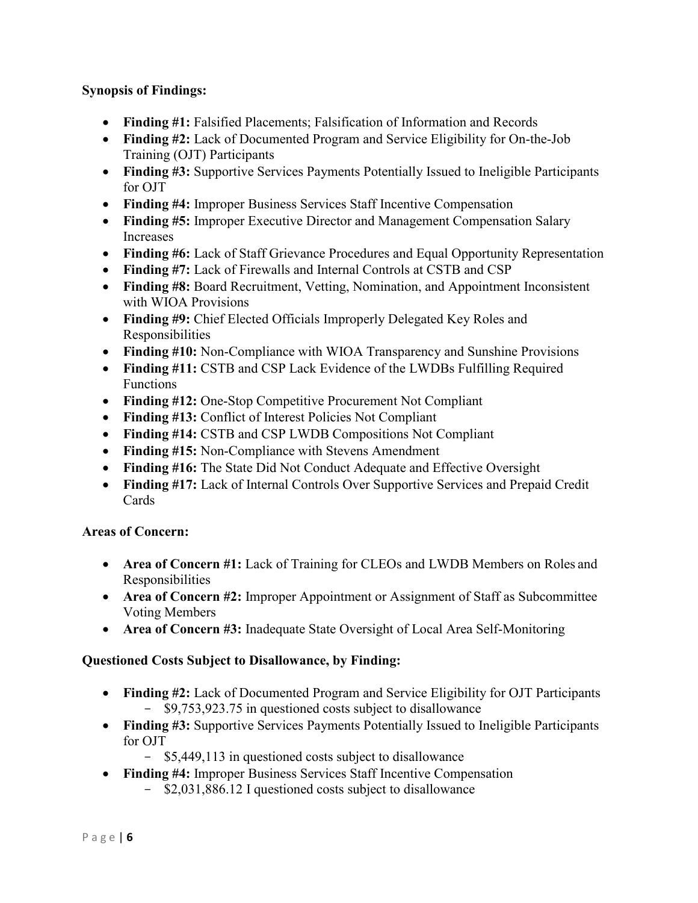**Synopsis of Findings:**

- **Finding #1:** Falsified Placements; Falsification of Information and Records
- **Finding #2:** Lack of Documented Program and Service Eligibility for On-the-Job Training (OJT) Participants
- **Finding #3:** Supportive Services Payments Potentially Issued to Ineligible Participants for OJT
- **Finding #4:** Improper Business Services Staff Incentive Compensation
- **Finding #5:** Improper Executive Director and Management Compensation Salary Increases
- **Finding #6:** Lack of Staff Grievance Procedures and Equal Opportunity Representation
- **Finding #7:** Lack of Firewalls and Internal Controls at CSTB and CSP
- **Finding #8:** Board Recruitment, Vetting, Nomination, and Appointment Inconsistent with WIOA Provisions
- **Finding #9:** Chief Elected Officials Improperly Delegated Key Roles and Responsibilities
- **Finding #10:** Non-Compliance with WIOA Transparency and Sunshine Provisions
- **Finding #11:** CSTB and CSP Lack Evidence of the LWDBs Fulfilling Required Functions
- **Finding #12:** One-Stop Competitive Procurement Not Compliant
- **Finding #13:** Conflict of Interest Policies Not Compliant
- **Finding #14:** CSTB and CSP LWDB Compositions Not Compliant
- **Finding #15:** Non-Compliance with Stevens Amendment
- **Finding #16:** The State Did Not Conduct Adequate and Effective Oversight
- **Finding #17:** Lack of Internal Controls Over Supportive Services and Prepaid Credit Cards

**Areas of Concern:**

- **Area of Concern #1:** Lack of Training for CLEOs and LWDB Members on Roles and Responsibilities
- **Area of Concern #2:** Improper Appointment or Assignment of Staff as Subcommittee Voting Members
- **Area of Concern #3:** Inadequate State Oversight of Local Area Self-Monitoring

**Questioned Costs Subject to Disallowance, by Finding:**

- **Finding #2:** Lack of Documented Program and Service Eligibility for OJT Participants
  - $9,753,923.75 in questioned costs subject to disallowance
- **Finding #3:** Supportive Services Payments Potentially Issued to Ineligible Participants for OJT
  - $5,449,113 in questioned costs subject to disallowance
- **Finding #4:** Improper Business Services Staff Incentive Compensation
  - $2,031,886.12 I questioned costs subject to disallowance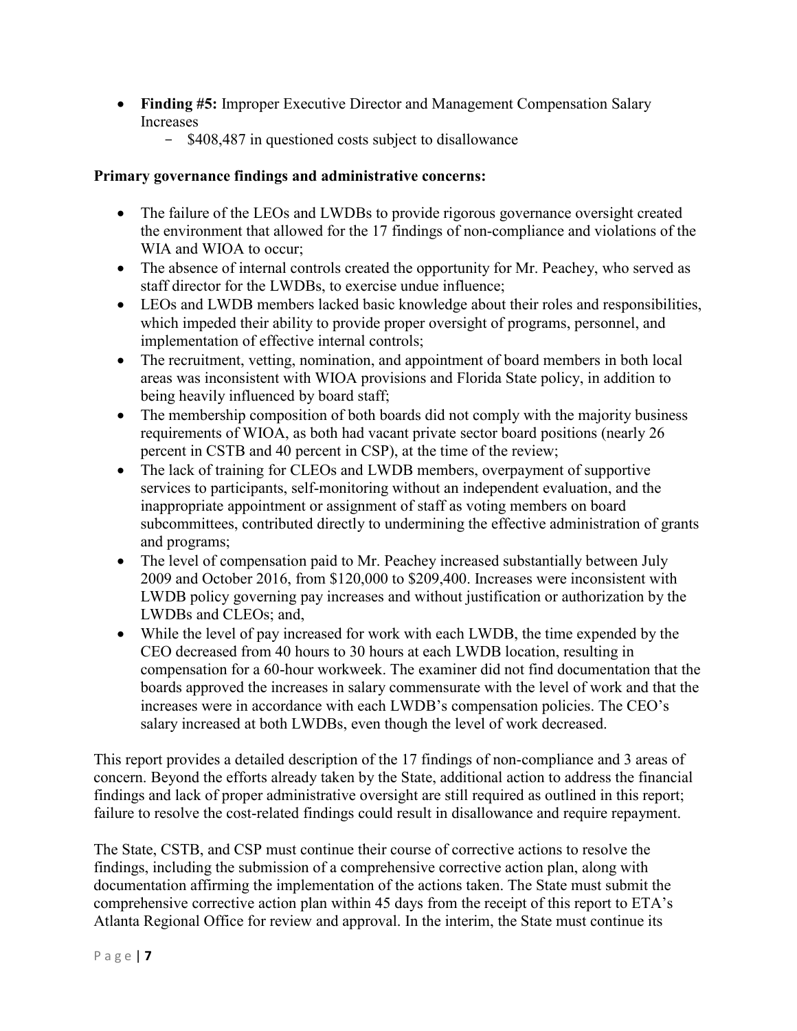- **Finding #5:** Improper Executive Director and Management Compensation Salary Increases
  - \$408,487 in questioned costs subject to disallowance

**Primary governance findings and administrative concerns:**

- The failure of the LEOs and LWDBs to provide rigorous governance oversight created the environment that allowed for the 17 findings of non-compliance and violations of the WIA and WIOA to occur;
- The absence of internal controls created the opportunity for Mr. Peachey, who served as staff director for the LWDBs, to exercise undue influence;
- LEOs and LWDB members lacked basic knowledge about their roles and responsibilities, which impeded their ability to provide proper oversight of programs, personnel, and implementation of effective internal controls;
- The recruitment, vetting, nomination, and appointment of board members in both local areas was inconsistent with WIOA provisions and Florida State policy, in addition to being heavily influenced by board staff;
- The membership composition of both boards did not comply with the majority business requirements of WIOA, as both had vacant private sector board positions (nearly 26 percent in CSTB and 40 percent in CSP), at the time of the review;
- The lack of training for CLEOs and LWDB members, overpayment of supportive services to participants, self-monitoring without an independent evaluation, and the inappropriate appointment or assignment of staff as voting members on board subcommittees, contributed directly to undermining the effective administration of grants and programs;
- The level of compensation paid to Mr. Peachey increased substantially between July 2009 and October 2016, from \$120,000 to \$209,400. Increases were inconsistent with LWDB policy governing pay increases and without justification or authorization by the LWDBs and CLEOs; and,
- While the level of pay increased for work with each LWDB, the time expended by the CEO decreased from 40 hours to 30 hours at each LWDB location, resulting in compensation for a 60-hour workweek. The examiner did not find documentation that the boards approved the increases in salary commensurate with the level of work and that the increases were in accordance with each LWDB's compensation policies. The CEO's salary increased at both LWDBs, even though the level of work decreased.

This report provides a detailed description of the 17 findings of non-compliance and 3 areas of concern. Beyond the efforts already taken by the State, additional action to address the financial findings and lack of proper administrative oversight are still required as outlined in this report; failure to resolve the cost-related findings could result in disallowance and require repayment.

The State, CSTB, and CSP must continue their course of corrective actions to resolve the findings, including the submission of a comprehensive corrective action plan, along with documentation affirming the implementation of the actions taken. The State must submit the comprehensive corrective action plan within 45 days from the receipt of this report to ETA's Atlanta Regional Office for review and approval. In the interim, the State must continue its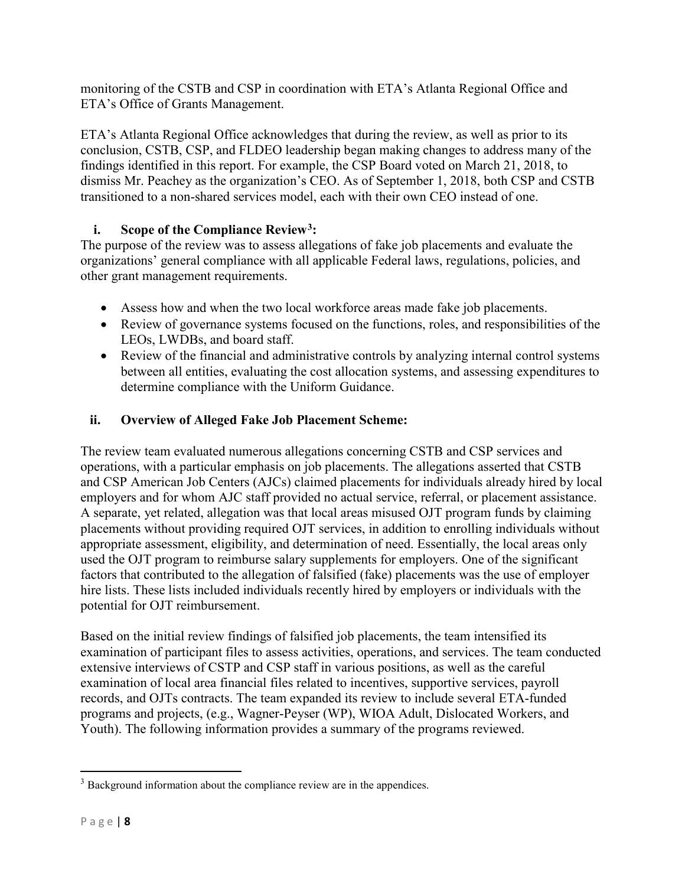monitoring of the CSTB and CSP in coordination with ETA's Atlanta Regional Office and ETA's Office of Grants Management.

ETA's Atlanta Regional Office acknowledges that during the review, as well as prior to its conclusion, CSTB, CSP, and FLDEO leadership began making changes to address many of the findings identified in this report. For example, the CSP Board voted on March 21, 2018, to dismiss Mr. Peachey as the organization's CEO. As of September 1, 2018, both CSP and CSTB transitioned to a non-shared services model, each with their own CEO instead of one.

### i. Scope of the Compliance Review[3]:

The purpose of the review was to assess allegations of fake job placements and evaluate the organizations' general compliance with all applicable Federal laws, regulations, policies, and other grant management requirements.

- Assess how and when the two local workforce areas made fake job placements.
- Review of governance systems focused on the functions, roles, and responsibilities of the LEOs, LWDBs, and board staff.
- Review of the financial and administrative controls by analyzing internal control systems between all entities, evaluating the cost allocation systems, and assessing expenditures to determine compliance with the Uniform Guidance.

### ii. Overview of Alleged Fake Job Placement Scheme:

The review team evaluated numerous allegations concerning CSTB and CSP services and operations, with a particular emphasis on job placements. The allegations asserted that CSTB and CSP American Job Centers (AJCs) claimed placements for individuals already hired by local employers and for whom AJC staff provided no actual service, referral, or placement assistance. A separate, yet related, allegation was that local areas misused OJT program funds by claiming placements without providing required OJT services, in addition to enrolling individuals without appropriate assessment, eligibility, and determination of need. Essentially, the local areas only used the OJT program to reimburse salary supplements for employers. One of the significant factors that contributed to the allegation of falsified (fake) placements was the use of employer hire lists. These lists included individuals recently hired by employers or individuals with the potential for OJT reimbursement.

Based on the initial review findings of falsified job placements, the team intensified its examination of participant files to assess activities, operations, and services. The team conducted extensive interviews of CSTP and CSP staff in various positions, as well as the careful examination of local area financial files related to incentives, supportive services, payroll records, and OJTs contracts. The team expanded its review to include several ETA-funded programs and projects, (e.g., Wagner-Peyser (WP), WIOA Adult, Dislocated Workers, and Youth). The following information provides a summary of the programs reviewed.

[3] Background information about the compliance review are in the appendices.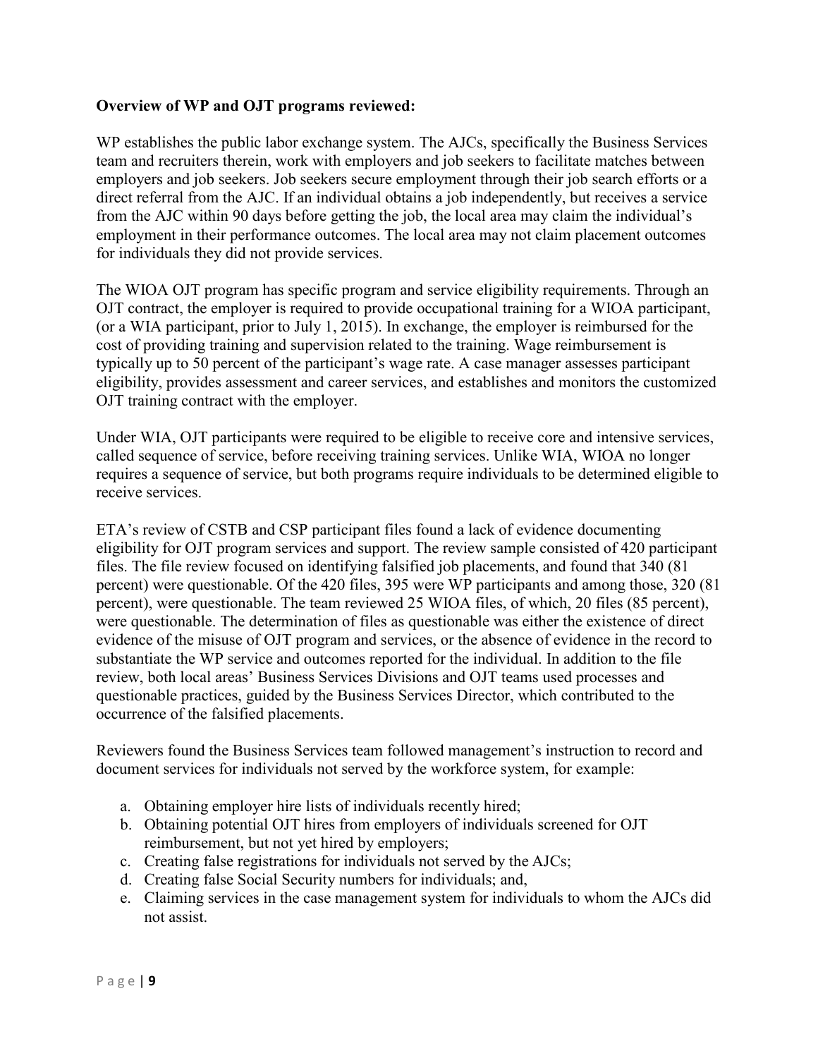**Overview of WP and OJT programs reviewed:**

WP establishes the public labor exchange system. The AJCs, specifically the Business Services team and recruiters therein, work with employers and job seekers to facilitate matches between employers and job seekers. Job seekers secure employment through their job search efforts or a direct referral from the AJC. If an individual obtains a job independently, but receives a service from the AJC within 90 days before getting the job, the local area may claim the individual's employment in their performance outcomes. The local area may not claim placement outcomes for individuals they did not provide services.

The WIOA OJT program has specific program and service eligibility requirements. Through an OJT contract, the employer is required to provide occupational training for a WIOA participant, (or a WIA participant, prior to July 1, 2015). In exchange, the employer is reimbursed for the cost of providing training and supervision related to the training. Wage reimbursement is typically up to 50 percent of the participant's wage rate. A case manager assesses participant eligibility, provides assessment and career services, and establishes and monitors the customized OJT training contract with the employer.

Under WIA, OJT participants were required to be eligible to receive core and intensive services, called sequence of service, before receiving training services. Unlike WIA, WIOA no longer requires a sequence of service, but both programs require individuals to be determined eligible to receive services.

ETA's review of CSTB and CSP participant files found a lack of evidence documenting eligibility for OJT program services and support. The review sample consisted of 420 participant files. The file review focused on identifying falsified job placements, and found that 340 (81 percent) were questionable. Of the 420 files, 395 were WP participants and among those, 320 (81 percent), were questionable. The team reviewed 25 WIOA files, of which, 20 files (85 percent), were questionable. The determination of files as questionable was either the existence of direct evidence of the misuse of OJT program and services, or the absence of evidence in the record to substantiate the WP service and outcomes reported for the individual. In addition to the file review, both local areas' Business Services Divisions and OJT teams used processes and questionable practices, guided by the Business Services Director, which contributed to the occurrence of the falsified placements.

Reviewers found the Business Services team followed management's instruction to record and document services for individuals not served by the workforce system, for example:

a. Obtaining employer hire lists of individuals recently hired;
b. Obtaining potential OJT hires from employers of individuals screened for OJT reimbursement, but not yet hired by employers;
c. Creating false registrations for individuals not served by the AJCs;
d. Creating false Social Security numbers for individuals; and,
e. Claiming services in the case management system for individuals to whom the AJCs did not assist.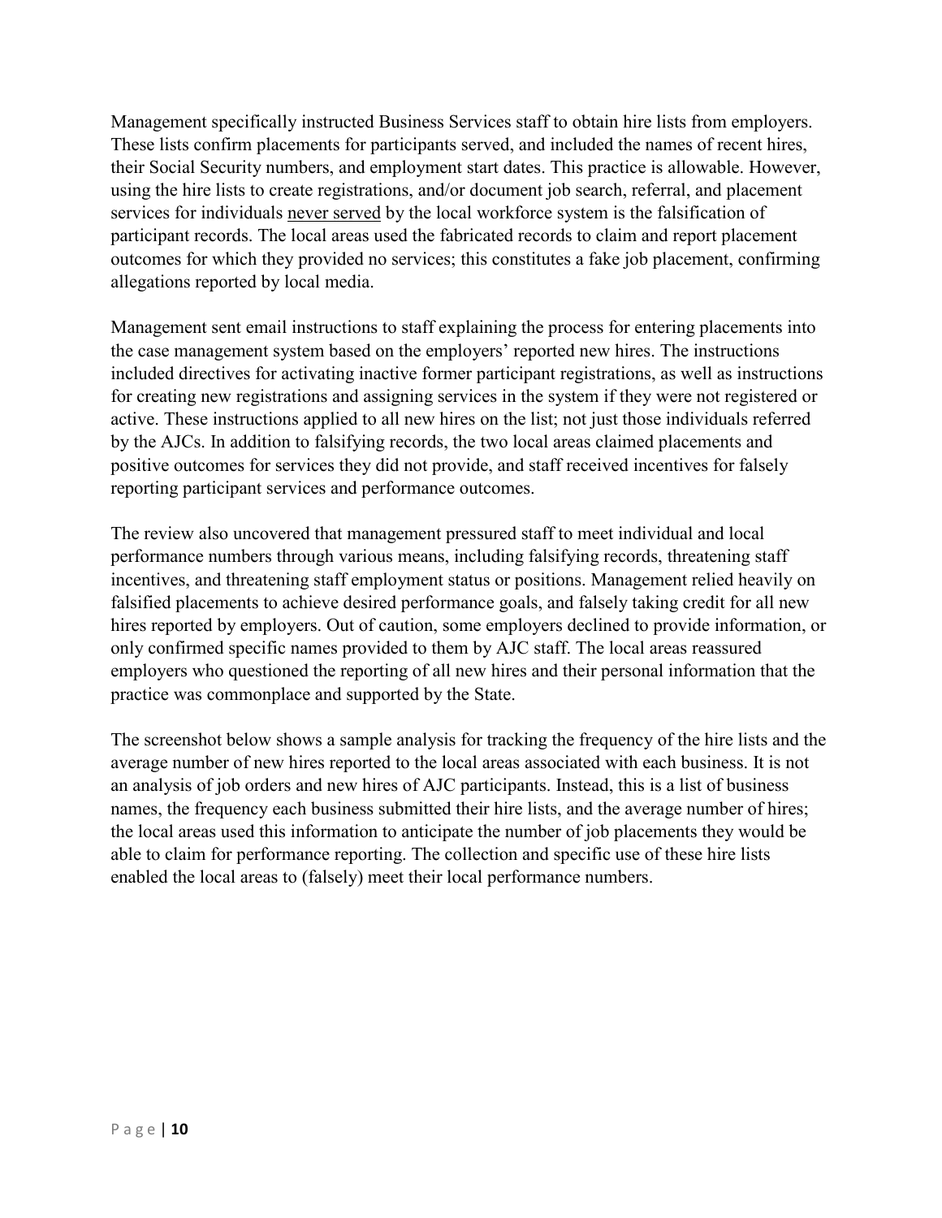Management specifically instructed Business Services staff to obtain hire lists from employers. These lists confirm placements for participants served, and included the names of recent hires, their Social Security numbers, and employment start dates. This practice is allowable. However, using the hire lists to create registrations, and/or document job search, referral, and placement services for individuals <u>never served</u> by the local workforce system is the falsification of participant records. The local areas used the fabricated records to claim and report placement outcomes for which they provided no services; this constitutes a fake job placement, confirming allegations reported by local media.

Management sent email instructions to staff explaining the process for entering placements into the case management system based on the employers' reported new hires. The instructions included directives for activating inactive former participant registrations, as well as instructions for creating new registrations and assigning services in the system if they were not registered or active. These instructions applied to all new hires on the list; not just those individuals referred by the AJCs. In addition to falsifying records, the two local areas claimed placements and positive outcomes for services they did not provide, and staff received incentives for falsely reporting participant services and performance outcomes.

The review also uncovered that management pressured staff to meet individual and local performance numbers through various means, including falsifying records, threatening staff incentives, and threatening staff employment status or positions. Management relied heavily on falsified placements to achieve desired performance goals, and falsely taking credit for all new hires reported by employers. Out of caution, some employers declined to provide information, or only confirmed specific names provided to them by AJC staff. The local areas reassured employers who questioned the reporting of all new hires and their personal information that the practice was commonplace and supported by the State.

The screenshot below shows a sample analysis for tracking the frequency of the hire lists and the average number of new hires reported to the local areas associated with each business. It is not an analysis of job orders and new hires of AJC participants. Instead, this is a list of business names, the frequency each business submitted their hire lists, and the average number of hires; the local areas used this information to anticipate the number of job placements they would be able to claim for performance reporting. The collection and specific use of these hire lists enabled the local areas to (falsely) meet their local performance numbers.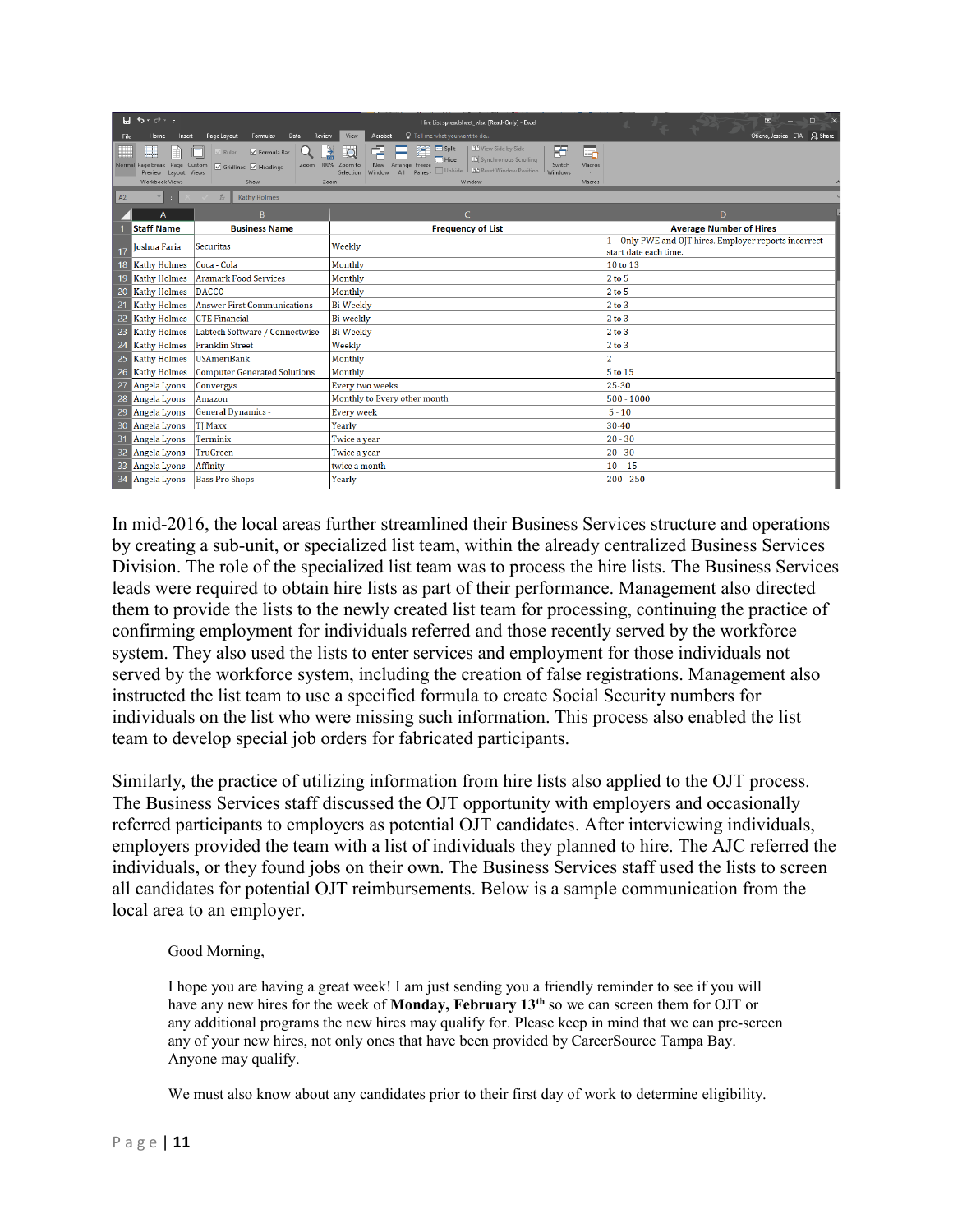| Staff Name | Business Name | Frequency of List | Average Number of Hires |
|---|---|---|---|
| Joshua Faria | Securitas | Weekly | 1 – Only PWE and OJT hires. Employer reports incorrect start date each time. |
| Kathy Holmes | Coca - Cola | Monthly | 10 to 13 |
| Kathy Holmes | Aramark Food Services | Monthly | 2 to 5 |
| Kathy Holmes | DACCO | Monthly | 2 to 5 |
| Kathy Holmes | Answer First Communications | Bi-Weekly | 2 to 3 |
| Kathy Holmes | GTE Financial | Bi-weekly | 2 to 3 |
| Kathy Holmes | Labtech Software / Connectwise | Bi-Weekly | 2 to 3 |
| Kathy Holmes | Franklin Street | Weekly | 2 to 3 |
| Kathy Holmes | USAmeriBank | Monthly | 2 |
| Kathy Holmes | Computer Generated Solutions | Monthly | 5 to 15 |
| Angela Lyons | Convergys | Every two weeks | 25-30 |
| Angela Lyons | Amazon | Monthly to Every other month | 500 - 1000 |
| Angela Lyons | General Dynamics - | Every week | 5 - 10 |
| Angela Lyons | TJ Maxx | Yearly | 30-40 |
| Angela Lyons | Terminix | Twice a year | 20 - 30 |
| Angela Lyons | TruGreen | Twice a year | 20 - 30 |
| Angela Lyons | Affinity | twice a month | 10 -- 15 |
| Angela Lyons | Bass Pro Shops | Yearly | 200 - 250 |

In mid-2016, the local areas further streamlined their Business Services structure and operations by creating a sub-unit, or specialized list team, within the already centralized Business Services Division. The role of the specialized list team was to process the hire lists. The Business Services leads were required to obtain hire lists as part of their performance. Management also directed them to provide the lists to the newly created list team for processing, continuing the practice of confirming employment for individuals referred and those recently served by the workforce system. They also used the lists to enter services and employment for those individuals not served by the workforce system, including the creation of false registrations. Management also instructed the list team to use a specified formula to create Social Security numbers for individuals on the list who were missing such information. This process also enabled the list team to develop special job orders for fabricated participants.

Similarly, the practice of utilizing information from hire lists also applied to the OJT process. The Business Services staff discussed the OJT opportunity with employers and occasionally referred participants to employers as potential OJT candidates. After interviewing individuals, employers provided the team with a list of individuals they planned to hire. The AJC referred the individuals, or they found jobs on their own. The Business Services staff used the lists to screen all candidates for potential OJT reimbursements. Below is a sample communication from the local area to an employer.

> Good Morning,
>
> I hope you are having a great week! I am just sending you a friendly reminder to see if you will have any new hires for the week of **Monday, February 13th** so we can screen them for OJT or any additional programs the new hires may qualify for. Please keep in mind that we can pre-screen any of your new hires, not only ones that have been provided by CareerSource Tampa Bay. Anyone may qualify.
>
> We must also know about any candidates prior to their first day of work to determine eligibility.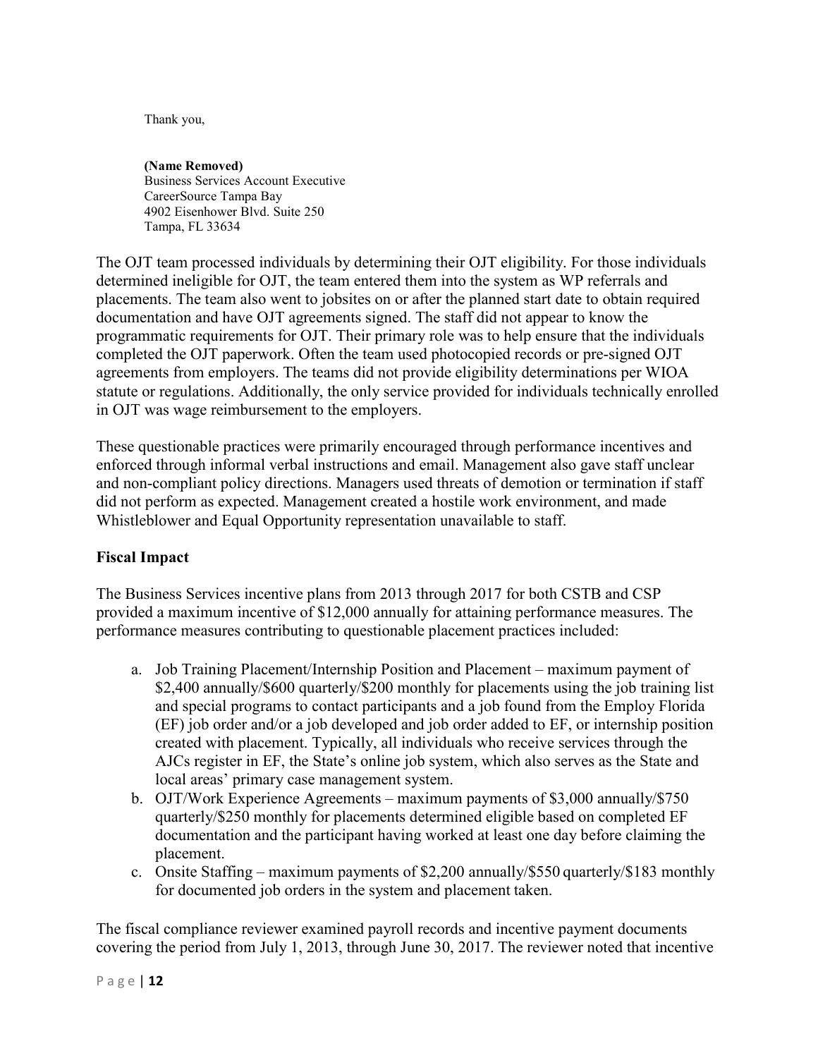Thank you,

**(Name Removed)**  
Business Services Account Executive  
CareerSource Tampa Bay  
4902 Eisenhower Blvd. Suite 250  
Tampa, FL 33634

The OJT team processed individuals by determining their OJT eligibility. For those individuals determined ineligible for OJT, the team entered them into the system as WP referrals and placements. The team also went to jobsites on or after the planned start date to obtain required documentation and have OJT agreements signed. The staff did not appear to know the programmatic requirements for OJT. Their primary role was to help ensure that the individuals completed the OJT paperwork. Often the team used photocopied records or pre-signed OJT agreements from employers. The teams did not provide eligibility determinations per WIOA statute or regulations. Additionally, the only service provided for individuals technically enrolled in OJT was wage reimbursement to the employers.

These questionable practices were primarily encouraged through performance incentives and enforced through informal verbal instructions and email. Management also gave staff unclear and non-compliant policy directions. Managers used threats of demotion or termination if staff did not perform as expected. Management created a hostile work environment, and made Whistleblower and Equal Opportunity representation unavailable to staff.

## Fiscal Impact

The Business Services incentive plans from 2013 through 2017 for both CSTB and CSP provided a maximum incentive of $12,000 annually for attaining performance measures. The performance measures contributing to questionable placement practices included:

a. Job Training Placement/Internship Position and Placement – maximum payment of $2,400 annually/$600 quarterly/$200 monthly for placements using the job training list and special programs to contact participants and a job found from the Employ Florida (EF) job order and/or a job developed and job order added to EF, or internship position created with placement. Typically, all individuals who receive services through the AJCs register in EF, the State's online job system, which also serves as the State and local areas' primary case management system.
b. OJT/Work Experience Agreements – maximum payments of $3,000 annually/$750 quarterly/$250 monthly for placements determined eligible based on completed EF documentation and the participant having worked at least one day before claiming the placement.
c. Onsite Staffing – maximum payments of $2,200 annually/$550 quarterly/$183 monthly for documented job orders in the system and placement taken.

The fiscal compliance reviewer examined payroll records and incentive payment documents covering the period from July 1, 2013, through June 30, 2017. The reviewer noted that incentive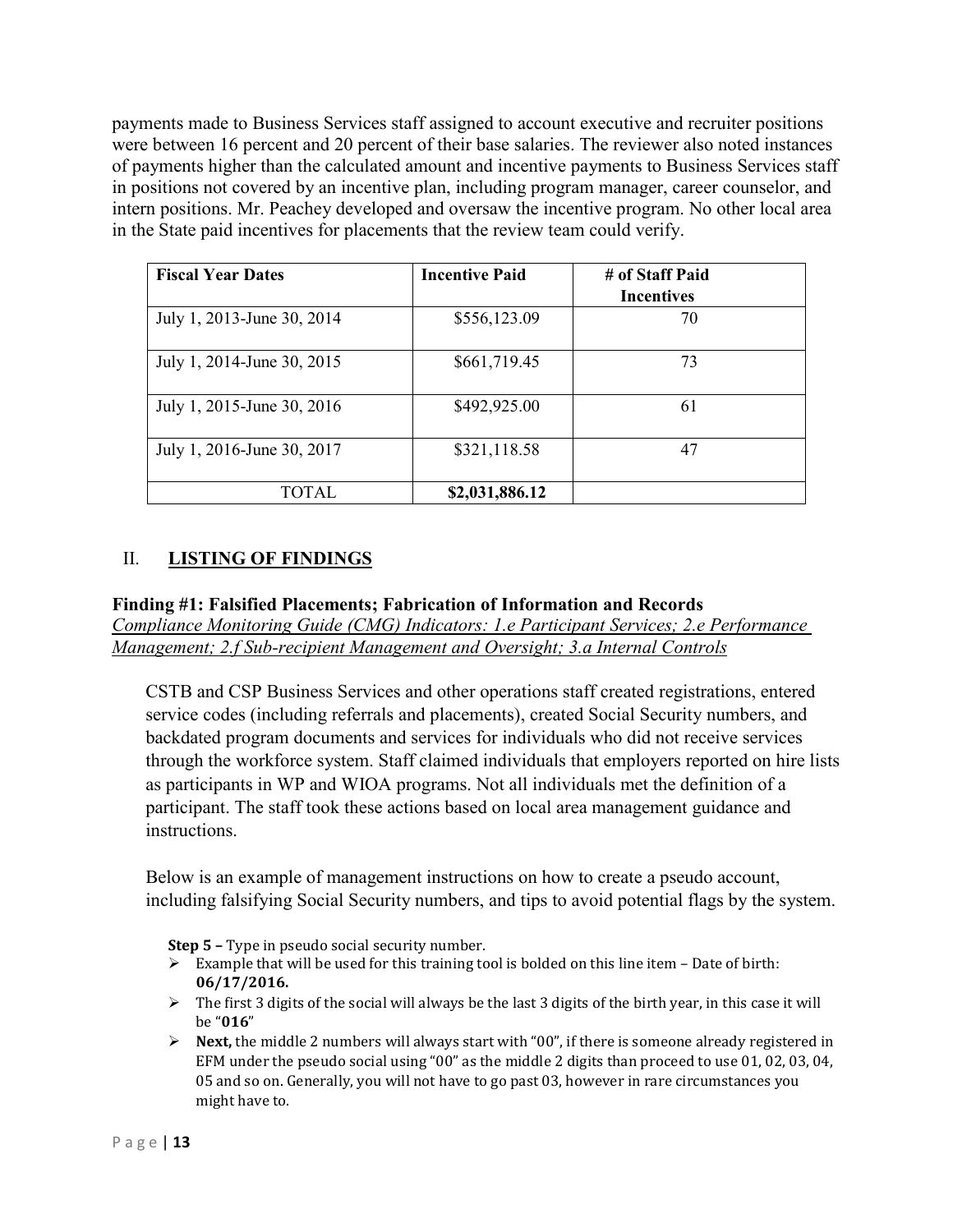payments made to Business Services staff assigned to account executive and recruiter positions were between 16 percent and 20 percent of their base salaries. The reviewer also noted instances of payments higher than the calculated amount and incentive payments to Business Services staff in positions not covered by an incentive plan, including program manager, career counselor, and intern positions. Mr. Peachey developed and oversaw the incentive program. No other local area in the State paid incentives for placements that the review team could verify.

| Fiscal Year Dates | Incentive Paid | # of Staff Paid Incentives |
|---|---|---|
| July 1, 2013-June 30, 2014 | $556,123.09 | 70 |
| July 1, 2014-June 30, 2015 | $661,719.45 | 73 |
| July 1, 2015-June 30, 2016 | $492,925.00 | 61 |
| July 1, 2016-June 30, 2017 | $321,118.58 | 47 |
| TOTAL | **$2,031,886.12** | |

## II. LISTING OF FINDINGS

**Finding #1: Falsified Placements; Fabrication of Information and Records**
*Compliance Monitoring Guide (CMG) Indicators: 1.e Participant Services; 2.e Performance Management; 2.f Sub-recipient Management and Oversight; 3.a Internal Controls*

CSTB and CSP Business Services and other operations staff created registrations, entered service codes (including referrals and placements), created Social Security numbers, and backdated program documents and services for individuals who did not receive services through the workforce system. Staff claimed individuals that employers reported on hire lists as participants in WP and WIOA programs. Not all individuals met the definition of a participant. The staff took these actions based on local area management guidance and instructions.

Below is an example of management instructions on how to create a pseudo account, including falsifying Social Security numbers, and tips to avoid potential flags by the system.

**Step 5 –** Type in pseudo social security number.

- Example that will be used for this training tool is bolded on this line item – Date of birth: **06/17/2016.**
- The first 3 digits of the social will always be the last 3 digits of the birth year, in this case it will be "**016**"
- **Next,** the middle 2 numbers will always start with "00", if there is someone already registered in EFM under the pseudo social using "00" as the middle 2 digits than proceed to use 01, 02, 03, 04, 05 and so on. Generally, you will not have to go past 03, however in rare circumstances you might have to.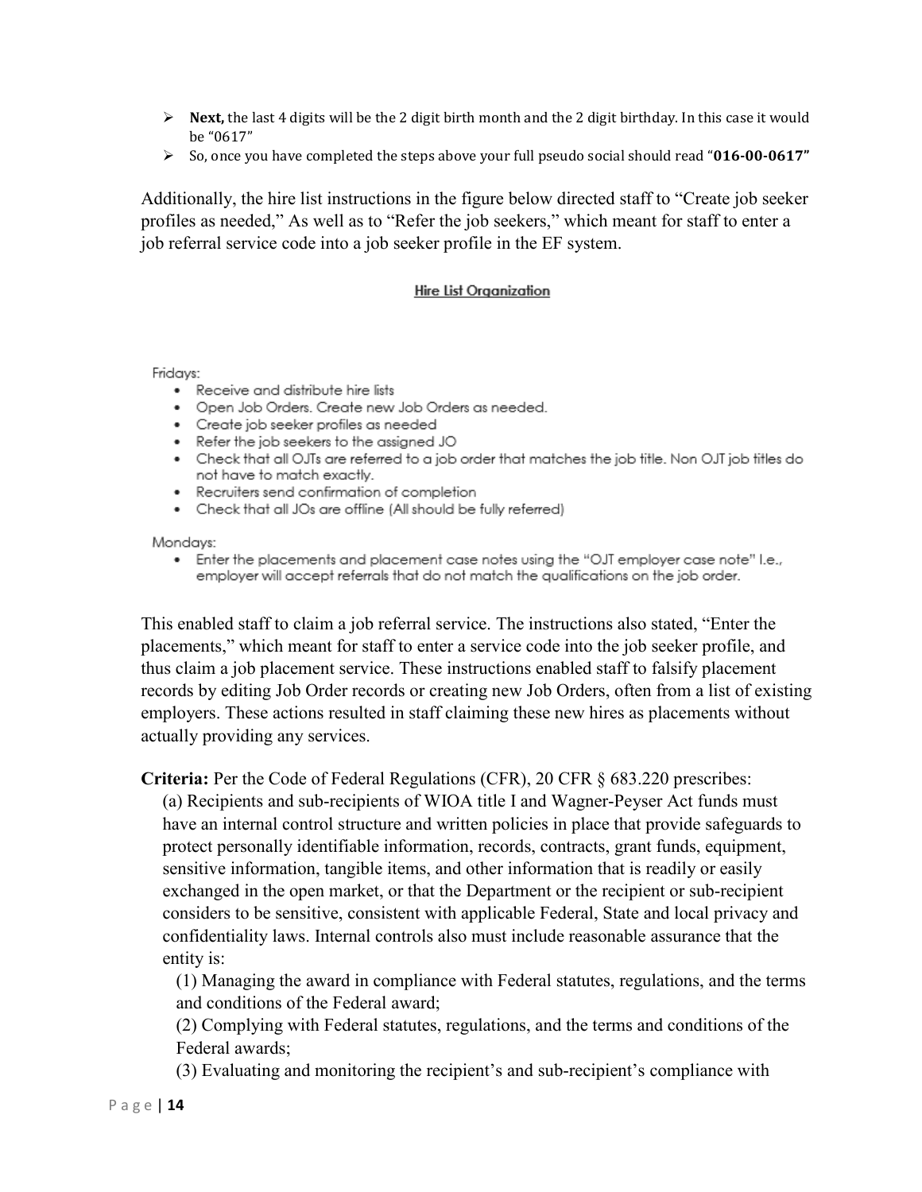- **Next,** the last 4 digits will be the 2 digit birth month and the 2 digit birthday. In this case it would be "0617"
- So, once you have completed the steps above your full pseudo social should read "**016-00-0617"**

Additionally, the hire list instructions in the figure below directed staff to "Create job seeker profiles as needed," As well as to "Refer the job seekers," which meant for staff to enter a job referral service code into a job seeker profile in the EF system.

**Hire List Organization**

Fridays:

- Receive and distribute hire lists
- Open Job Orders. Create new Job Orders as needed.
- Create job seeker profiles as needed
- Refer the job seekers to the assigned JO
- Check that all OJTs are referred to a job order that matches the job title. Non OJT job titles do not have to match exactly.
- Recruiters send confirmation of completion
- Check that all JOs are offline (All should be fully referred)

Mondays:

- Enter the placements and placement case notes using the "OJT employer case note" I.e., employer will accept referrals that do not match the qualifications on the job order.

This enabled staff to claim a job referral service. The instructions also stated, "Enter the placements," which meant for staff to enter a service code into the job seeker profile, and thus claim a job placement service. These instructions enabled staff to falsify placement records by editing Job Order records or creating new Job Orders, often from a list of existing employers. These actions resulted in staff claiming these new hires as placements without actually providing any services.

**Criteria:** Per the Code of Federal Regulations (CFR), 20 CFR § 683.220 prescribes:

(a) Recipients and sub-recipients of WIOA title I and Wagner-Peyser Act funds must have an internal control structure and written policies in place that provide safeguards to protect personally identifiable information, records, contracts, grant funds, equipment, sensitive information, tangible items, and other information that is readily or easily exchanged in the open market, or that the Department or the recipient or sub-recipient considers to be sensitive, consistent with applicable Federal, State and local privacy and confidentiality laws. Internal controls also must include reasonable assurance that the entity is:

(1) Managing the award in compliance with Federal statutes, regulations, and the terms and conditions of the Federal award;

(2) Complying with Federal statutes, regulations, and the terms and conditions of the Federal awards;

(3) Evaluating and monitoring the recipient's and sub-recipient's compliance with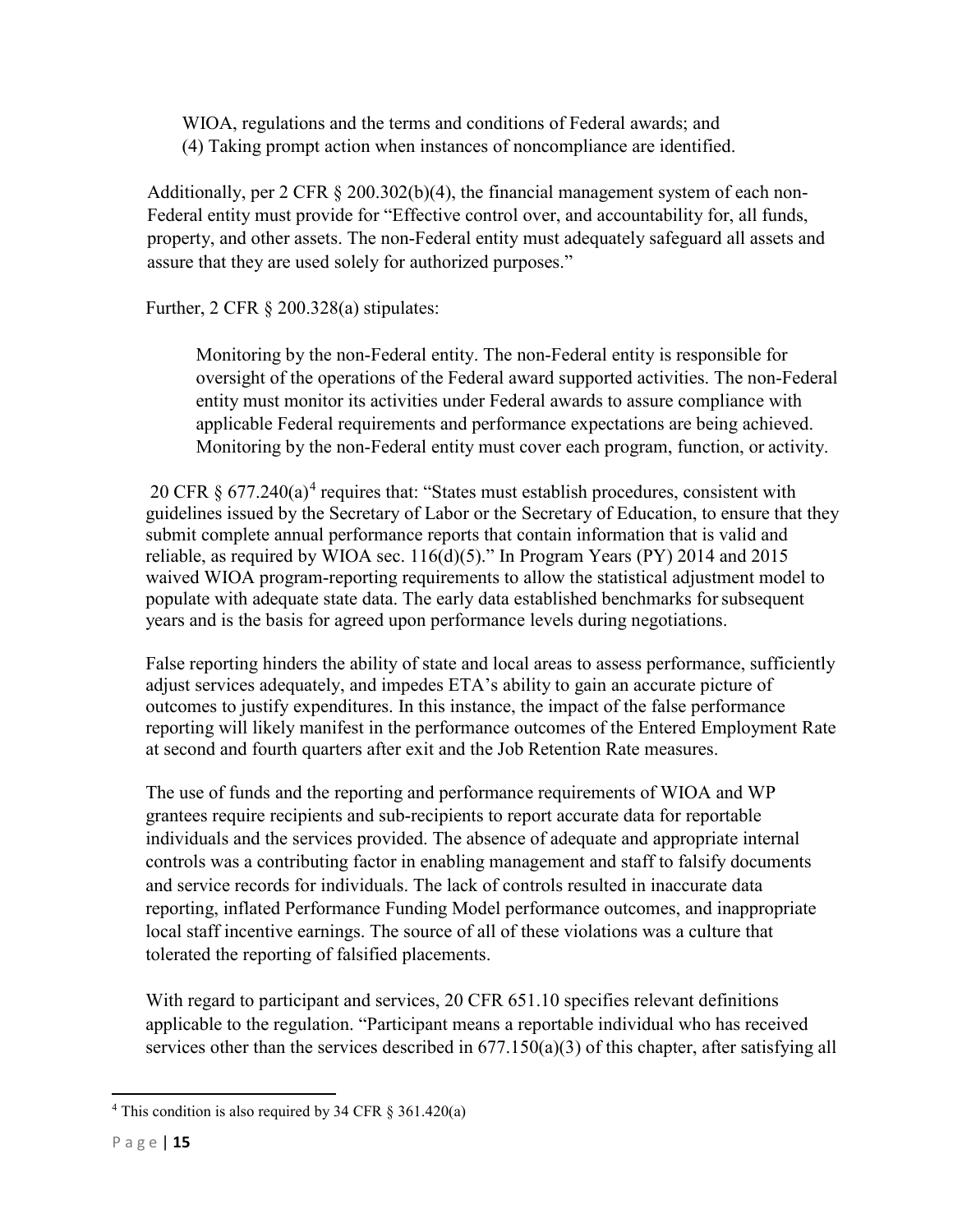WIOA, regulations and the terms and conditions of Federal awards; and
(4) Taking prompt action when instances of noncompliance are identified.

Additionally, per 2 CFR § 200.302(b)(4), the financial management system of each non-Federal entity must provide for "Effective control over, and accountability for, all funds, property, and other assets. The non-Federal entity must adequately safeguard all assets and assure that they are used solely for authorized purposes."

Further, 2 CFR § 200.328(a) stipulates:

> Monitoring by the non-Federal entity. The non-Federal entity is responsible for oversight of the operations of the Federal award supported activities. The non-Federal entity must monitor its activities under Federal awards to assure compliance with applicable Federal requirements and performance expectations are being achieved. Monitoring by the non-Federal entity must cover each program, function, or activity.

20 CFR § 677.240(a)[4] requires that: "States must establish procedures, consistent with guidelines issued by the Secretary of Labor or the Secretary of Education, to ensure that they submit complete annual performance reports that contain information that is valid and reliable, as required by WIOA sec. 116(d)(5)." In Program Years (PY) 2014 and 2015 waived WIOA program-reporting requirements to allow the statistical adjustment model to populate with adequate state data. The early data established benchmarks for subsequent years and is the basis for agreed upon performance levels during negotiations.

False reporting hinders the ability of state and local areas to assess performance, sufficiently adjust services adequately, and impedes ETA's ability to gain an accurate picture of outcomes to justify expenditures. In this instance, the impact of the false performance reporting will likely manifest in the performance outcomes of the Entered Employment Rate at second and fourth quarters after exit and the Job Retention Rate measures.

The use of funds and the reporting and performance requirements of WIOA and WP grantees require recipients and sub-recipients to report accurate data for reportable individuals and the services provided. The absence of adequate and appropriate internal controls was a contributing factor in enabling management and staff to falsify documents and service records for individuals. The lack of controls resulted in inaccurate data reporting, inflated Performance Funding Model performance outcomes, and inappropriate local staff incentive earnings. The source of all of these violations was a culture that tolerated the reporting of falsified placements.

With regard to participant and services, 20 CFR 651.10 specifies relevant definitions applicable to the regulation. "Participant means a reportable individual who has received services other than the services described in 677.150(a)(3) of this chapter, after satisfying all

---

[4] This condition is also required by 34 CFR § 361.420(a)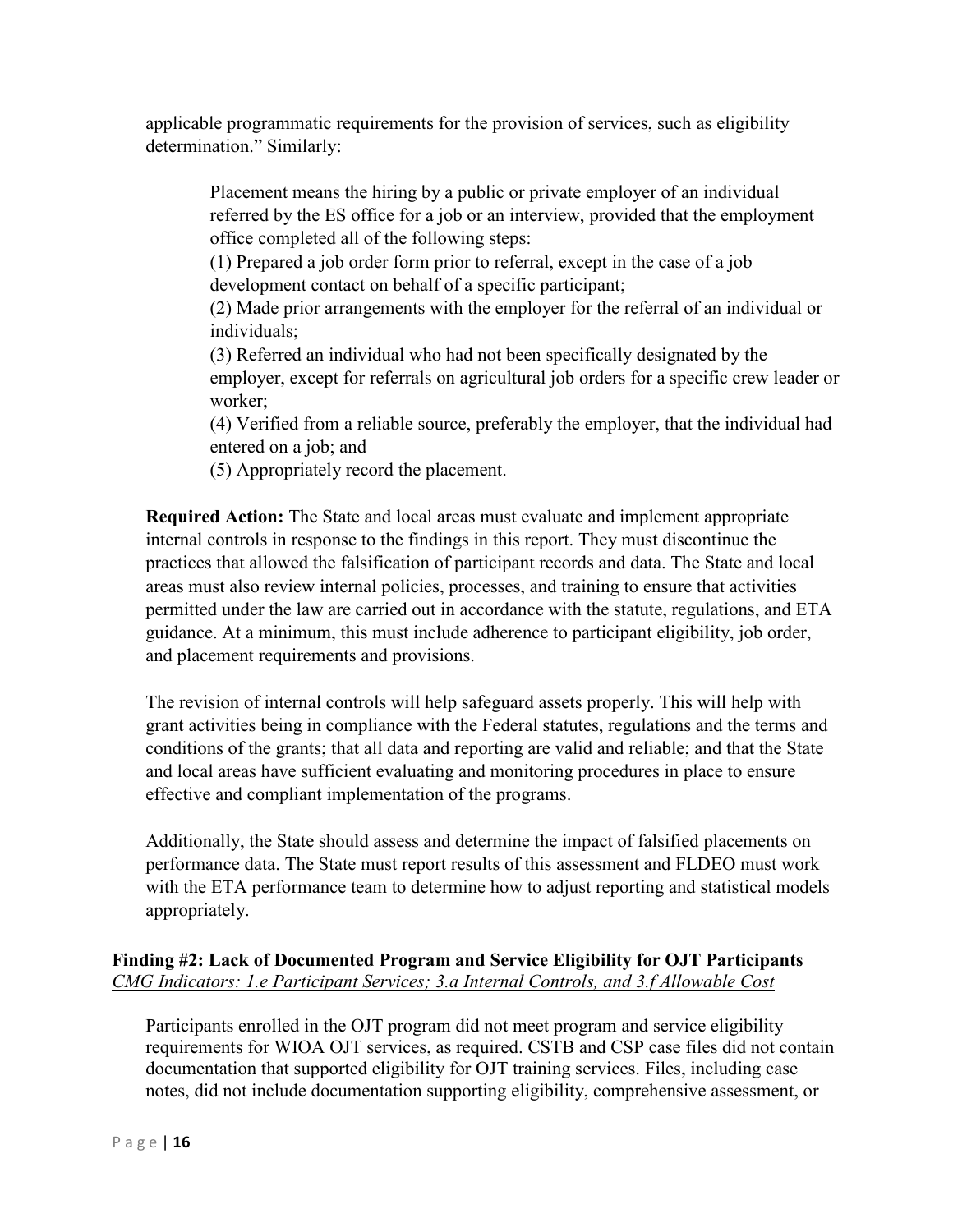applicable programmatic requirements for the provision of services, such as eligibility determination." Similarly:

> Placement means the hiring by a public or private employer of an individual referred by the ES office for a job or an interview, provided that the employment office completed all of the following steps:
> (1) Prepared a job order form prior to referral, except in the case of a job development contact on behalf of a specific participant;
> (2) Made prior arrangements with the employer for the referral of an individual or individuals;
> (3) Referred an individual who had not been specifically designated by the employer, except for referrals on agricultural job orders for a specific crew leader or worker;
> (4) Verified from a reliable source, preferably the employer, that the individual had entered on a job; and
> (5) Appropriately record the placement.

**Required Action:** The State and local areas must evaluate and implement appropriate internal controls in response to the findings in this report. They must discontinue the practices that allowed the falsification of participant records and data. The State and local areas must also review internal policies, processes, and training to ensure that activities permitted under the law are carried out in accordance with the statute, regulations, and ETA guidance. At a minimum, this must include adherence to participant eligibility, job order, and placement requirements and provisions.

The revision of internal controls will help safeguard assets properly. This will help with grant activities being in compliance with the Federal statutes, regulations and the terms and conditions of the grants; that all data and reporting are valid and reliable; and that the State and local areas have sufficient evaluating and monitoring procedures in place to ensure effective and compliant implementation of the programs.

Additionally, the State should assess and determine the impact of falsified placements on performance data. The State must report results of this assessment and FLDEO must work with the ETA performance team to determine how to adjust reporting and statistical models appropriately.

### Finding #2: Lack of Documented Program and Service Eligibility for OJT Participants

*CMG Indicators: 1.e Participant Services; 3.a Internal Controls, and 3.f Allowable Cost*

Participants enrolled in the OJT program did not meet program and service eligibility requirements for WIOA OJT services, as required. CSTB and CSP case files did not contain documentation that supported eligibility for OJT training services. Files, including case notes, did not include documentation supporting eligibility, comprehensive assessment, or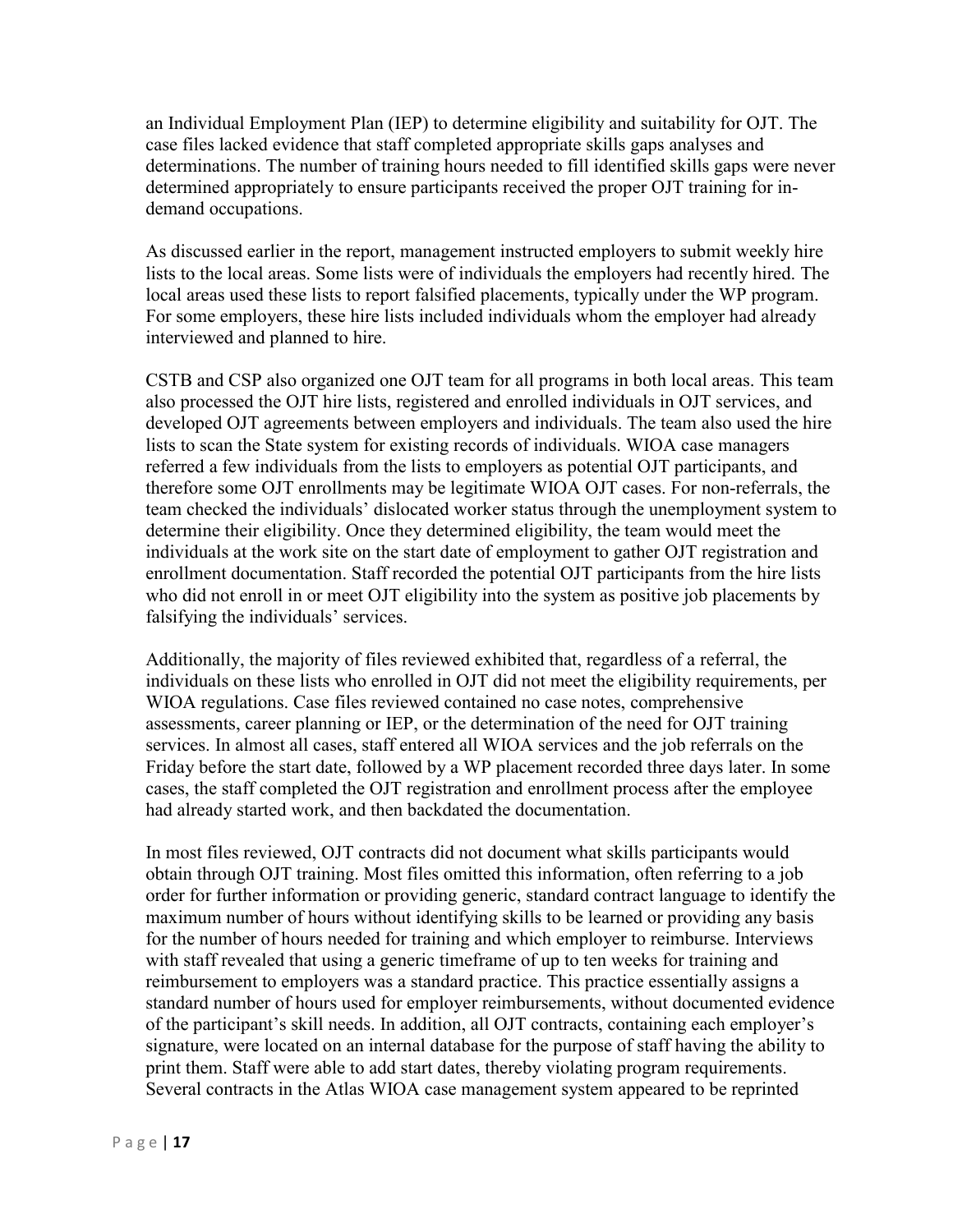an Individual Employment Plan (IEP) to determine eligibility and suitability for OJT. The case files lacked evidence that staff completed appropriate skills gaps analyses and determinations. The number of training hours needed to fill identified skills gaps were never determined appropriately to ensure participants received the proper OJT training for in-demand occupations.

As discussed earlier in the report, management instructed employers to submit weekly hire lists to the local areas. Some lists were of individuals the employers had recently hired. The local areas used these lists to report falsified placements, typically under the WP program. For some employers, these hire lists included individuals whom the employer had already interviewed and planned to hire.

CSTB and CSP also organized one OJT team for all programs in both local areas. This team also processed the OJT hire lists, registered and enrolled individuals in OJT services, and developed OJT agreements between employers and individuals. The team also used the hire lists to scan the State system for existing records of individuals. WIOA case managers referred a few individuals from the lists to employers as potential OJT participants, and therefore some OJT enrollments may be legitimate WIOA OJT cases. For non-referrals, the team checked the individuals' dislocated worker status through the unemployment system to determine their eligibility. Once they determined eligibility, the team would meet the individuals at the work site on the start date of employment to gather OJT registration and enrollment documentation. Staff recorded the potential OJT participants from the hire lists who did not enroll in or meet OJT eligibility into the system as positive job placements by falsifying the individuals' services.

Additionally, the majority of files reviewed exhibited that, regardless of a referral, the individuals on these lists who enrolled in OJT did not meet the eligibility requirements, per WIOA regulations. Case files reviewed contained no case notes, comprehensive assessments, career planning or IEP, or the determination of the need for OJT training services. In almost all cases, staff entered all WIOA services and the job referrals on the Friday before the start date, followed by a WP placement recorded three days later. In some cases, the staff completed the OJT registration and enrollment process after the employee had already started work, and then backdated the documentation.

In most files reviewed, OJT contracts did not document what skills participants would obtain through OJT training. Most files omitted this information, often referring to a job order for further information or providing generic, standard contract language to identify the maximum number of hours without identifying skills to be learned or providing any basis for the number of hours needed for training and which employer to reimburse. Interviews with staff revealed that using a generic timeframe of up to ten weeks for training and reimbursement to employers was a standard practice. This practice essentially assigns a standard number of hours used for employer reimbursements, without documented evidence of the participant's skill needs. In addition, all OJT contracts, containing each employer's signature, were located on an internal database for the purpose of staff having the ability to print them. Staff were able to add start dates, thereby violating program requirements. Several contracts in the Atlas WIOA case management system appeared to be reprinted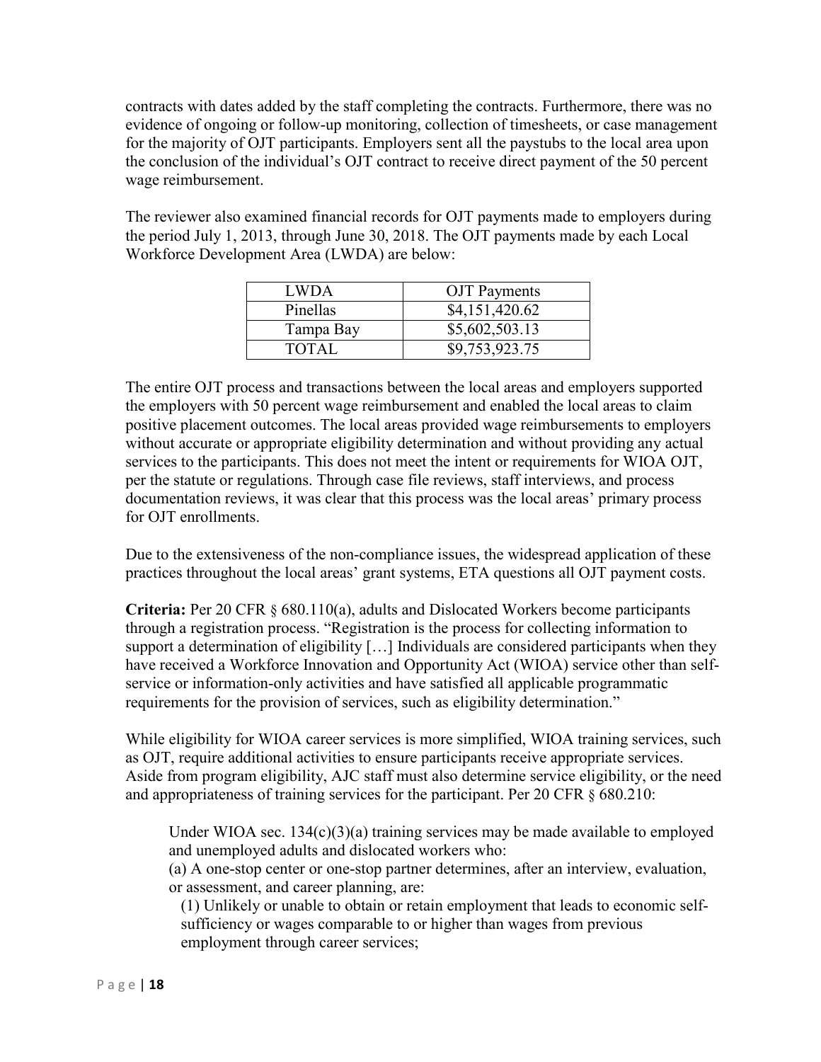contracts with dates added by the staff completing the contracts. Furthermore, there was no evidence of ongoing or follow-up monitoring, collection of timesheets, or case management for the majority of OJT participants. Employers sent all the paystubs to the local area upon the conclusion of the individual's OJT contract to receive direct payment of the 50 percent wage reimbursement.

The reviewer also examined financial records for OJT payments made to employers during the period July 1, 2013, through June 30, 2018. The OJT payments made by each Local Workforce Development Area (LWDA) are below:

| LWDA | OJT Payments |
|---|---|
| Pinellas | $4,151,420.62 |
| Tampa Bay | $5,602,503.13 |
| TOTAL | $9,753,923.75 |

The entire OJT process and transactions between the local areas and employers supported the employers with 50 percent wage reimbursement and enabled the local areas to claim positive placement outcomes. The local areas provided wage reimbursements to employers without accurate or appropriate eligibility determination and without providing any actual services to the participants. This does not meet the intent or requirements for WIOA OJT, per the statute or regulations. Through case file reviews, staff interviews, and process documentation reviews, it was clear that this process was the local areas' primary process for OJT enrollments.

Due to the extensiveness of the non-compliance issues, the widespread application of these practices throughout the local areas' grant systems, ETA questions all OJT payment costs.

**Criteria:** Per 20 CFR § 680.110(a), adults and Dislocated Workers become participants through a registration process. "Registration is the process for collecting information to support a determination of eligibility […] Individuals are considered participants when they have received a Workforce Innovation and Opportunity Act (WIOA) service other than self-service or information-only activities and have satisfied all applicable programmatic requirements for the provision of services, such as eligibility determination."

While eligibility for WIOA career services is more simplified, WIOA training services, such as OJT, require additional activities to ensure participants receive appropriate services. Aside from program eligibility, AJC staff must also determine service eligibility, or the need and appropriateness of training services for the participant. Per 20 CFR § 680.210:

> Under WIOA sec. 134(c)(3)(a) training services may be made available to employed and unemployed adults and dislocated workers who:
>
> (a) A one-stop center or one-stop partner determines, after an interview, evaluation, or assessment, and career planning, are:
>
> (1) Unlikely or unable to obtain or retain employment that leads to economic self-sufficiency or wages comparable to or higher than wages from previous employment through career services;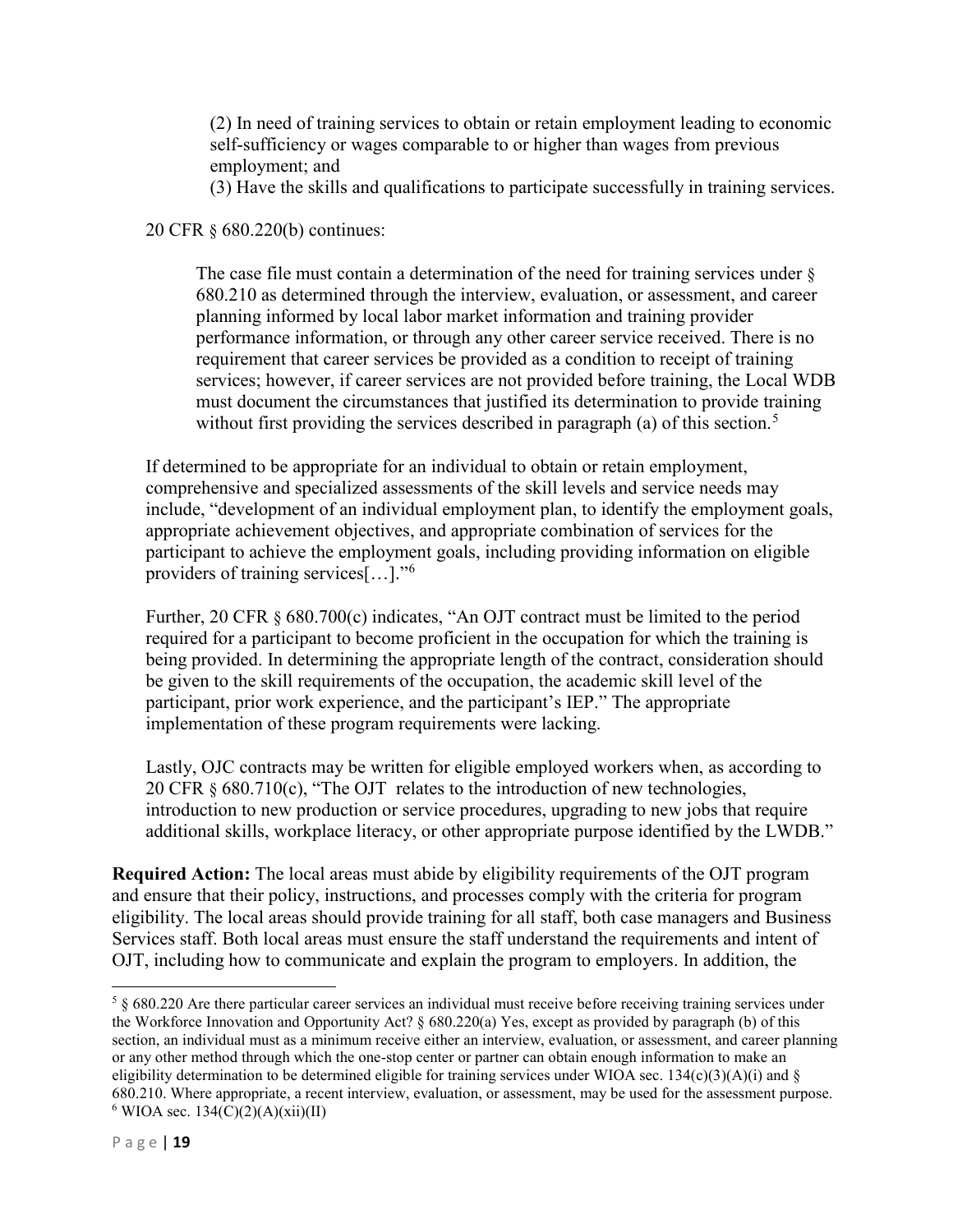> (2) In need of training services to obtain or retain employment leading to economic self-sufficiency or wages comparable to or higher than wages from previous employment; and
> (3) Have the skills and qualifications to participate successfully in training services.

20 CFR § 680.220(b) continues:

> The case file must contain a determination of the need for training services under § 680.210 as determined through the interview, evaluation, or assessment, and career planning informed by local labor market information and training provider performance information, or through any other career service received. There is no requirement that career services be provided as a condition to receipt of training services; however, if career services are not provided before training, the Local WDB must document the circumstances that justified its determination to provide training without first providing the services described in paragraph (a) of this section.[5]

If determined to be appropriate for an individual to obtain or retain employment, comprehensive and specialized assessments of the skill levels and service needs may include, "development of an individual employment plan, to identify the employment goals, appropriate achievement objectives, and appropriate combination of services for the participant to achieve the employment goals, including providing information on eligible providers of training services[…]."[6]

Further, 20 CFR § 680.700(c) indicates, "An OJT contract must be limited to the period required for a participant to become proficient in the occupation for which the training is being provided. In determining the appropriate length of the contract, consideration should be given to the skill requirements of the occupation, the academic skill level of the participant, prior work experience, and the participant's IEP." The appropriate implementation of these program requirements were lacking.

Lastly, OJC contracts may be written for eligible employed workers when, as according to 20 CFR § 680.710(c), "The OJT relates to the introduction of new technologies, introduction to new production or service procedures, upgrading to new jobs that require additional skills, workplace literacy, or other appropriate purpose identified by the LWDB."

**Required Action:** The local areas must abide by eligibility requirements of the OJT program and ensure that their policy, instructions, and processes comply with the criteria for program eligibility. The local areas should provide training for all staff, both case managers and Business Services staff. Both local areas must ensure the staff understand the requirements and intent of OJT, including how to communicate and explain the program to employers. In addition, the

---

[5] § 680.220 Are there particular career services an individual must receive before receiving training services under the Workforce Innovation and Opportunity Act? § 680.220(a) Yes, except as provided by paragraph (b) of this section, an individual must as a minimum receive either an interview, evaluation, or assessment, and career planning or any other method through which the one-stop center or partner can obtain enough information to make an eligibility determination to be determined eligible for training services under WIOA sec. 134(c)(3)(A)(i) and § 680.210. Where appropriate, a recent interview, evaluation, or assessment, may be used for the assessment purpose.

[6] WIOA sec. 134(C)(2)(A)(xii)(II)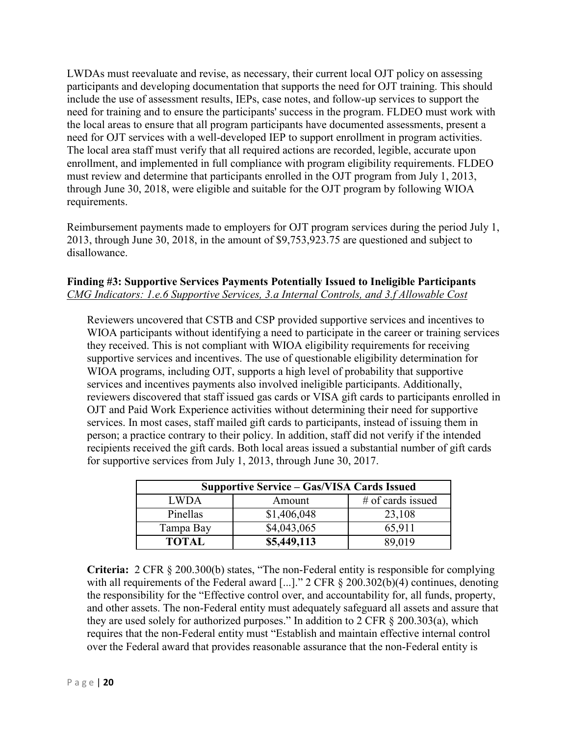LWDAs must reevaluate and revise, as necessary, their current local OJT policy on assessing participants and developing documentation that supports the need for OJT training. This should include the use of assessment results, IEPs, case notes, and follow-up services to support the need for training and to ensure the participants' success in the program. FLDEO must work with the local areas to ensure that all program participants have documented assessments, present a need for OJT services with a well-developed IEP to support enrollment in program activities. The local area staff must verify that all required actions are recorded, legible, accurate upon enrollment, and implemented in full compliance with program eligibility requirements. FLDEO must review and determine that participants enrolled in the OJT program from July 1, 2013, through June 30, 2018, were eligible and suitable for the OJT program by following WIOA requirements.

Reimbursement payments made to employers for OJT program services during the period July 1, 2013, through June 30, 2018, in the amount of $9,753,923.75 are questioned and subject to disallowance.

**Finding #3: Supportive Services Payments Potentially Issued to Ineligible Participants**
*CMG Indicators: 1.e.6 Supportive Services, 3.a Internal Controls, and 3.f Allowable Cost*

Reviewers uncovered that CSTB and CSP provided supportive services and incentives to WIOA participants without identifying a need to participate in the career or training services they received. This is not compliant with WIOA eligibility requirements for receiving supportive services and incentives. The use of questionable eligibility determination for WIOA programs, including OJT, supports a high level of probability that supportive services and incentives payments also involved ineligible participants. Additionally, reviewers discovered that staff issued gas cards or VISA gift cards to participants enrolled in OJT and Paid Work Experience activities without determining their need for supportive services. In most cases, staff mailed gift cards to participants, instead of issuing them in person; a practice contrary to their policy. In addition, staff did not verify if the intended recipients received the gift cards. Both local areas issued a substantial number of gift cards for supportive services from July 1, 2013, through June 30, 2017.

| Supportive Service – Gas/VISA Cards Issued | | |
|---|---|---|
| LWDA | Amount | # of cards issued |
| Pinellas | $1,406,048 | 23,108 |
| Tampa Bay | $4,043,065 | 65,911 |
| **TOTAL** | **$5,449,113** | 89,019 |

**Criteria:** 2 CFR § 200.300(b) states, "The non-Federal entity is responsible for complying with all requirements of the Federal award [...]." 2 CFR § 200.302(b)(4) continues, denoting the responsibility for the "Effective control over, and accountability for, all funds, property, and other assets. The non-Federal entity must adequately safeguard all assets and assure that they are used solely for authorized purposes." In addition to 2 CFR § 200.303(a), which requires that the non-Federal entity must "Establish and maintain effective internal control over the Federal award that provides reasonable assurance that the non-Federal entity is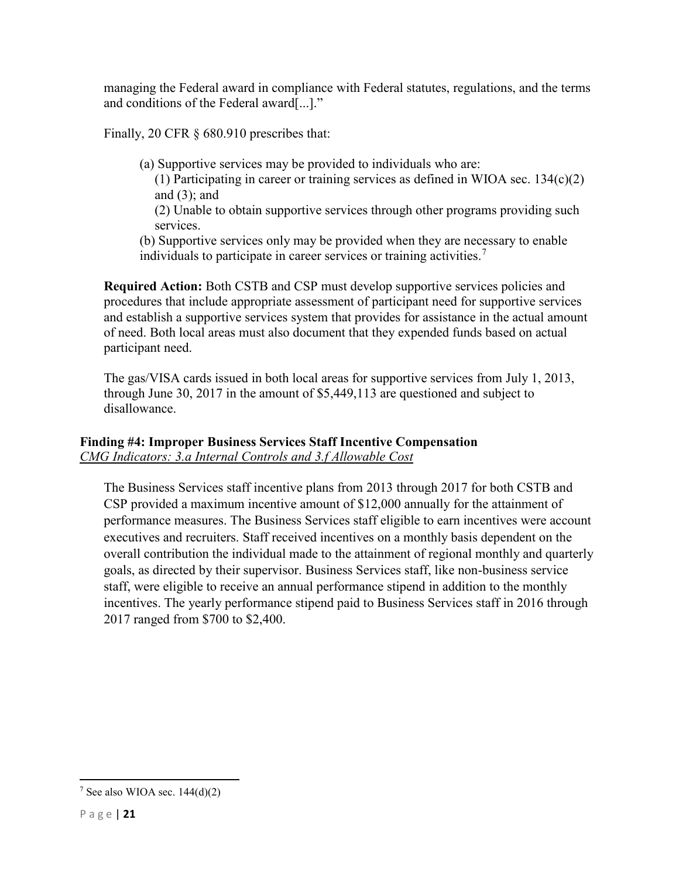managing the Federal award in compliance with Federal statutes, regulations, and the terms and conditions of the Federal award[...]."

Finally, 20 CFR § 680.910 prescribes that:

> (a) Supportive services may be provided to individuals who are:
> (1) Participating in career or training services as defined in WIOA sec. 134(c)(2) and (3); and
> (2) Unable to obtain supportive services through other programs providing such services.
> (b) Supportive services only may be provided when they are necessary to enable individuals to participate in career services or training activities.[7]

**Required Action:** Both CSTB and CSP must develop supportive services policies and procedures that include appropriate assessment of participant need for supportive services and establish a supportive services system that provides for assistance in the actual amount of need. Both local areas must also document that they expended funds based on actual participant need.

The gas/VISA cards issued in both local areas for supportive services from July 1, 2013, through June 30, 2017 in the amount of $5,449,113 are questioned and subject to disallowance.

### Finding #4: Improper Business Services Staff Incentive Compensation

*CMG Indicators: 3.a Internal Controls and 3.f Allowable Cost*

The Business Services staff incentive plans from 2013 through 2017 for both CSTB and CSP provided a maximum incentive amount of $12,000 annually for the attainment of performance measures. The Business Services staff eligible to earn incentives were account executives and recruiters. Staff received incentives on a monthly basis dependent on the overall contribution the individual made to the attainment of regional monthly and quarterly goals, as directed by their supervisor. Business Services staff, like non-business service staff, were eligible to receive an annual performance stipend in addition to the monthly incentives. The yearly performance stipend paid to Business Services staff in 2016 through 2017 ranged from $700 to $2,400.

---

[7] See also WIOA sec. 144(d)(2)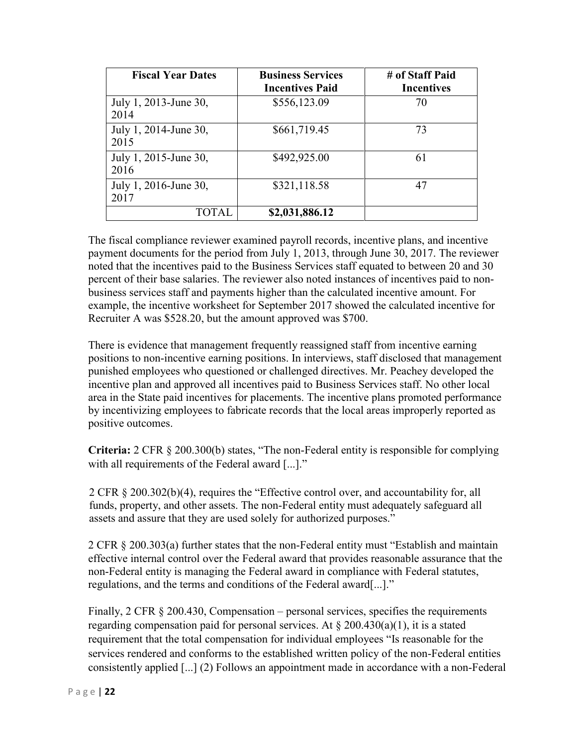| Fiscal Year Dates | Business Services Incentives Paid | # of Staff Paid Incentives |
|---|---|---|
| July 1, 2013-June 30, 2014 | $556,123.09 | 70 |
| July 1, 2014-June 30, 2015 | $661,719.45 | 73 |
| July 1, 2015-June 30, 2016 | $492,925.00 | 61 |
| July 1, 2016-June 30, 2017 | $321,118.58 | 47 |
| TOTAL | **$2,031,886.12** | |

The fiscal compliance reviewer examined payroll records, incentive plans, and incentive payment documents for the period from July 1, 2013, through June 30, 2017. The reviewer noted that the incentives paid to the Business Services staff equated to between 20 and 30 percent of their base salaries. The reviewer also noted instances of incentives paid to non-business services staff and payments higher than the calculated incentive amount. For example, the incentive worksheet for September 2017 showed the calculated incentive for Recruiter A was $528.20, but the amount approved was $700.

There is evidence that management frequently reassigned staff from incentive earning positions to non-incentive earning positions. In interviews, staff disclosed that management punished employees who questioned or challenged directives. Mr. Peachey developed the incentive plan and approved all incentives paid to Business Services staff. No other local area in the State paid incentives for placements. The incentive plans promoted performance by incentivizing employees to fabricate records that the local areas improperly reported as positive outcomes.

**Criteria:** 2 CFR § 200.300(b) states, "The non-Federal entity is responsible for complying with all requirements of the Federal award [...]."

2 CFR § 200.302(b)(4), requires the "Effective control over, and accountability for, all funds, property, and other assets. The non-Federal entity must adequately safeguard all assets and assure that they are used solely for authorized purposes."

2 CFR § 200.303(a) further states that the non-Federal entity must "Establish and maintain effective internal control over the Federal award that provides reasonable assurance that the non-Federal entity is managing the Federal award in compliance with Federal statutes, regulations, and the terms and conditions of the Federal award[...]."

Finally, 2 CFR § 200.430, Compensation – personal services, specifies the requirements regarding compensation paid for personal services. At § 200.430(a)(1), it is a stated requirement that the total compensation for individual employees "Is reasonable for the services rendered and conforms to the established written policy of the non-Federal entities consistently applied [...] (2) Follows an appointment made in accordance with a non-Federal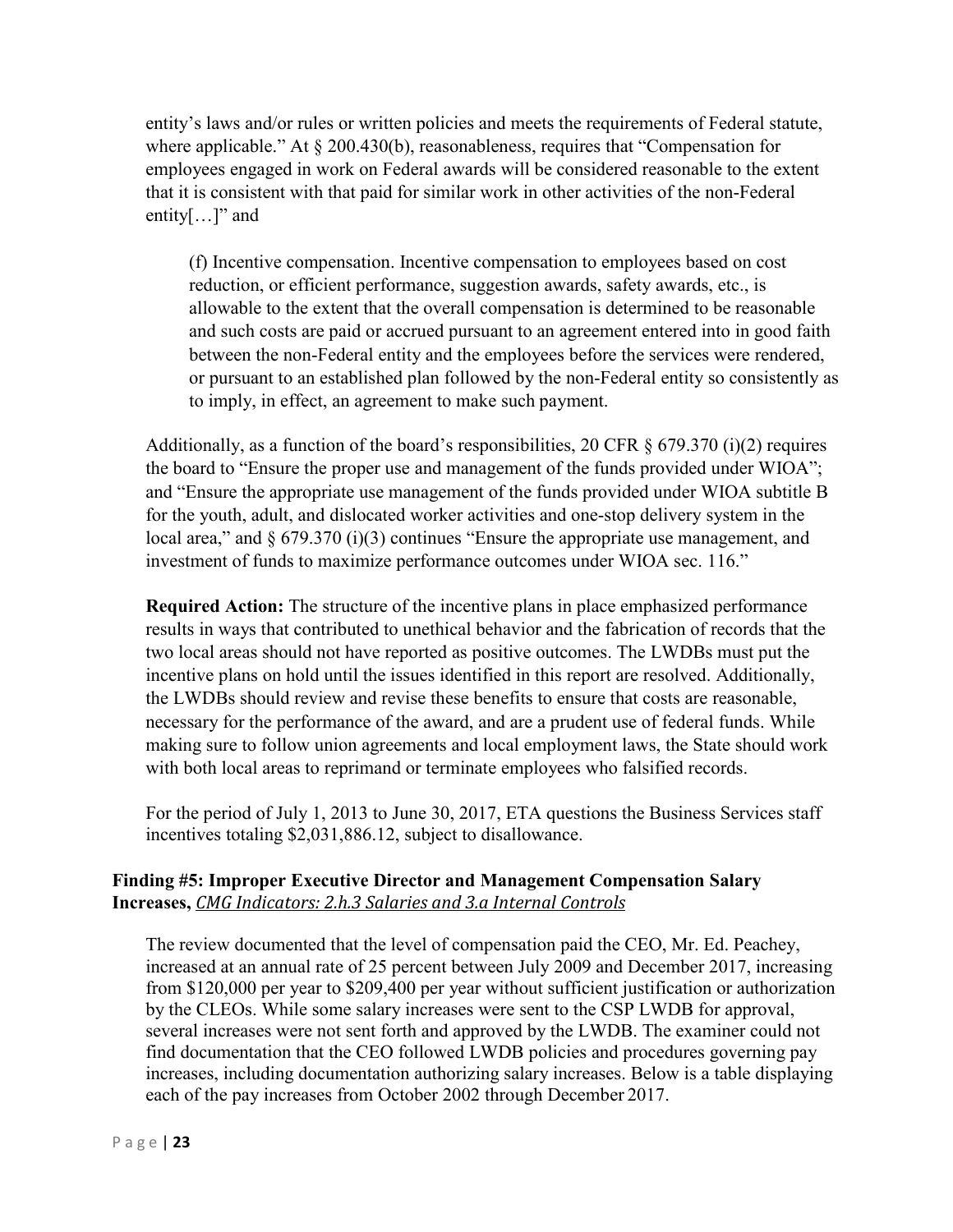entity's laws and/or rules or written policies and meets the requirements of Federal statute, where applicable." At § 200.430(b), reasonableness, requires that "Compensation for employees engaged in work on Federal awards will be considered reasonable to the extent that it is consistent with that paid for similar work in other activities of the non-Federal entity[…]" and

> (f) Incentive compensation. Incentive compensation to employees based on cost reduction, or efficient performance, suggestion awards, safety awards, etc., is allowable to the extent that the overall compensation is determined to be reasonable and such costs are paid or accrued pursuant to an agreement entered into in good faith between the non-Federal entity and the employees before the services were rendered, or pursuant to an established plan followed by the non-Federal entity so consistently as to imply, in effect, an agreement to make such payment.

Additionally, as a function of the board's responsibilities, 20 CFR § 679.370 (i)(2) requires the board to "Ensure the proper use and management of the funds provided under WIOA"; and "Ensure the appropriate use management of the funds provided under WIOA subtitle B for the youth, adult, and dislocated worker activities and one-stop delivery system in the local area," and § 679.370 (i)(3) continues "Ensure the appropriate use management, and investment of funds to maximize performance outcomes under WIOA sec. 116."

**Required Action:** The structure of the incentive plans in place emphasized performance results in ways that contributed to unethical behavior and the fabrication of records that the two local areas should not have reported as positive outcomes. The LWDBs must put the incentive plans on hold until the issues identified in this report are resolved. Additionally, the LWDBs should review and revise these benefits to ensure that costs are reasonable, necessary for the performance of the award, and are a prudent use of federal funds. While making sure to follow union agreements and local employment laws, the State should work with both local areas to reprimand or terminate employees who falsified records.

For the period of July 1, 2013 to June 30, 2017, ETA questions the Business Services staff incentives totaling $2,031,886.12, subject to disallowance.

### Finding #5: Improper Executive Director and Management Compensation Salary Increases, *CMG Indicators: 2.h.3 Salaries and 3.a Internal Controls*

The review documented that the level of compensation paid the CEO, Mr. Ed. Peachey, increased at an annual rate of 25 percent between July 2009 and December 2017, increasing from $120,000 per year to $209,400 per year without sufficient justification or authorization by the CLEOs. While some salary increases were sent to the CSP LWDB for approval, several increases were not sent forth and approved by the LWDB. The examiner could not find documentation that the CEO followed LWDB policies and procedures governing pay increases, including documentation authorizing salary increases. Below is a table displaying each of the pay increases from October 2002 through December 2017.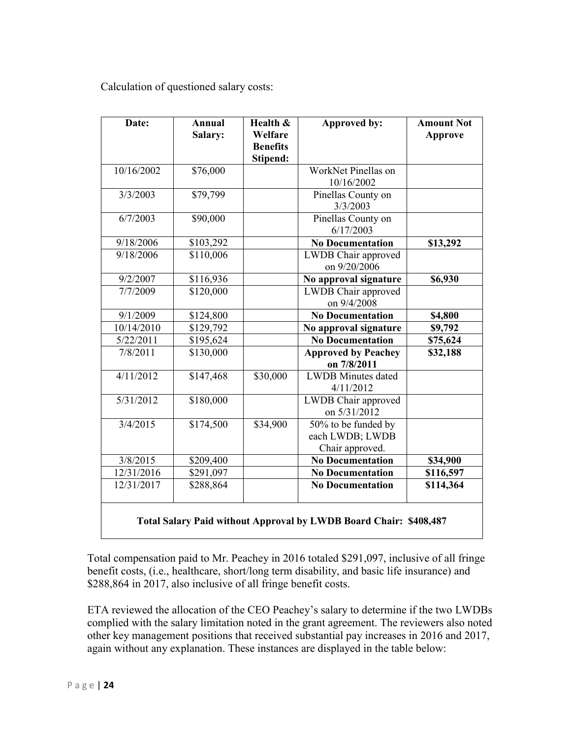Calculation of questioned salary costs:

| Date: | Annual Salary: | Health & Welfare Benefits Stipend: | Approved by: | Amount Not Approve |
|---|---|---|---|---|
| 10/16/2002 | $76,000 | | WorkNet Pinellas on 10/16/2002 | |
| 3/3/2003 | $79,799 | | Pinellas County on 3/3/2003 | |
| 6/7/2003 | $90,000 | | Pinellas County on 6/17/2003 | |
| 9/18/2006 | $103,292 | | **No Documentation** | **$13,292** |
| 9/18/2006 | $110,006 | | LWDB Chair approved on 9/20/2006 | |
| 9/2/2007 | $116,936 | | **No approval signature** | **$6,930** |
| 7/7/2009 | $120,000 | | LWDB Chair approved on 9/4/2008 | |
| 9/1/2009 | $124,800 | | **No Documentation** | **$4,800** |
| 10/14/2010 | $129,792 | | **No approval signature** | **$9,792** |
| 5/22/2011 | $195,624 | | **No Documentation** | **$75,624** |
| 7/8/2011 | $130,000 | | **Approved by Peachey on 7/8/2011** | **$32,188** |
| 4/11/2012 | $147,468 | $30,000 | LWDB Minutes dated 4/11/2012 | |
| 5/31/2012 | $180,000 | | LWDB Chair approved on 5/31/2012 | |
| 3/4/2015 | $174,500 | $34,900 | 50% to be funded by each LWDB; LWDB Chair approved. | |
| 3/8/2015 | $209,400 | | **No Documentation** | **$34,900** |
| 12/31/2016 | $291,097 | | **No Documentation** | **$116,597** |
| 12/31/2017 | $288,864 | | **No Documentation** | **$114,364** |
| **Total Salary Paid without Approval by LWDB Board Chair: $408,487** | | | | |

Total compensation paid to Mr. Peachey in 2016 totaled $291,097, inclusive of all fringe benefit costs, (i.e., healthcare, short/long term disability, and basic life insurance) and $288,864 in 2017, also inclusive of all fringe benefit costs.

ETA reviewed the allocation of the CEO Peachey's salary to determine if the two LWDBs complied with the salary limitation noted in the grant agreement. The reviewers also noted other key management positions that received substantial pay increases in 2016 and 2017, again without any explanation. These instances are displayed in the table below: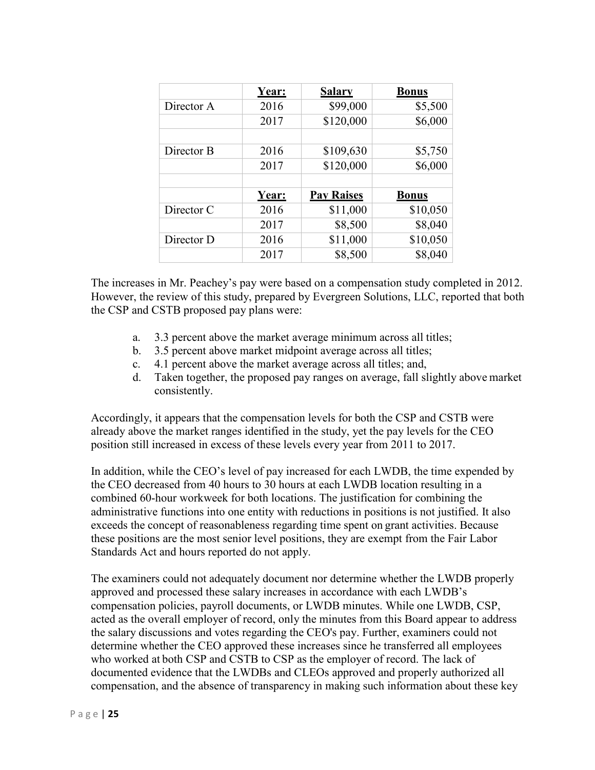| | Year: | Salary | Bonus |
|---|---|---|---|
| Director A | 2016 | $99,000 | $5,500 |
| | 2017 | $120,000 | $6,000 |
| | | | |
| Director B | 2016 | $109,630 | $5,750 |
| | 2017 | $120,000 | $6,000 |
| | | | |
| | Year: | Pay Raises | Bonus |
| Director C | 2016 | $11,000 | $10,050 |
| | 2017 | $8,500 | $8,040 |
| Director D | 2016 | $11,000 | $10,050 |
| | 2017 | $8,500 | $8,040 |

The increases in Mr. Peachey's pay were based on a compensation study completed in 2012. However, the review of this study, prepared by Evergreen Solutions, LLC, reported that both the CSP and CSTB proposed pay plans were:

a. 3.3 percent above the market average minimum across all titles;
b. 3.5 percent above market midpoint average across all titles;
c. 4.1 percent above the market average across all titles; and,
d. Taken together, the proposed pay ranges on average, fall slightly above market consistently.

Accordingly, it appears that the compensation levels for both the CSP and CSTB were already above the market ranges identified in the study, yet the pay levels for the CEO position still increased in excess of these levels every year from 2011 to 2017.

In addition, while the CEO's level of pay increased for each LWDB, the time expended by the CEO decreased from 40 hours to 30 hours at each LWDB location resulting in a combined 60-hour workweek for both locations. The justification for combining the administrative functions into one entity with reductions in positions is not justified. It also exceeds the concept of reasonableness regarding time spent on grant activities. Because these positions are the most senior level positions, they are exempt from the Fair Labor Standards Act and hours reported do not apply.

The examiners could not adequately document nor determine whether the LWDB properly approved and processed these salary increases in accordance with each LWDB's compensation policies, payroll documents, or LWDB minutes. While one LWDB, CSP, acted as the overall employer of record, only the minutes from this Board appear to address the salary discussions and votes regarding the CEO's pay. Further, examiners could not determine whether the CEO approved these increases since he transferred all employees who worked at both CSP and CSTB to CSP as the employer of record. The lack of documented evidence that the LWDBs and CLEOs approved and properly authorized all compensation, and the absence of transparency in making such information about these key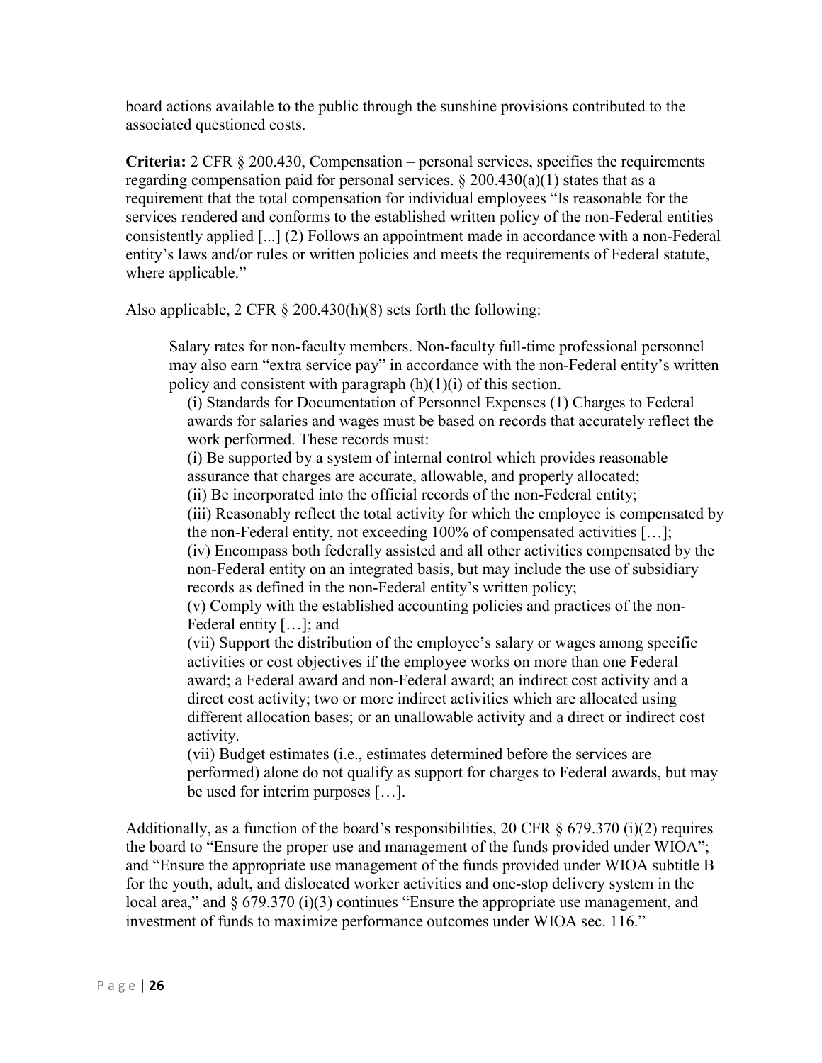board actions available to the public through the sunshine provisions contributed to the associated questioned costs.

**Criteria:** 2 CFR § 200.430, Compensation – personal services, specifies the requirements regarding compensation paid for personal services. § 200.430(a)(1) states that as a requirement that the total compensation for individual employees "Is reasonable for the services rendered and conforms to the established written policy of the non-Federal entities consistently applied [...] (2) Follows an appointment made in accordance with a non-Federal entity's laws and/or rules or written policies and meets the requirements of Federal statute, where applicable."

Also applicable, 2 CFR § 200.430(h)(8) sets forth the following:

> Salary rates for non-faculty members. Non-faculty full-time professional personnel may also earn "extra service pay" in accordance with the non-Federal entity's written policy and consistent with paragraph (h)(1)(i) of this section.
>
> (i) Standards for Documentation of Personnel Expenses (1) Charges to Federal awards for salaries and wages must be based on records that accurately reflect the work performed. These records must:
>
> (i) Be supported by a system of internal control which provides reasonable assurance that charges are accurate, allowable, and properly allocated;
>
> (ii) Be incorporated into the official records of the non-Federal entity;
>
> (iii) Reasonably reflect the total activity for which the employee is compensated by the non-Federal entity, not exceeding 100% of compensated activities […];
>
> (iv) Encompass both federally assisted and all other activities compensated by the non-Federal entity on an integrated basis, but may include the use of subsidiary records as defined in the non-Federal entity's written policy;
>
> (v) Comply with the established accounting policies and practices of the non-Federal entity […]; and
>
> (vii) Support the distribution of the employee's salary or wages among specific activities or cost objectives if the employee works on more than one Federal award; a Federal award and non-Federal award; an indirect cost activity and a direct cost activity; two or more indirect activities which are allocated using different allocation bases; or an unallowable activity and a direct or indirect cost activity.
>
> (vii) Budget estimates (i.e., estimates determined before the services are performed) alone do not qualify as support for charges to Federal awards, but may be used for interim purposes […].

Additionally, as a function of the board's responsibilities, 20 CFR § 679.370 (i)(2) requires the board to "Ensure the proper use and management of the funds provided under WIOA"; and "Ensure the appropriate use management of the funds provided under WIOA subtitle B for the youth, adult, and dislocated worker activities and one-stop delivery system in the local area," and § 679.370 (i)(3) continues "Ensure the appropriate use management, and investment of funds to maximize performance outcomes under WIOA sec. 116."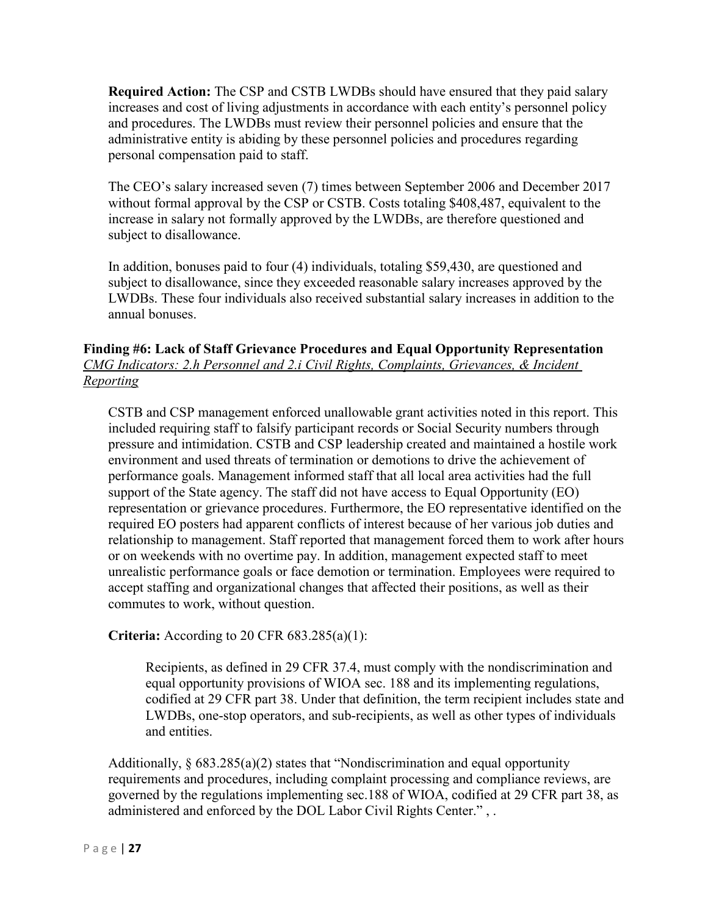**Required Action:** The CSP and CSTB LWDBs should have ensured that they paid salary increases and cost of living adjustments in accordance with each entity's personnel policy and procedures. The LWDBs must review their personnel policies and ensure that the administrative entity is abiding by these personnel policies and procedures regarding personal compensation paid to staff.

The CEO's salary increased seven (7) times between September 2006 and December 2017 without formal approval by the CSP or CSTB. Costs totaling $408,487, equivalent to the increase in salary not formally approved by the LWDBs, are therefore questioned and subject to disallowance.

In addition, bonuses paid to four (4) individuals, totaling $59,430, are questioned and subject to disallowance, since they exceeded reasonable salary increases approved by the LWDBs. These four individuals also received substantial salary increases in addition to the annual bonuses.

**Finding #6: Lack of Staff Grievance Procedures and Equal Opportunity Representation**
*CMG Indicators: 2.h Personnel and 2.i Civil Rights, Complaints, Grievances, & Incident Reporting*

CSTB and CSP management enforced unallowable grant activities noted in this report. This included requiring staff to falsify participant records or Social Security numbers through pressure and intimidation. CSTB and CSP leadership created and maintained a hostile work environment and used threats of termination or demotions to drive the achievement of performance goals. Management informed staff that all local area activities had the full support of the State agency. The staff did not have access to Equal Opportunity (EO) representation or grievance procedures. Furthermore, the EO representative identified on the required EO posters had apparent conflicts of interest because of her various job duties and relationship to management. Staff reported that management forced them to work after hours or on weekends with no overtime pay. In addition, management expected staff to meet unrealistic performance goals or face demotion or termination. Employees were required to accept staffing and organizational changes that affected their positions, as well as their commutes to work, without question.

**Criteria:** According to 20 CFR 683.285(a)(1):

> Recipients, as defined in 29 CFR 37.4, must comply with the nondiscrimination and equal opportunity provisions of WIOA sec. 188 and its implementing regulations, codified at 29 CFR part 38. Under that definition, the term recipient includes state and LWDBs, one-stop operators, and sub-recipients, as well as other types of individuals and entities.

Additionally, § 683.285(a)(2) states that "Nondiscrimination and equal opportunity requirements and procedures, including complaint processing and compliance reviews, are governed by the regulations implementing sec.188 of WIOA, codified at 29 CFR part 38, as administered and enforced by the DOL Labor Civil Rights Center." , .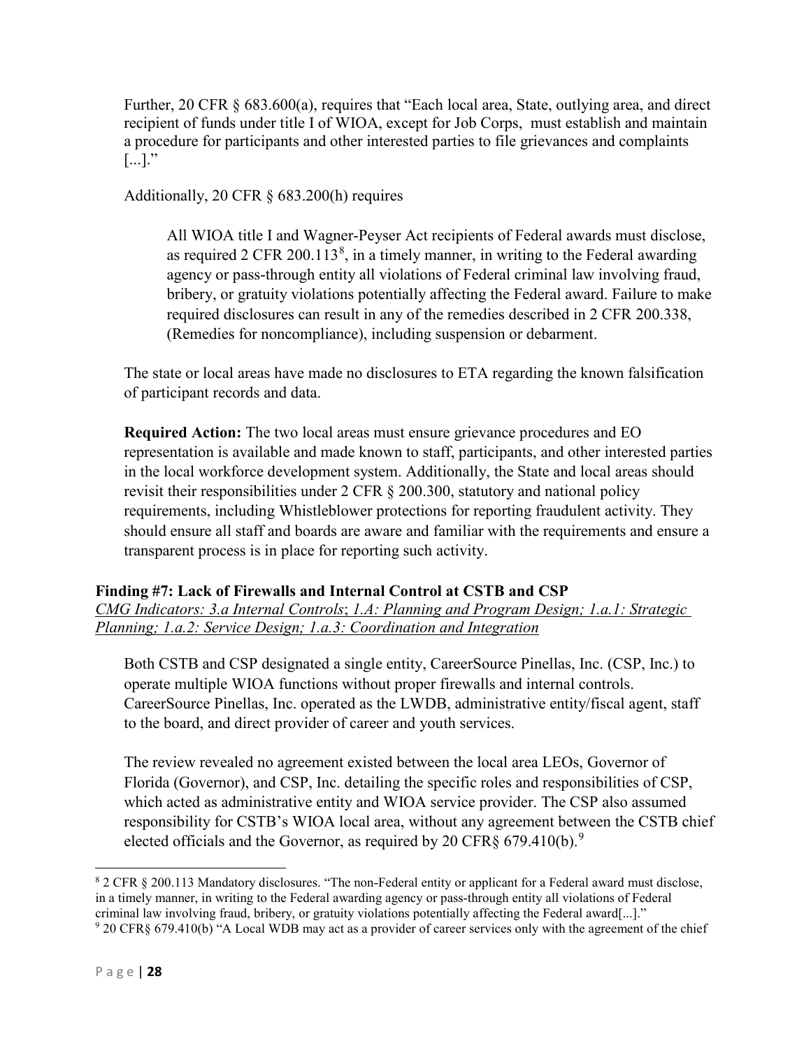Further, 20 CFR § 683.600(a), requires that "Each local area, State, outlying area, and direct recipient of funds under title I of WIOA, except for Job Corps, must establish and maintain a procedure for participants and other interested parties to file grievances and complaints [...]."

Additionally, 20 CFR § 683.200(h) requires

> All WIOA title I and Wagner-Peyser Act recipients of Federal awards must disclose, as required 2 CFR 200.113[8], in a timely manner, in writing to the Federal awarding agency or pass-through entity all violations of Federal criminal law involving fraud, bribery, or gratuity violations potentially affecting the Federal award. Failure to make required disclosures can result in any of the remedies described in 2 CFR 200.338, (Remedies for noncompliance), including suspension or debarment.

The state or local areas have made no disclosures to ETA regarding the known falsification of participant records and data.

**Required Action:** The two local areas must ensure grievance procedures and EO representation is available and made known to staff, participants, and other interested parties in the local workforce development system. Additionally, the State and local areas should revisit their responsibilities under 2 CFR § 200.300, statutory and national policy requirements, including Whistleblower protections for reporting fraudulent activity. They should ensure all staff and boards are aware and familiar with the requirements and ensure a transparent process is in place for reporting such activity.

**Finding #7: Lack of Firewalls and Internal Control at CSTB and CSP**

*CMG Indicators: 3.a Internal Controls; 1.A: Planning and Program Design; 1.a.1: Strategic Planning; 1.a.2: Service Design; 1.a.3: Coordination and Integration*

Both CSTB and CSP designated a single entity, CareerSource Pinellas, Inc. (CSP, Inc.) to operate multiple WIOA functions without proper firewalls and internal controls. CareerSource Pinellas, Inc. operated as the LWDB, administrative entity/fiscal agent, staff to the board, and direct provider of career and youth services.

The review revealed no agreement existed between the local area LEOs, Governor of Florida (Governor), and CSP, Inc. detailing the specific roles and responsibilities of CSP, which acted as administrative entity and WIOA service provider. The CSP also assumed responsibility for CSTB's WIOA local area, without any agreement between the CSTB chief elected officials and the Governor, as required by 20 CFR§ 679.410(b).[9]

---

[8] 2 CFR § 200.113 Mandatory disclosures. "The non-Federal entity or applicant for a Federal award must disclose, in a timely manner, in writing to the Federal awarding agency or pass-through entity all violations of Federal criminal law involving fraud, bribery, or gratuity violations potentially affecting the Federal award[...]."

[9] 20 CFR§ 679.410(b) "A Local WDB may act as a provider of career services only with the agreement of the chief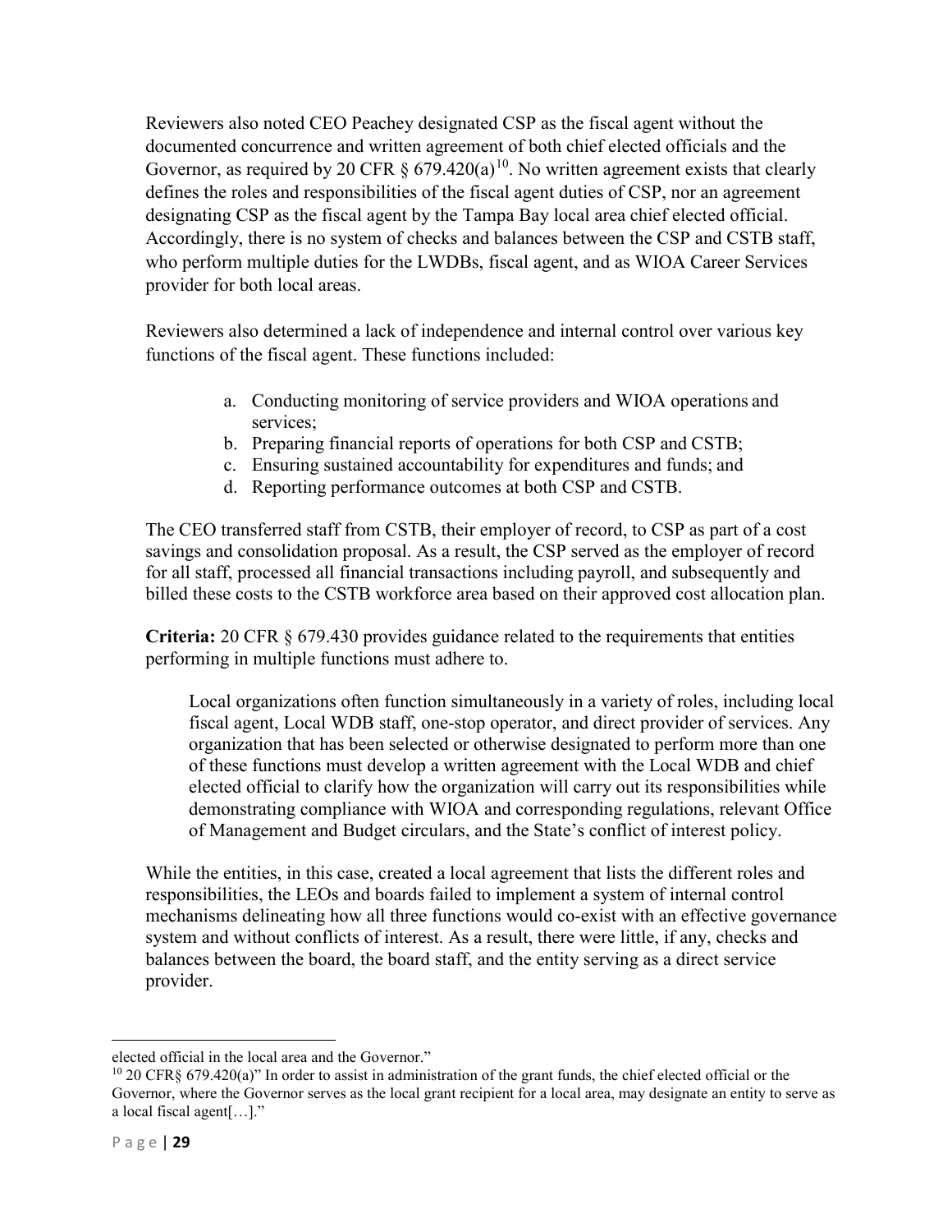Reviewers also noted CEO Peachey designated CSP as the fiscal agent without the documented concurrence and written agreement of both chief elected officials and the Governor, as required by 20 CFR § 679.420(a)[10]. No written agreement exists that clearly defines the roles and responsibilities of the fiscal agent duties of CSP, nor an agreement designating CSP as the fiscal agent by the Tampa Bay local area chief elected official. Accordingly, there is no system of checks and balances between the CSP and CSTB staff, who perform multiple duties for the LWDBs, fiscal agent, and as WIOA Career Services provider for both local areas.

Reviewers also determined a lack of independence and internal control over various key functions of the fiscal agent. These functions included:

a. Conducting monitoring of service providers and WIOA operations and services;
b. Preparing financial reports of operations for both CSP and CSTB;
c. Ensuring sustained accountability for expenditures and funds; and
d. Reporting performance outcomes at both CSP and CSTB.

The CEO transferred staff from CSTB, their employer of record, to CSP as part of a cost savings and consolidation proposal. As a result, the CSP served as the employer of record for all staff, processed all financial transactions including payroll, and subsequently and billed these costs to the CSTB workforce area based on their approved cost allocation plan.

**Criteria:** 20 CFR § 679.430 provides guidance related to the requirements that entities performing in multiple functions must adhere to.

> Local organizations often function simultaneously in a variety of roles, including local fiscal agent, Local WDB staff, one-stop operator, and direct provider of services. Any organization that has been selected or otherwise designated to perform more than one of these functions must develop a written agreement with the Local WDB and chief elected official to clarify how the organization will carry out its responsibilities while demonstrating compliance with WIOA and corresponding regulations, relevant Office of Management and Budget circulars, and the State's conflict of interest policy.

While the entities, in this case, created a local agreement that lists the different roles and responsibilities, the LEOs and boards failed to implement a system of internal control mechanisms delineating how all three functions would co-exist with an effective governance system and without conflicts of interest. As a result, there were little, if any, checks and balances between the board, the board staff, and the entity serving as a direct service provider.

---

elected official in the local area and the Governor."

[10] 20 CFR§ 679.420(a)" In order to assist in administration of the grant funds, the chief elected official or the Governor, where the Governor serves as the local grant recipient for a local area, may designate an entity to serve as a local fiscal agent[…]."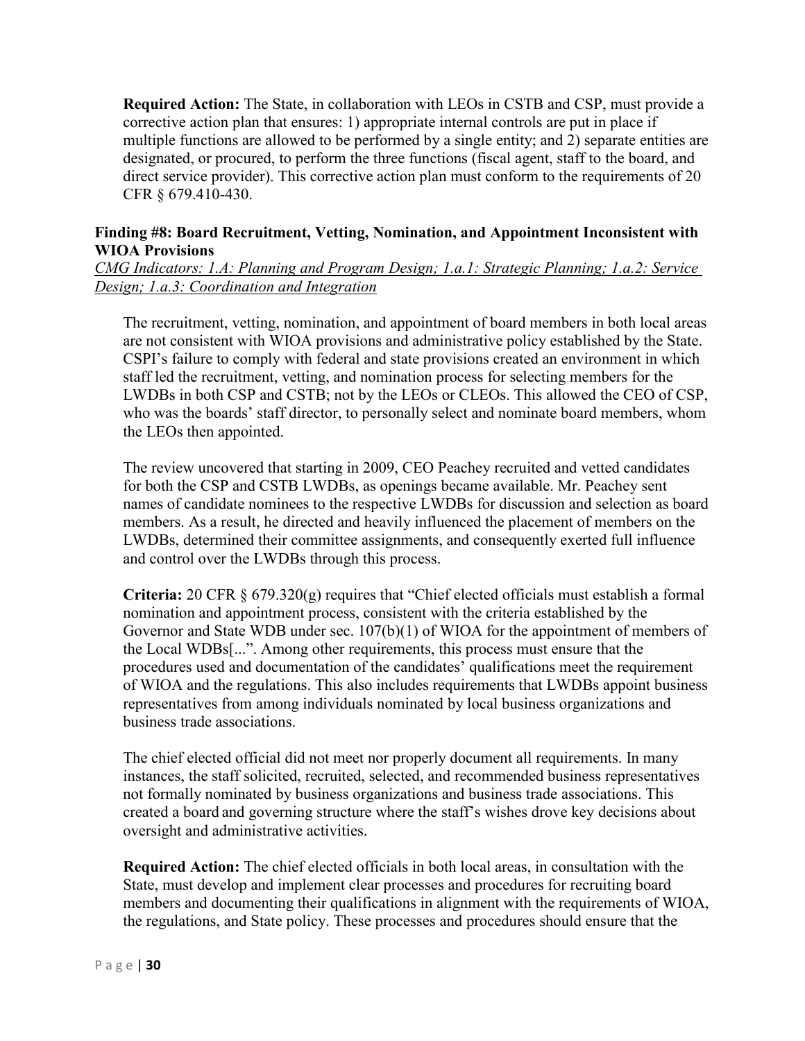**Required Action:** The State, in collaboration with LEOs in CSTB and CSP, must provide a corrective action plan that ensures: 1) appropriate internal controls are put in place if multiple functions are allowed to be performed by a single entity; and 2) separate entities are designated, or procured, to perform the three functions (fiscal agent, staff to the board, and direct service provider). This corrective action plan must conform to the requirements of 20 CFR § 679.410-430.

### Finding #8: Board Recruitment, Vetting, Nomination, and Appointment Inconsistent with WIOA Provisions

*CMG Indicators: 1.A: Planning and Program Design; 1.a.1: Strategic Planning; 1.a.2: Service Design; 1.a.3: Coordination and Integration*

The recruitment, vetting, nomination, and appointment of board members in both local areas are not consistent with WIOA provisions and administrative policy established by the State. CSPI's failure to comply with federal and state provisions created an environment in which staff led the recruitment, vetting, and nomination process for selecting members for the LWDBs in both CSP and CSTB; not by the LEOs or CLEOs. This allowed the CEO of CSP, who was the boards' staff director, to personally select and nominate board members, whom the LEOs then appointed.

The review uncovered that starting in 2009, CEO Peachey recruited and vetted candidates for both the CSP and CSTB LWDBs, as openings became available. Mr. Peachey sent names of candidate nominees to the respective LWDBs for discussion and selection as board members. As a result, he directed and heavily influenced the placement of members on the LWDBs, determined their committee assignments, and consequently exerted full influence and control over the LWDBs through this process.

**Criteria:** 20 CFR § 679.320(g) requires that "Chief elected officials must establish a formal nomination and appointment process, consistent with the criteria established by the Governor and State WDB under sec. 107(b)(1) of WIOA for the appointment of members of the Local WDBs[...". Among other requirements, this process must ensure that the procedures used and documentation of the candidates' qualifications meet the requirement of WIOA and the regulations. This also includes requirements that LWDBs appoint business representatives from among individuals nominated by local business organizations and business trade associations.

The chief elected official did not meet nor properly document all requirements. In many instances, the staff solicited, recruited, selected, and recommended business representatives not formally nominated by business organizations and business trade associations. This created a board and governing structure where the staff's wishes drove key decisions about oversight and administrative activities.

**Required Action:** The chief elected officials in both local areas, in consultation with the State, must develop and implement clear processes and procedures for recruiting board members and documenting their qualifications in alignment with the requirements of WIOA, the regulations, and State policy. These processes and procedures should ensure that the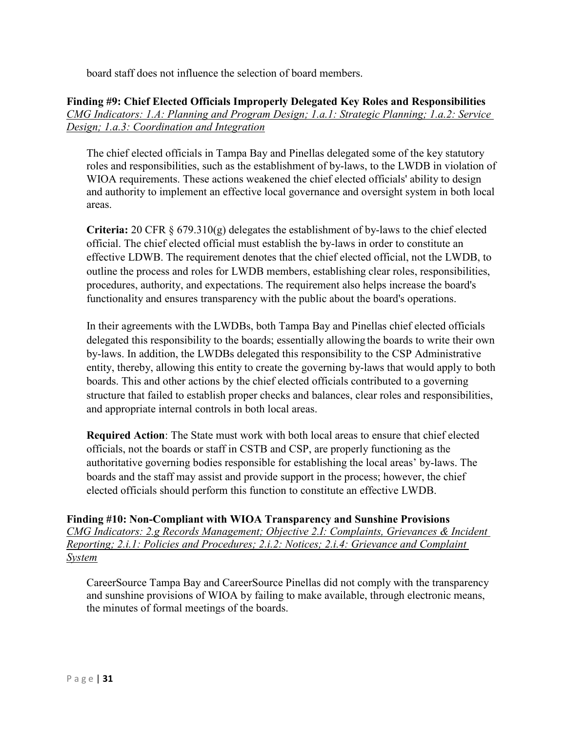board staff does not influence the selection of board members.

**Finding #9: Chief Elected Officials Improperly Delegated Key Roles and Responsibilities**
*CMG Indicators: 1.A: Planning and Program Design; 1.a.1: Strategic Planning; 1.a.2: Service Design; 1.a.3: Coordination and Integration*

The chief elected officials in Tampa Bay and Pinellas delegated some of the key statutory roles and responsibilities, such as the establishment of by-laws, to the LWDB in violation of WIOA requirements. These actions weakened the chief elected officials' ability to design and authority to implement an effective local governance and oversight system in both local areas.

**Criteria:** 20 CFR § 679.310(g) delegates the establishment of by-laws to the chief elected official. The chief elected official must establish the by-laws in order to constitute an effective LDWB. The requirement denotes that the chief elected official, not the LWDB, to outline the process and roles for LWDB members, establishing clear roles, responsibilities, procedures, authority, and expectations. The requirement also helps increase the board's functionality and ensures transparency with the public about the board's operations.

In their agreements with the LWDBs, both Tampa Bay and Pinellas chief elected officials delegated this responsibility to the boards; essentially allowing the boards to write their own by-laws. In addition, the LWDBs delegated this responsibility to the CSP Administrative entity, thereby, allowing this entity to create the governing by-laws that would apply to both boards. This and other actions by the chief elected officials contributed to a governing structure that failed to establish proper checks and balances, clear roles and responsibilities, and appropriate internal controls in both local areas.

**Required Action**: The State must work with both local areas to ensure that chief elected officials, not the boards or staff in CSTB and CSP, are properly functioning as the authoritative governing bodies responsible for establishing the local areas' by-laws. The boards and the staff may assist and provide support in the process; however, the chief elected officials should perform this function to constitute an effective LWDB.

**Finding #10: Non-Compliant with WIOA Transparency and Sunshine Provisions**
*CMG Indicators: 2.g Records Management; Objective 2.I: Complaints, Grievances & Incident Reporting; 2.i.1: Policies and Procedures; 2.i.2: Notices; 2.i.4: Grievance and Complaint System*

CareerSource Tampa Bay and CareerSource Pinellas did not comply with the transparency and sunshine provisions of WIOA by failing to make available, through electronic means, the minutes of formal meetings of the boards.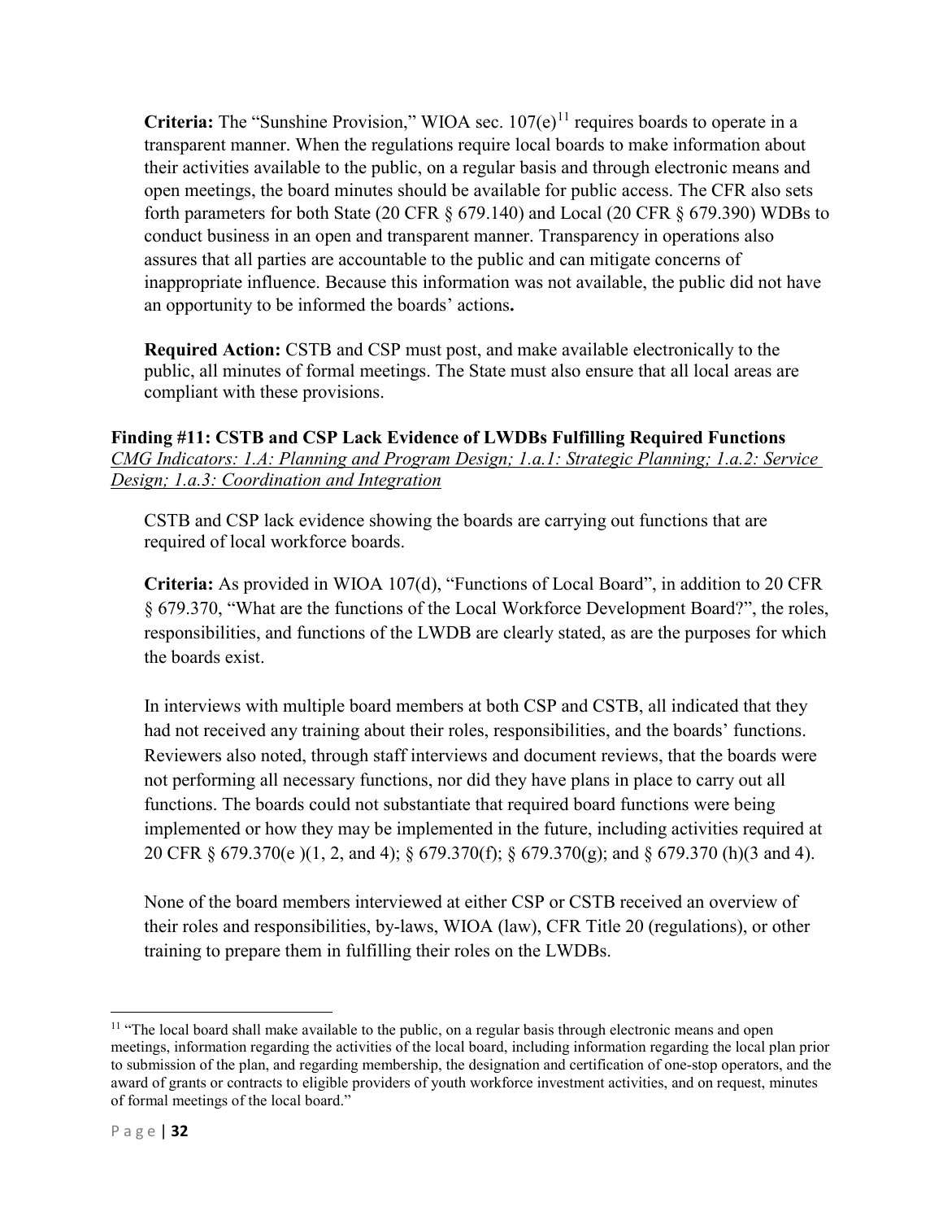**Criteria:** The "Sunshine Provision," WIOA sec. 107(e)[11] requires boards to operate in a transparent manner. When the regulations require local boards to make information about their activities available to the public, on a regular basis and through electronic means and open meetings, the board minutes should be available for public access. The CFR also sets forth parameters for both State (20 CFR § 679.140) and Local (20 CFR § 679.390) WDBs to conduct business in an open and transparent manner. Transparency in operations also assures that all parties are accountable to the public and can mitigate concerns of inappropriate influence. Because this information was not available, the public did not have an opportunity to be informed the boards' actions**.**

**Required Action:** CSTB and CSP must post, and make available electronically to the public, all minutes of formal meetings. The State must also ensure that all local areas are compliant with these provisions.

**Finding #11: CSTB and CSP Lack Evidence of LWDBs Fulfilling Required Functions**
*CMG Indicators: 1.A: Planning and Program Design; 1.a.1: Strategic Planning; 1.a.2: Service Design; 1.a.3: Coordination and Integration*

CSTB and CSP lack evidence showing the boards are carrying out functions that are required of local workforce boards.

**Criteria:** As provided in WIOA 107(d), "Functions of Local Board", in addition to 20 CFR § 679.370, "What are the functions of the Local Workforce Development Board?", the roles, responsibilities, and functions of the LWDB are clearly stated, as are the purposes for which the boards exist.

In interviews with multiple board members at both CSP and CSTB, all indicated that they had not received any training about their roles, responsibilities, and the boards' functions. Reviewers also noted, through staff interviews and document reviews, that the boards were not performing all necessary functions, nor did they have plans in place to carry out all functions. The boards could not substantiate that required board functions were being implemented or how they may be implemented in the future, including activities required at 20 CFR § 679.370(e )(1, 2, and 4); § 679.370(f); § 679.370(g); and § 679.370 (h)(3 and 4).

None of the board members interviewed at either CSP or CSTB received an overview of their roles and responsibilities, by-laws, WIOA (law), CFR Title 20 (regulations), or other training to prepare them in fulfilling their roles on the LWDBs.

[11] "The local board shall make available to the public, on a regular basis through electronic means and open meetings, information regarding the activities of the local board, including information regarding the local plan prior to submission of the plan, and regarding membership, the designation and certification of one-stop operators, and the award of grants or contracts to eligible providers of youth workforce investment activities, and on request, minutes of formal meetings of the local board."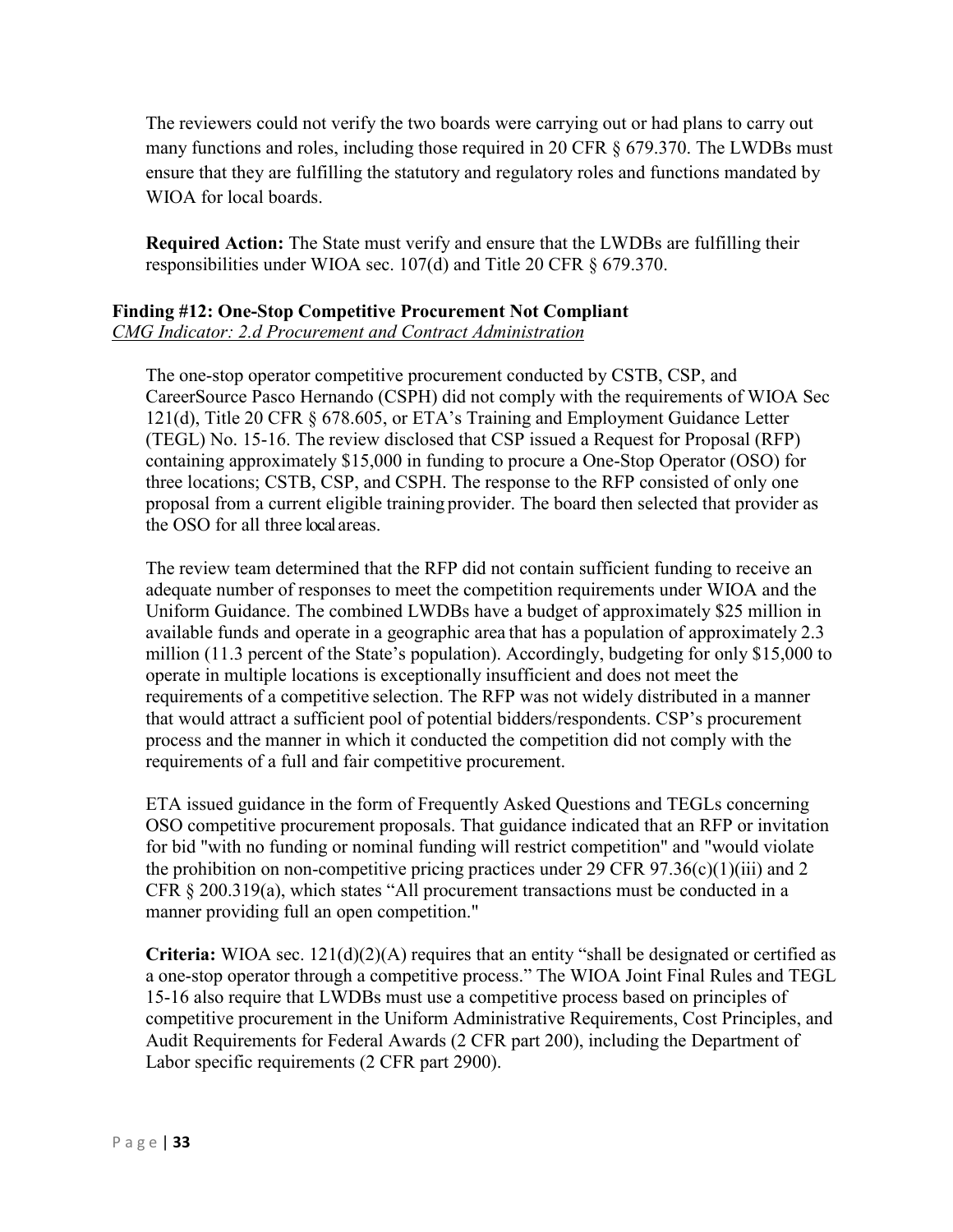The reviewers could not verify the two boards were carrying out or had plans to carry out many functions and roles, including those required in 20 CFR § 679.370. The LWDBs must ensure that they are fulfilling the statutory and regulatory roles and functions mandated by WIOA for local boards.

**Required Action:** The State must verify and ensure that the LWDBs are fulfilling their responsibilities under WIOA sec. 107(d) and Title 20 CFR § 679.370.

**Finding #12: One-Stop Competitive Procurement Not Compliant**
*CMG Indicator: 2.d Procurement and Contract Administration*

The one-stop operator competitive procurement conducted by CSTB, CSP, and CareerSource Pasco Hernando (CSPH) did not comply with the requirements of WIOA Sec 121(d), Title 20 CFR § 678.605, or ETA's Training and Employment Guidance Letter (TEGL) No. 15-16. The review disclosed that CSP issued a Request for Proposal (RFP) containing approximately $15,000 in funding to procure a One-Stop Operator (OSO) for three locations; CSTB, CSP, and CSPH. The response to the RFP consisted of only one proposal from a current eligible training provider. The board then selected that provider as the OSO for all three local areas.

The review team determined that the RFP did not contain sufficient funding to receive an adequate number of responses to meet the competition requirements under WIOA and the Uniform Guidance. The combined LWDBs have a budget of approximately $25 million in available funds and operate in a geographic area that has a population of approximately 2.3 million (11.3 percent of the State's population). Accordingly, budgeting for only $15,000 to operate in multiple locations is exceptionally insufficient and does not meet the requirements of a competitive selection. The RFP was not widely distributed in a manner that would attract a sufficient pool of potential bidders/respondents. CSP's procurement process and the manner in which it conducted the competition did not comply with the requirements of a full and fair competitive procurement.

ETA issued guidance in the form of Frequently Asked Questions and TEGLs concerning OSO competitive procurement proposals. That guidance indicated that an RFP or invitation for bid "with no funding or nominal funding will restrict competition" and "would violate the prohibition on non-competitive pricing practices under 29 CFR 97.36(c)(1)(iii) and 2 CFR § 200.319(a), which states "All procurement transactions must be conducted in a manner providing full an open competition."

**Criteria:** WIOA sec. 121(d)(2)(A) requires that an entity "shall be designated or certified as a one-stop operator through a competitive process." The WIOA Joint Final Rules and TEGL 15-16 also require that LWDBs must use a competitive process based on principles of competitive procurement in the Uniform Administrative Requirements, Cost Principles, and Audit Requirements for Federal Awards (2 CFR part 200), including the Department of Labor specific requirements (2 CFR part 2900).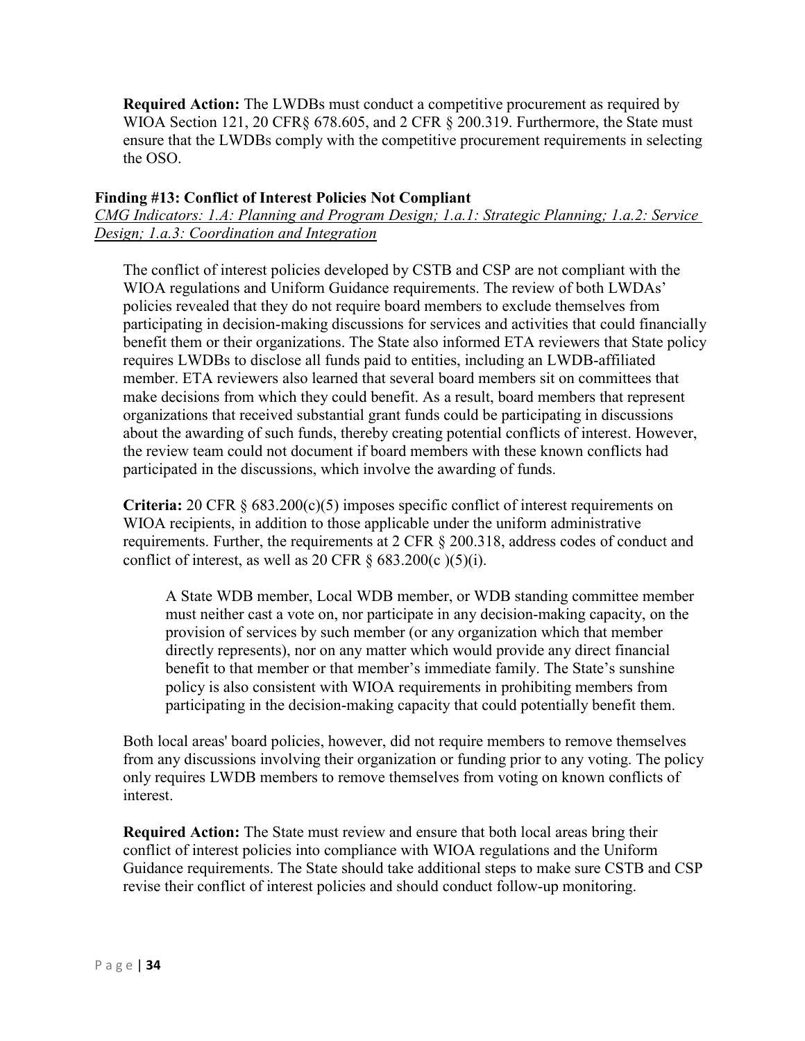**Required Action:** The LWDBs must conduct a competitive procurement as required by WIOA Section 121, 20 CFR§ 678.605, and 2 CFR § 200.319. Furthermore, the State must ensure that the LWDBs comply with the competitive procurement requirements in selecting the OSO.

### Finding #13: Conflict of Interest Policies Not Compliant

*CMG Indicators: 1.A: Planning and Program Design; 1.a.1: Strategic Planning; 1.a.2: Service Design; 1.a.3: Coordination and Integration*

The conflict of interest policies developed by CSTB and CSP are not compliant with the WIOA regulations and Uniform Guidance requirements. The review of both LWDAs' policies revealed that they do not require board members to exclude themselves from participating in decision-making discussions for services and activities that could financially benefit them or their organizations. The State also informed ETA reviewers that State policy requires LWDBs to disclose all funds paid to entities, including an LWDB-affiliated member. ETA reviewers also learned that several board members sit on committees that make decisions from which they could benefit. As a result, board members that represent organizations that received substantial grant funds could be participating in discussions about the awarding of such funds, thereby creating potential conflicts of interest. However, the review team could not document if board members with these known conflicts had participated in the discussions, which involve the awarding of funds.

**Criteria:** 20 CFR § 683.200(c)(5) imposes specific conflict of interest requirements on WIOA recipients, in addition to those applicable under the uniform administrative requirements. Further, the requirements at 2 CFR § 200.318, address codes of conduct and conflict of interest, as well as 20 CFR § 683.200(c )(5)(i).

> A State WDB member, Local WDB member, or WDB standing committee member must neither cast a vote on, nor participate in any decision-making capacity, on the provision of services by such member (or any organization which that member directly represents), nor on any matter which would provide any direct financial benefit to that member or that member's immediate family. The State's sunshine policy is also consistent with WIOA requirements in prohibiting members from participating in the decision-making capacity that could potentially benefit them.

Both local areas' board policies, however, did not require members to remove themselves from any discussions involving their organization or funding prior to any voting. The policy only requires LWDB members to remove themselves from voting on known conflicts of interest.

**Required Action:** The State must review and ensure that both local areas bring their conflict of interest policies into compliance with WIOA regulations and the Uniform Guidance requirements. The State should take additional steps to make sure CSTB and CSP revise their conflict of interest policies and should conduct follow-up monitoring.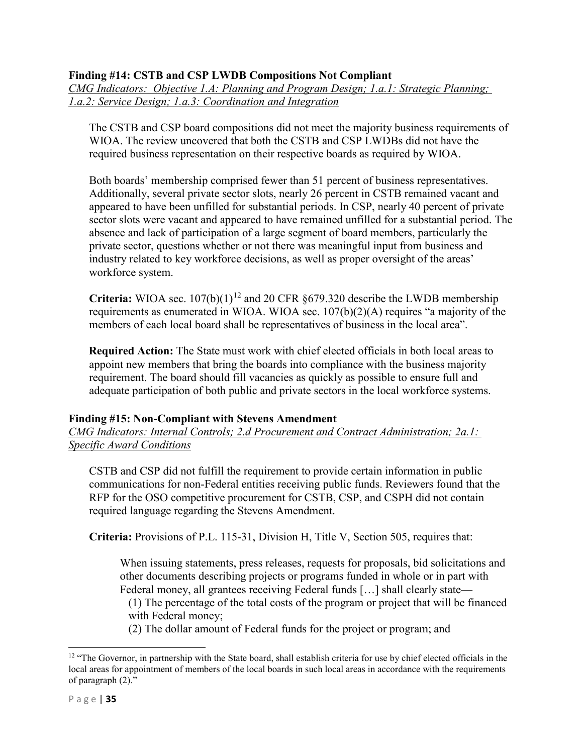**Finding #14: CSTB and CSP LWDB Compositions Not Compliant**

*CMG Indicators: Objective 1.A: Planning and Program Design; 1.a.1: Strategic Planning; 1.a.2: Service Design; 1.a.3: Coordination and Integration*

The CSTB and CSP board compositions did not meet the majority business requirements of WIOA. The review uncovered that both the CSTB and CSP LWDBs did not have the required business representation on their respective boards as required by WIOA.

Both boards' membership comprised fewer than 51 percent of business representatives. Additionally, several private sector slots, nearly 26 percent in CSTB remained vacant and appeared to have been unfilled for substantial periods. In CSP, nearly 40 percent of private sector slots were vacant and appeared to have remained unfilled for a substantial period. The absence and lack of participation of a large segment of board members, particularly the private sector, questions whether or not there was meaningful input from business and industry related to key workforce decisions, as well as proper oversight of the areas' workforce system.

**Criteria:** WIOA sec. 107(b)(1)[12] and 20 CFR §679.320 describe the LWDB membership requirements as enumerated in WIOA. WIOA sec. 107(b)(2)(A) requires "a majority of the members of each local board shall be representatives of business in the local area".

**Required Action:** The State must work with chief elected officials in both local areas to appoint new members that bring the boards into compliance with the business majority requirement. The board should fill vacancies as quickly as possible to ensure full and adequate participation of both public and private sectors in the local workforce systems.

**Finding #15: Non-Compliant with Stevens Amendment**

*CMG Indicators: Internal Controls; 2.d Procurement and Contract Administration; 2a.1: Specific Award Conditions*

CSTB and CSP did not fulfill the requirement to provide certain information in public communications for non-Federal entities receiving public funds. Reviewers found that the RFP for the OSO competitive procurement for CSTB, CSP, and CSPH did not contain required language regarding the Stevens Amendment.

**Criteria:** Provisions of P.L. 115-31, Division H, Title V, Section 505, requires that:

> When issuing statements, press releases, requests for proposals, bid solicitations and other documents describing projects or programs funded in whole or in part with Federal money, all grantees receiving Federal funds […] shall clearly state—
>
> (1) The percentage of the total costs of the program or project that will be financed with Federal money;
>
> (2) The dollar amount of Federal funds for the project or program; and

---

[12] "The Governor, in partnership with the State board, shall establish criteria for use by chief elected officials in the local areas for appointment of members of the local boards in such local areas in accordance with the requirements of paragraph (2)."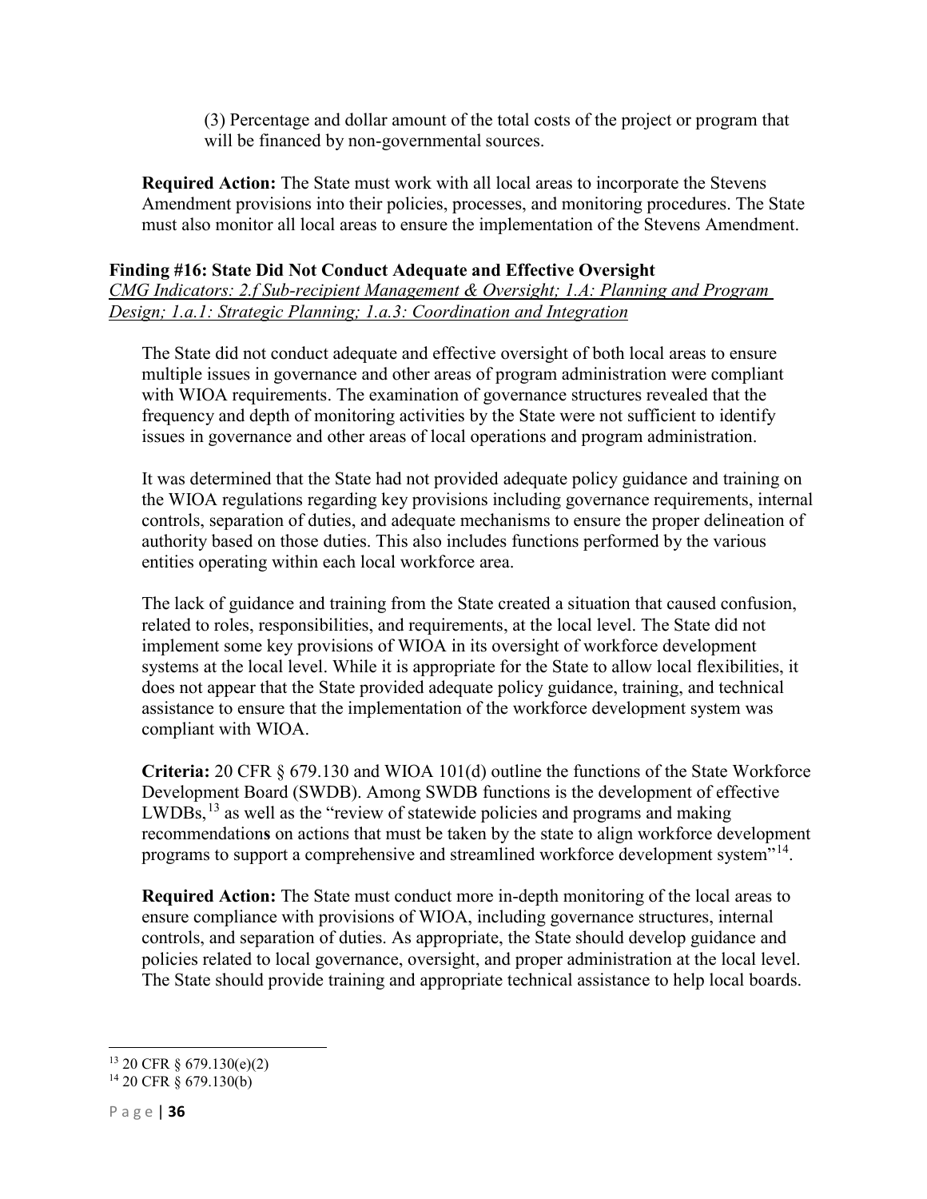(3) Percentage and dollar amount of the total costs of the project or program that will be financed by non-governmental sources.

**Required Action:** The State must work with all local areas to incorporate the Stevens Amendment provisions into their policies, processes, and monitoring procedures. The State must also monitor all local areas to ensure the implementation of the Stevens Amendment.

**Finding #16: State Did Not Conduct Adequate and Effective Oversight**

*CMG Indicators: 2.f Sub-recipient Management & Oversight; 1.A: Planning and Program Design; 1.a.1: Strategic Planning; 1.a.3: Coordination and Integration*

The State did not conduct adequate and effective oversight of both local areas to ensure multiple issues in governance and other areas of program administration were compliant with WIOA requirements. The examination of governance structures revealed that the frequency and depth of monitoring activities by the State were not sufficient to identify issues in governance and other areas of local operations and program administration.

It was determined that the State had not provided adequate policy guidance and training on the WIOA regulations regarding key provisions including governance requirements, internal controls, separation of duties, and adequate mechanisms to ensure the proper delineation of authority based on those duties. This also includes functions performed by the various entities operating within each local workforce area.

The lack of guidance and training from the State created a situation that caused confusion, related to roles, responsibilities, and requirements, at the local level. The State did not implement some key provisions of WIOA in its oversight of workforce development systems at the local level. While it is appropriate for the State to allow local flexibilities, it does not appear that the State provided adequate policy guidance, training, and technical assistance to ensure that the implementation of the workforce development system was compliant with WIOA.

**Criteria:** 20 CFR § 679.130 and WIOA 101(d) outline the functions of the State Workforce Development Board (SWDB). Among SWDB functions is the development of effective LWDBs,[13] as well as the "review of statewide policies and programs and making recommendation**s** on actions that must be taken by the state to align workforce development programs to support a comprehensive and streamlined workforce development system"[14].

**Required Action:** The State must conduct more in-depth monitoring of the local areas to ensure compliance with provisions of WIOA, including governance structures, internal controls, and separation of duties. As appropriate, the State should develop guidance and policies related to local governance, oversight, and proper administration at the local level. The State should provide training and appropriate technical assistance to help local boards.

---

[13] 20 CFR § 679.130(e)(2)

[14] 20 CFR § 679.130(b)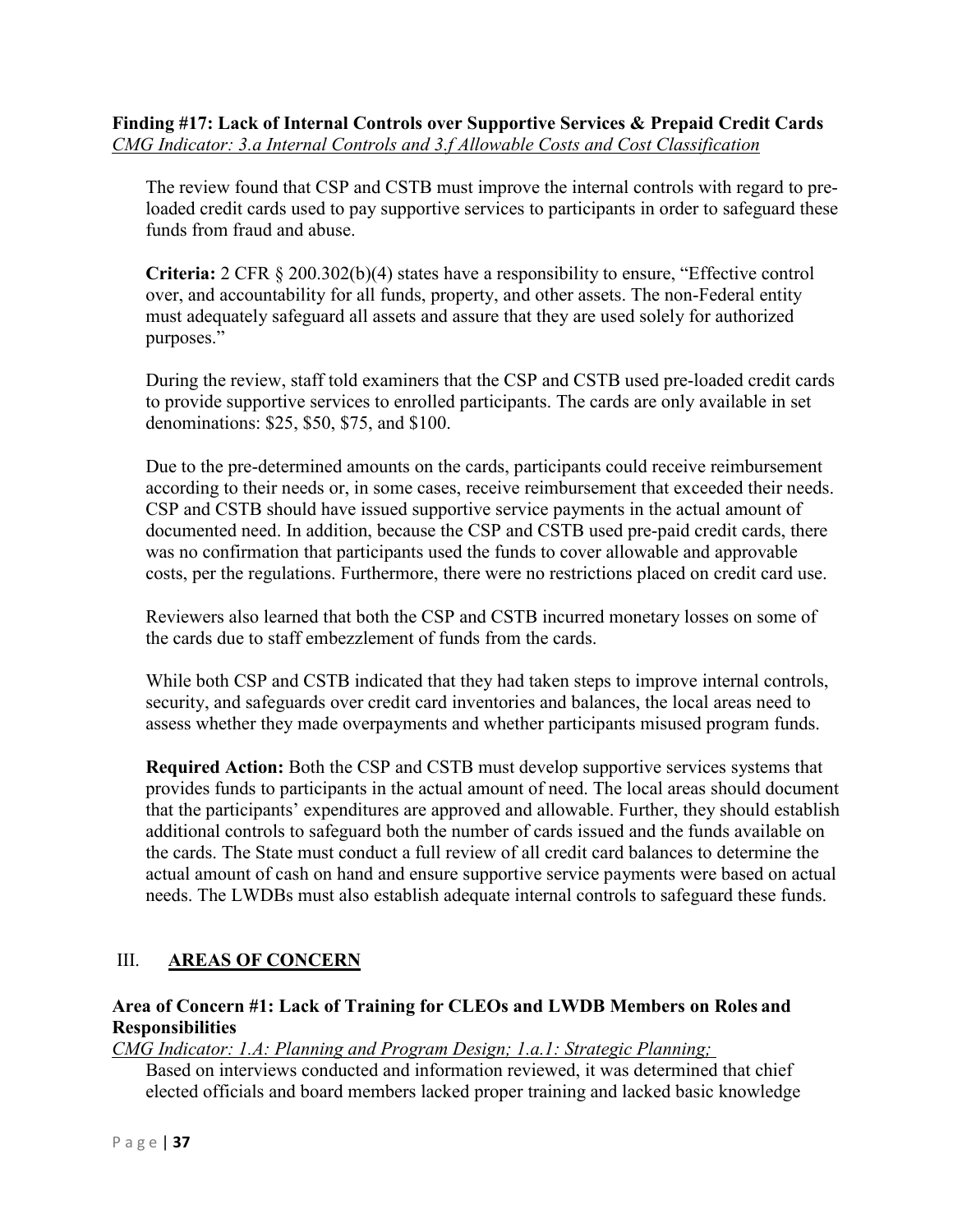**Finding #17: Lack of Internal Controls over Supportive Services & Prepaid Credit Cards**
*CMG Indicator: 3.a Internal Controls and 3.f Allowable Costs and Cost Classification*

The review found that CSP and CSTB must improve the internal controls with regard to pre-loaded credit cards used to pay supportive services to participants in order to safeguard these funds from fraud and abuse.

**Criteria:** 2 CFR § 200.302(b)(4) states have a responsibility to ensure, "Effective control over, and accountability for all funds, property, and other assets. The non-Federal entity must adequately safeguard all assets and assure that they are used solely for authorized purposes."

During the review, staff told examiners that the CSP and CSTB used pre-loaded credit cards to provide supportive services to enrolled participants. The cards are only available in set denominations: $25, $50, $75, and $100.

Due to the pre-determined amounts on the cards, participants could receive reimbursement according to their needs or, in some cases, receive reimbursement that exceeded their needs. CSP and CSTB should have issued supportive service payments in the actual amount of documented need. In addition, because the CSP and CSTB used pre-paid credit cards, there was no confirmation that participants used the funds to cover allowable and approvable costs, per the regulations. Furthermore, there were no restrictions placed on credit card use.

Reviewers also learned that both the CSP and CSTB incurred monetary losses on some of the cards due to staff embezzlement of funds from the cards.

While both CSP and CSTB indicated that they had taken steps to improve internal controls, security, and safeguards over credit card inventories and balances, the local areas need to assess whether they made overpayments and whether participants misused program funds.

**Required Action:** Both the CSP and CSTB must develop supportive services systems that provides funds to participants in the actual amount of need. The local areas should document that the participants' expenditures are approved and allowable. Further, they should establish additional controls to safeguard both the number of cards issued and the funds available on the cards. The State must conduct a full review of all credit card balances to determine the actual amount of cash on hand and ensure supportive service payments were based on actual needs. The LWDBs must also establish adequate internal controls to safeguard these funds.

## III. AREAS OF CONCERN

**Area of Concern #1: Lack of Training for CLEOs and LWDB Members on Roles and Responsibilities**
*CMG Indicator: 1.A: Planning and Program Design; 1.a.1: Strategic Planning;*

Based on interviews conducted and information reviewed, it was determined that chief elected officials and board members lacked proper training and lacked basic knowledge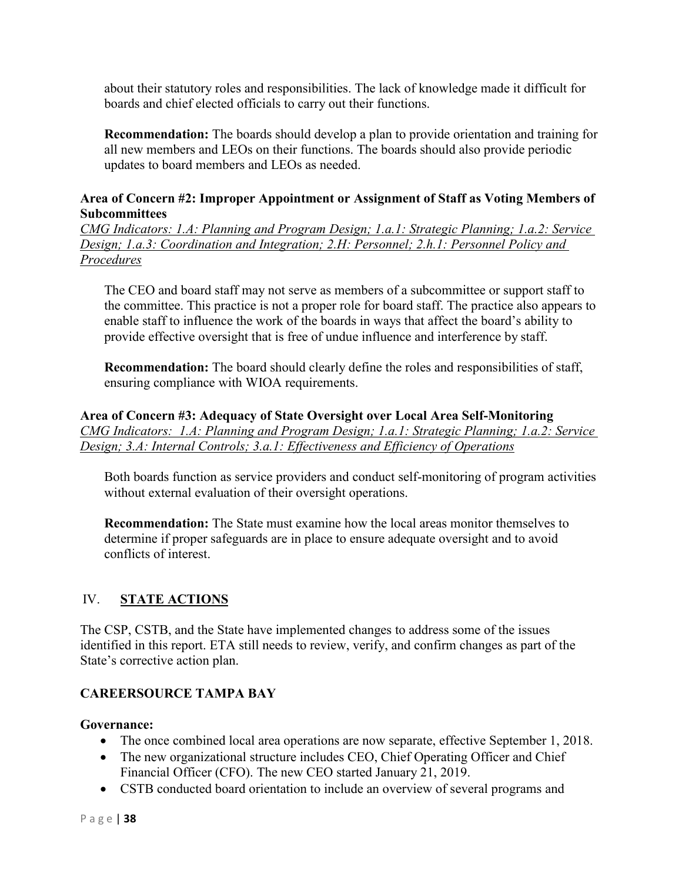about their statutory roles and responsibilities. The lack of knowledge made it difficult for boards and chief elected officials to carry out their functions.

**Recommendation:** The boards should develop a plan to provide orientation and training for all new members and LEOs on their functions. The boards should also provide periodic updates to board members and LEOs as needed.

**Area of Concern #2: Improper Appointment or Assignment of Staff as Voting Members of Subcommittees**

*CMG Indicators: 1.A: Planning and Program Design; 1.a.1: Strategic Planning; 1.a.2: Service Design; 1.a.3: Coordination and Integration; 2.H: Personnel; 2.h.1: Personnel Policy and Procedures*

The CEO and board staff may not serve as members of a subcommittee or support staff to the committee. This practice is not a proper role for board staff. The practice also appears to enable staff to influence the work of the boards in ways that affect the board's ability to provide effective oversight that is free of undue influence and interference by staff.

**Recommendation:** The board should clearly define the roles and responsibilities of staff, ensuring compliance with WIOA requirements.

**Area of Concern #3: Adequacy of State Oversight over Local Area Self-Monitoring**

*CMG Indicators: 1.A: Planning and Program Design; 1.a.1: Strategic Planning; 1.a.2: Service Design; 3.A: Internal Controls; 3.a.1: Effectiveness and Efficiency of Operations*

Both boards function as service providers and conduct self-monitoring of program activities without external evaluation of their oversight operations.

**Recommendation:** The State must examine how the local areas monitor themselves to determine if proper safeguards are in place to ensure adequate oversight and to avoid conflicts of interest.

## IV. STATE ACTIONS

The CSP, CSTB, and the State have implemented changes to address some of the issues identified in this report. ETA still needs to review, verify, and confirm changes as part of the State's corrective action plan.

### CAREERSOURCE TAMPA BAY

**Governance:**

- The once combined local area operations are now separate, effective September 1, 2018.
- The new organizational structure includes CEO, Chief Operating Officer and Chief Financial Officer (CFO). The new CEO started January 21, 2019.
- CSTB conducted board orientation to include an overview of several programs and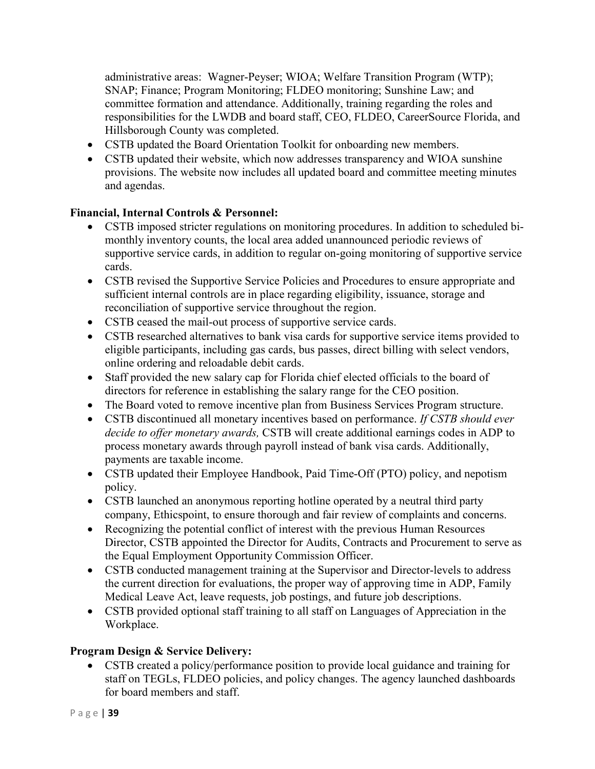administrative areas: Wagner-Peyser; WIOA; Welfare Transition Program (WTP); SNAP; Finance; Program Monitoring; FLDEO monitoring; Sunshine Law; and committee formation and attendance. Additionally, training regarding the roles and responsibilities for the LWDB and board staff, CEO, FLDEO, CareerSource Florida, and Hillsborough County was completed.

- CSTB updated the Board Orientation Toolkit for onboarding new members.
- CSTB updated their website, which now addresses transparency and WIOA sunshine provisions. The website now includes all updated board and committee meeting minutes and agendas.

**Financial, Internal Controls & Personnel:**

- CSTB imposed stricter regulations on monitoring procedures. In addition to scheduled bi-monthly inventory counts, the local area added unannounced periodic reviews of supportive service cards, in addition to regular on-going monitoring of supportive service cards.
- CSTB revised the Supportive Service Policies and Procedures to ensure appropriate and sufficient internal controls are in place regarding eligibility, issuance, storage and reconciliation of supportive service throughout the region.
- CSTB ceased the mail-out process of supportive service cards.
- CSTB researched alternatives to bank visa cards for supportive service items provided to eligible participants, including gas cards, bus passes, direct billing with select vendors, online ordering and reloadable debit cards.
- Staff provided the new salary cap for Florida chief elected officials to the board of directors for reference in establishing the salary range for the CEO position.
- The Board voted to remove incentive plan from Business Services Program structure.
- CSTB discontinued all monetary incentives based on performance. *If CSTB should ever decide to offer monetary awards,* CSTB will create additional earnings codes in ADP to process monetary awards through payroll instead of bank visa cards. Additionally, payments are taxable income.
- CSTB updated their Employee Handbook, Paid Time-Off (PTO) policy, and nepotism policy.
- CSTB launched an anonymous reporting hotline operated by a neutral third party company, Ethicspoint, to ensure thorough and fair review of complaints and concerns.
- Recognizing the potential conflict of interest with the previous Human Resources Director, CSTB appointed the Director for Audits, Contracts and Procurement to serve as the Equal Employment Opportunity Commission Officer.
- CSTB conducted management training at the Supervisor and Director-levels to address the current direction for evaluations, the proper way of approving time in ADP, Family Medical Leave Act, leave requests, job postings, and future job descriptions.
- CSTB provided optional staff training to all staff on Languages of Appreciation in the Workplace.

**Program Design & Service Delivery:**

- CSTB created a policy/performance position to provide local guidance and training for staff on TEGLs, FLDEO policies, and policy changes. The agency launched dashboards for board members and staff.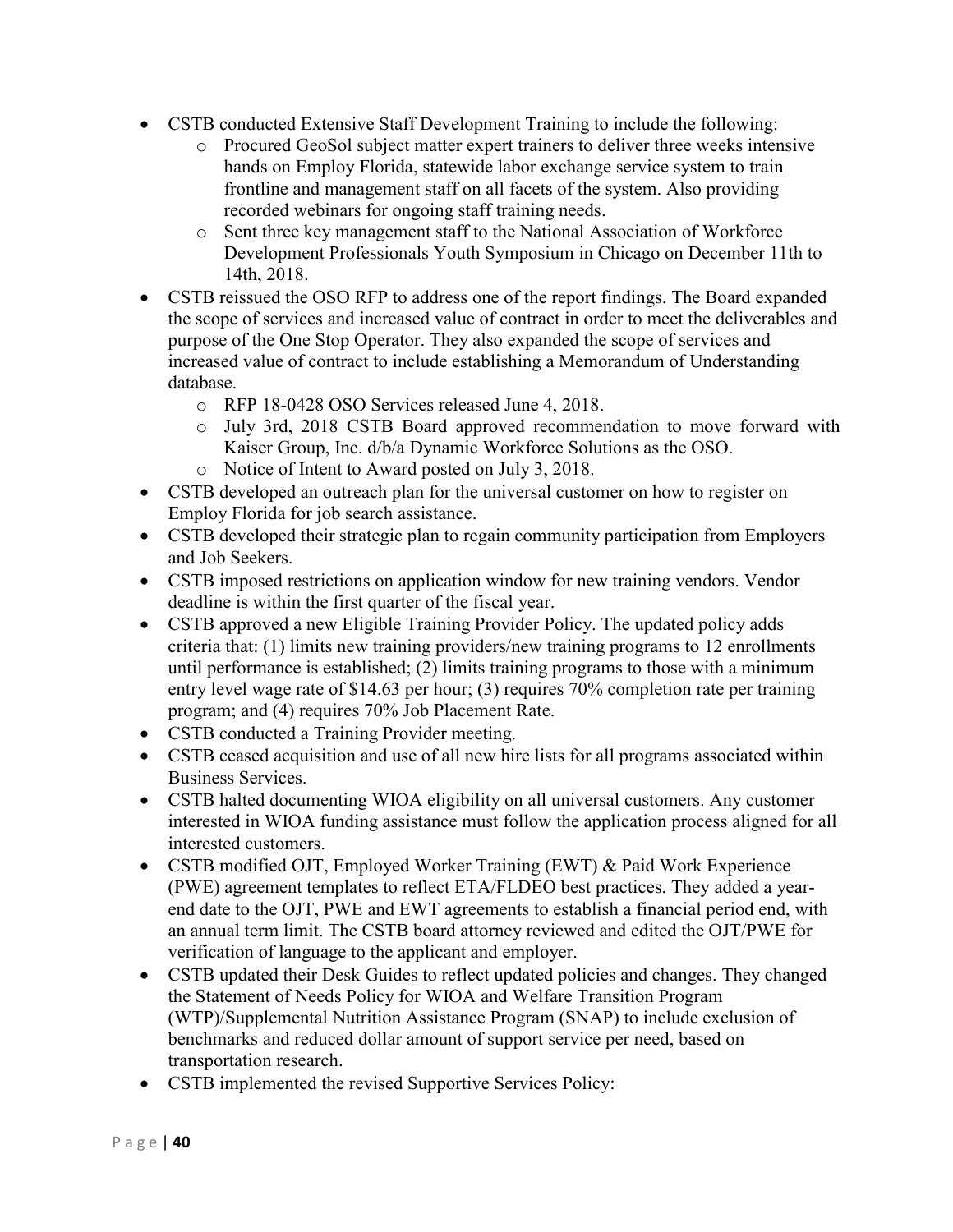- CSTB conducted Extensive Staff Development Training to include the following:
  - Procured GeoSol subject matter expert trainers to deliver three weeks intensive hands on Employ Florida, statewide labor exchange service system to train frontline and management staff on all facets of the system. Also providing recorded webinars for ongoing staff training needs.
  - Sent three key management staff to the National Association of Workforce Development Professionals Youth Symposium in Chicago on December 11th to 14th, 2018.
- CSTB reissued the OSO RFP to address one of the report findings. The Board expanded the scope of services and increased value of contract in order to meet the deliverables and purpose of the One Stop Operator. They also expanded the scope of services and increased value of contract to include establishing a Memorandum of Understanding database.
  - RFP 18-0428 OSO Services released June 4, 2018.
  - July 3rd, 2018 CSTB Board approved recommendation to move forward with Kaiser Group, Inc. d/b/a Dynamic Workforce Solutions as the OSO.
  - Notice of Intent to Award posted on July 3, 2018.
- CSTB developed an outreach plan for the universal customer on how to register on Employ Florida for job search assistance.
- CSTB developed their strategic plan to regain community participation from Employers and Job Seekers.
- CSTB imposed restrictions on application window for new training vendors. Vendor deadline is within the first quarter of the fiscal year.
- CSTB approved a new Eligible Training Provider Policy. The updated policy adds criteria that: (1) limits new training providers/new training programs to 12 enrollments until performance is established; (2) limits training programs to those with a minimum entry level wage rate of $14.63 per hour; (3) requires 70% completion rate per training program; and (4) requires 70% Job Placement Rate.
- CSTB conducted a Training Provider meeting.
- CSTB ceased acquisition and use of all new hire lists for all programs associated within Business Services.
- CSTB halted documenting WIOA eligibility on all universal customers. Any customer interested in WIOA funding assistance must follow the application process aligned for all interested customers.
- CSTB modified OJT, Employed Worker Training (EWT) & Paid Work Experience (PWE) agreement templates to reflect ETA/FLDEO best practices. They added a year-end date to the OJT, PWE and EWT agreements to establish a financial period end, with an annual term limit. The CSTB board attorney reviewed and edited the OJT/PWE for verification of language to the applicant and employer.
- CSTB updated their Desk Guides to reflect updated policies and changes. They changed the Statement of Needs Policy for WIOA and Welfare Transition Program (WTP)/Supplemental Nutrition Assistance Program (SNAP) to include exclusion of benchmarks and reduced dollar amount of support service per need, based on transportation research.
- CSTB implemented the revised Supportive Services Policy: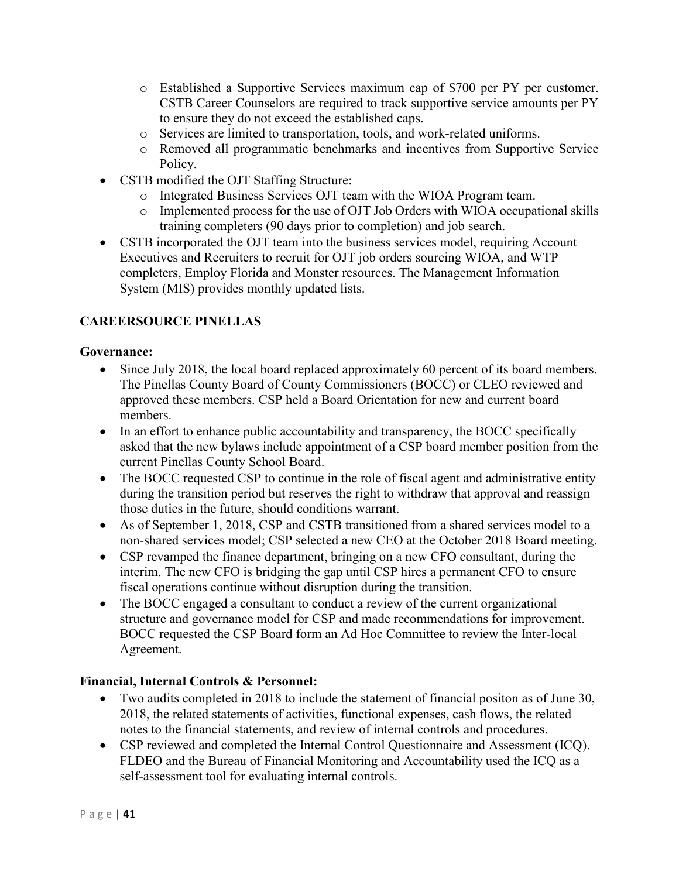- Established a Supportive Services maximum cap of $700 per PY per customer. CSTB Career Counselors are required to track supportive service amounts per PY to ensure they do not exceed the established caps.
  - Services are limited to transportation, tools, and work-related uniforms.
  - Removed all programmatic benchmarks and incentives from Supportive Service Policy.
- CSTB modified the OJT Staffing Structure:
  - Integrated Business Services OJT team with the WIOA Program team.
  - Implemented process for the use of OJT Job Orders with WIOA occupational skills training completers (90 days prior to completion) and job search.
- CSTB incorporated the OJT team into the business services model, requiring Account Executives and Recruiters to recruit for OJT job orders sourcing WIOA, and WTP completers, Employ Florida and Monster resources. The Management Information System (MIS) provides monthly updated lists.

## CAREERSOURCE PINELLAS

**Governance:**

- Since July 2018, the local board replaced approximately 60 percent of its board members. The Pinellas County Board of County Commissioners (BOCC) or CLEO reviewed and approved these members. CSP held a Board Orientation for new and current board members.
- In an effort to enhance public accountability and transparency, the BOCC specifically asked that the new bylaws include appointment of a CSP board member position from the current Pinellas County School Board.
- The BOCC requested CSP to continue in the role of fiscal agent and administrative entity during the transition period but reserves the right to withdraw that approval and reassign those duties in the future, should conditions warrant.
- As of September 1, 2018, CSP and CSTB transitioned from a shared services model to a non-shared services model; CSP selected a new CEO at the October 2018 Board meeting.
- CSP revamped the finance department, bringing on a new CFO consultant, during the interim. The new CFO is bridging the gap until CSP hires a permanent CFO to ensure fiscal operations continue without disruption during the transition.
- The BOCC engaged a consultant to conduct a review of the current organizational structure and governance model for CSP and made recommendations for improvement. BOCC requested the CSP Board form an Ad Hoc Committee to review the Inter-local Agreement.

**Financial, Internal Controls & Personnel:**

- Two audits completed in 2018 to include the statement of financial positon as of June 30, 2018, the related statements of activities, functional expenses, cash flows, the related notes to the financial statements, and review of internal controls and procedures.
- CSP reviewed and completed the Internal Control Questionnaire and Assessment (ICQ). FLDEO and the Bureau of Financial Monitoring and Accountability used the ICQ as a self-assessment tool for evaluating internal controls.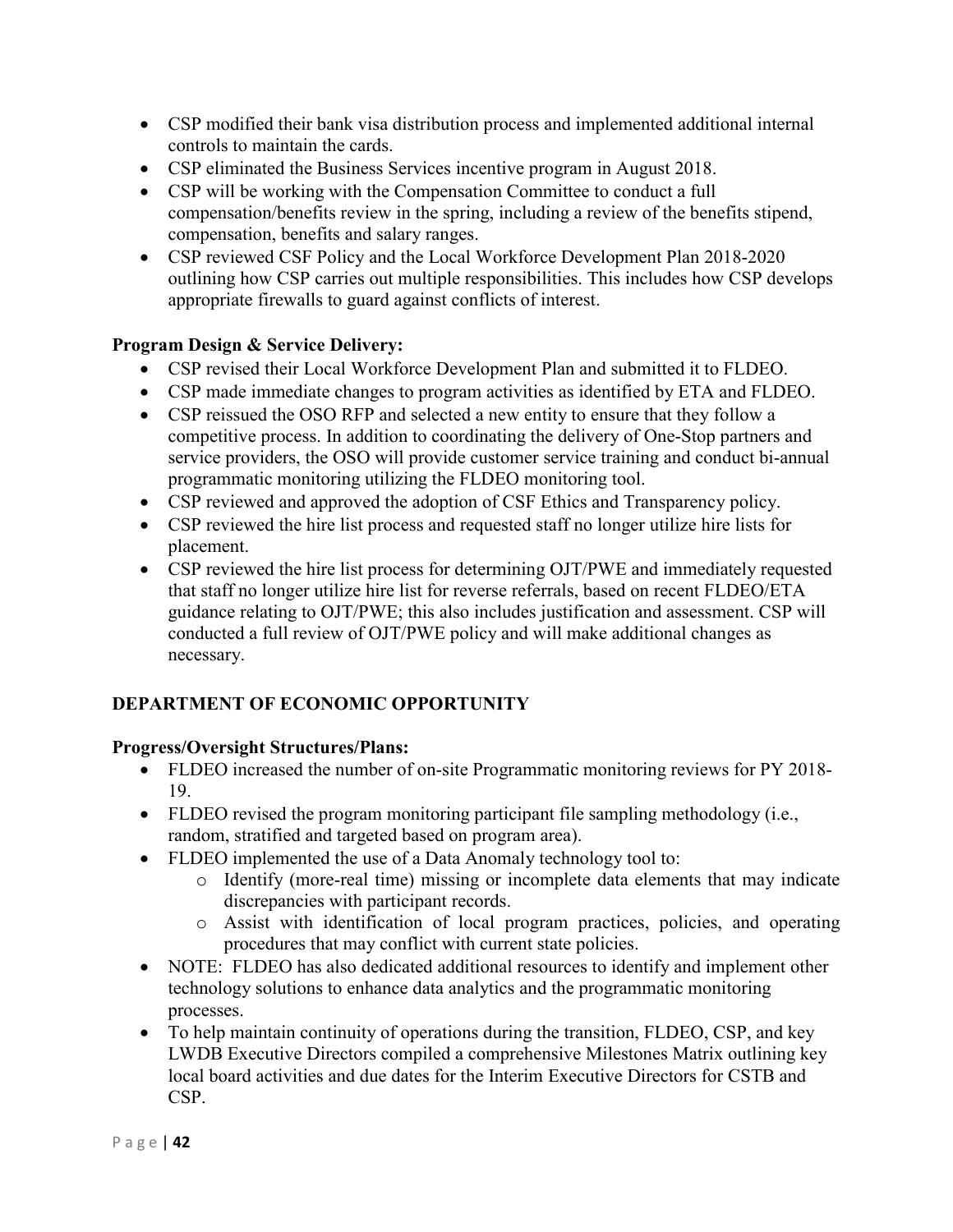- CSP modified their bank visa distribution process and implemented additional internal controls to maintain the cards.
- CSP eliminated the Business Services incentive program in August 2018.
- CSP will be working with the Compensation Committee to conduct a full compensation/benefits review in the spring, including a review of the benefits stipend, compensation, benefits and salary ranges.
- CSP reviewed CSF Policy and the Local Workforce Development Plan 2018-2020 outlining how CSP carries out multiple responsibilities. This includes how CSP develops appropriate firewalls to guard against conflicts of interest.

**Program Design & Service Delivery:**

- CSP revised their Local Workforce Development Plan and submitted it to FLDEO.
- CSP made immediate changes to program activities as identified by ETA and FLDEO.
- CSP reissued the OSO RFP and selected a new entity to ensure that they follow a competitive process. In addition to coordinating the delivery of One-Stop partners and service providers, the OSO will provide customer service training and conduct bi-annual programmatic monitoring utilizing the FLDEO monitoring tool.
- CSP reviewed and approved the adoption of CSF Ethics and Transparency policy.
- CSP reviewed the hire list process and requested staff no longer utilize hire lists for placement.
- CSP reviewed the hire list process for determining OJT/PWE and immediately requested that staff no longer utilize hire list for reverse referrals, based on recent FLDEO/ETA guidance relating to OJT/PWE; this also includes justification and assessment. CSP will conducted a full review of OJT/PWE policy and will make additional changes as necessary.

## DEPARTMENT OF ECONOMIC OPPORTUNITY

**Progress/Oversight Structures/Plans:**

- FLDEO increased the number of on-site Programmatic monitoring reviews for PY 2018-19.
- FLDEO revised the program monitoring participant file sampling methodology (i.e., random, stratified and targeted based on program area).
- FLDEO implemented the use of a Data Anomaly technology tool to:
    - Identify (more-real time) missing or incomplete data elements that may indicate discrepancies with participant records.
    - Assist with identification of local program practices, policies, and operating procedures that may conflict with current state policies.
- NOTE: FLDEO has also dedicated additional resources to identify and implement other technology solutions to enhance data analytics and the programmatic monitoring processes.
- To help maintain continuity of operations during the transition, FLDEO, CSP, and key LWDB Executive Directors compiled a comprehensive Milestones Matrix outlining key local board activities and due dates for the Interim Executive Directors for CSTB and CSP.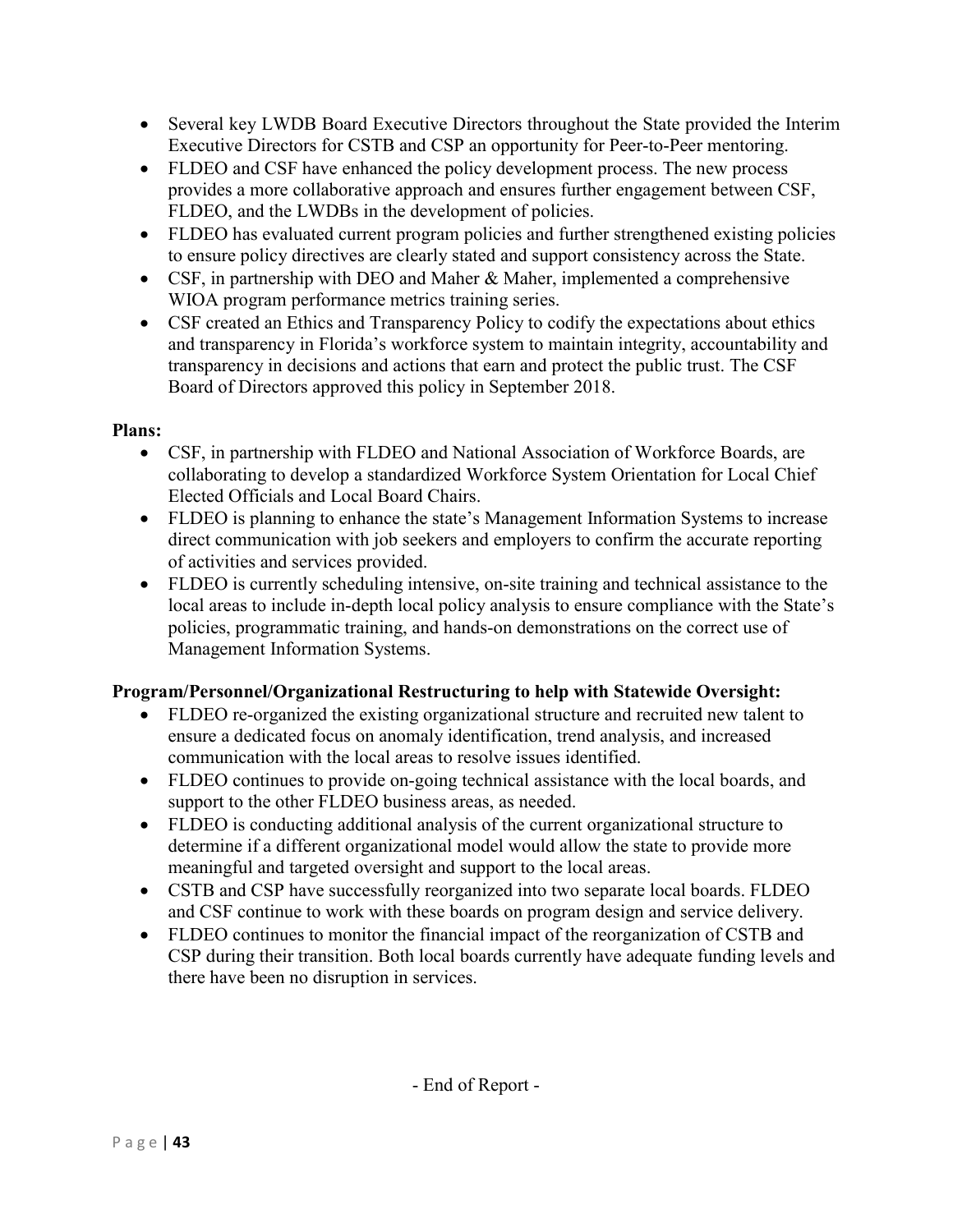- Several key LWDB Board Executive Directors throughout the State provided the Interim Executive Directors for CSTB and CSP an opportunity for Peer-to-Peer mentoring.
- FLDEO and CSF have enhanced the policy development process. The new process provides a more collaborative approach and ensures further engagement between CSF, FLDEO, and the LWDBs in the development of policies.
- FLDEO has evaluated current program policies and further strengthened existing policies to ensure policy directives are clearly stated and support consistency across the State.
- CSF, in partnership with DEO and Maher & Maher, implemented a comprehensive WIOA program performance metrics training series.
- CSF created an Ethics and Transparency Policy to codify the expectations about ethics and transparency in Florida's workforce system to maintain integrity, accountability and transparency in decisions and actions that earn and protect the public trust. The CSF Board of Directors approved this policy in September 2018.

**Plans:**

- CSF, in partnership with FLDEO and National Association of Workforce Boards, are collaborating to develop a standardized Workforce System Orientation for Local Chief Elected Officials and Local Board Chairs.
- FLDEO is planning to enhance the state's Management Information Systems to increase direct communication with job seekers and employers to confirm the accurate reporting of activities and services provided.
- FLDEO is currently scheduling intensive, on-site training and technical assistance to the local areas to include in-depth local policy analysis to ensure compliance with the State's policies, programmatic training, and hands-on demonstrations on the correct use of Management Information Systems.

**Program/Personnel/Organizational Restructuring to help with Statewide Oversight:**

- FLDEO re-organized the existing organizational structure and recruited new talent to ensure a dedicated focus on anomaly identification, trend analysis, and increased communication with the local areas to resolve issues identified.
- FLDEO continues to provide on-going technical assistance with the local boards, and support to the other FLDEO business areas, as needed.
- FLDEO is conducting additional analysis of the current organizational structure to determine if a different organizational model would allow the state to provide more meaningful and targeted oversight and support to the local areas.
- CSTB and CSP have successfully reorganized into two separate local boards. FLDEO and CSF continue to work with these boards on program design and service delivery.
- FLDEO continues to monitor the financial impact of the reorganization of CSTB and CSP during their transition. Both local boards currently have adequate funding levels and there have been no disruption in services.

- End of Report -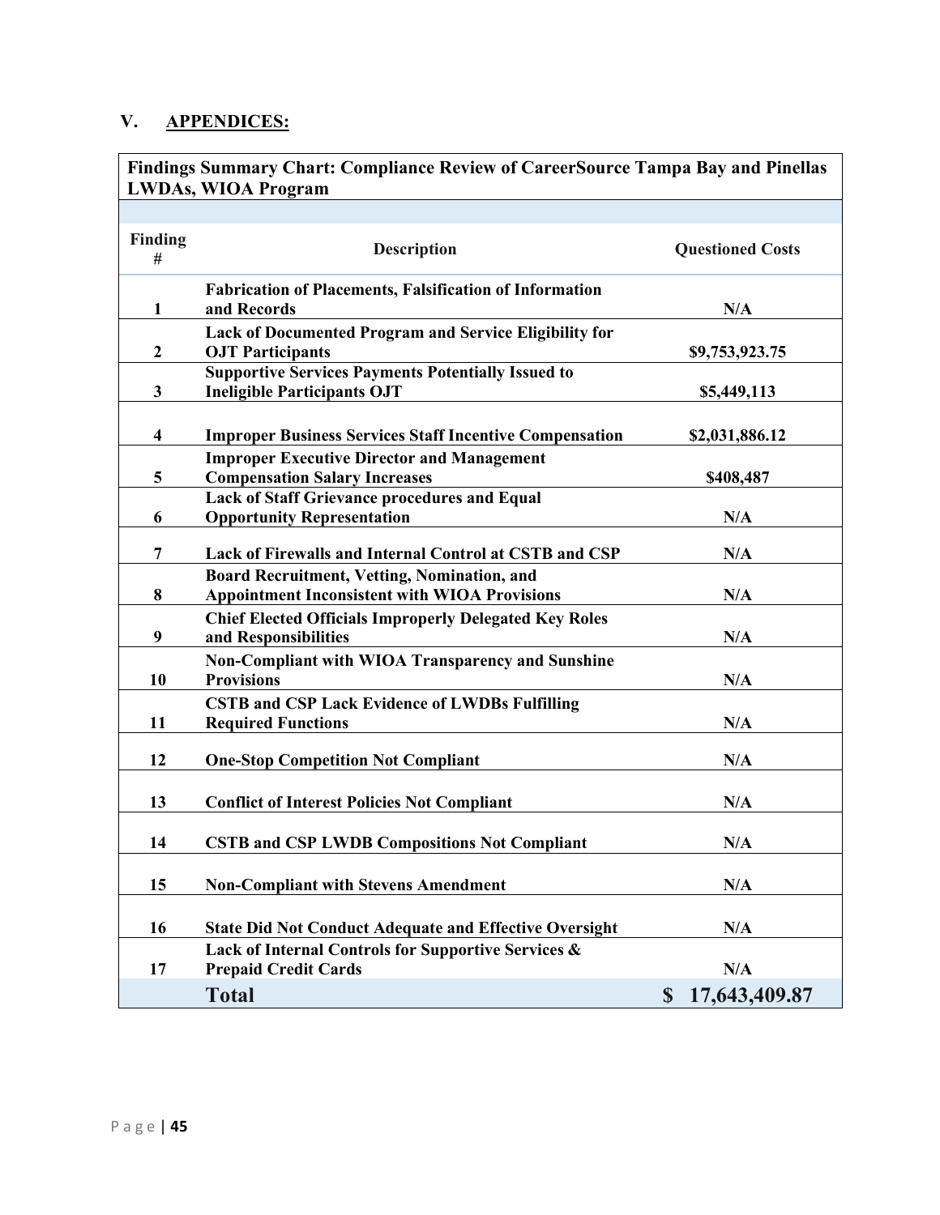## V. APPENDICES:

**Findings Summary Chart: Compliance Review of CareerSource Tampa Bay and Pinellas LWDAs, WIOA Program**

| Finding # | Description | Questioned Costs |
|---|---|---|
| 1 | Fabrication of Placements, Falsification of Information and Records | N/A |
| 2 | Lack of Documented Program and Service Eligibility for OJT Participants | $9,753,923.75 |
| 3 | Supportive Services Payments Potentially Issued to Ineligible Participants OJT | $5,449,113 |
| 4 | Improper Business Services Staff Incentive Compensation | $2,031,886.12 |
| 5 | Improper Executive Director and Management Compensation Salary Increases | $408,487 |
| 6 | Lack of Staff Grievance procedures and Equal Opportunity Representation | N/A |
| 7 | Lack of Firewalls and Internal Control at CSTB and CSP | N/A |
| 8 | Board Recruitment, Vetting, Nomination, and Appointment Inconsistent with WIOA Provisions | N/A |
| 9 | Chief Elected Officials Improperly Delegated Key Roles and Responsibilities | N/A |
| 10 | Non-Compliant with WIOA Transparency and Sunshine Provisions | N/A |
| 11 | CSTB and CSP Lack Evidence of LWDBs Fulfilling Required Functions | N/A |
| 12 | One-Stop Competition Not Compliant | N/A |
| 13 | Conflict of Interest Policies Not Compliant | N/A |
| 14 | CSTB and CSP LWDB Compositions Not Compliant | N/A |
| 15 | Non-Compliant with Stevens Amendment | N/A |
| 16 | State Did Not Conduct Adequate and Effective Oversight | N/A |
| 17 | Lack of Internal Controls for Supportive Services & Prepaid Credit Cards | N/A |
| | **Total** | **$ 17,643,409.87** |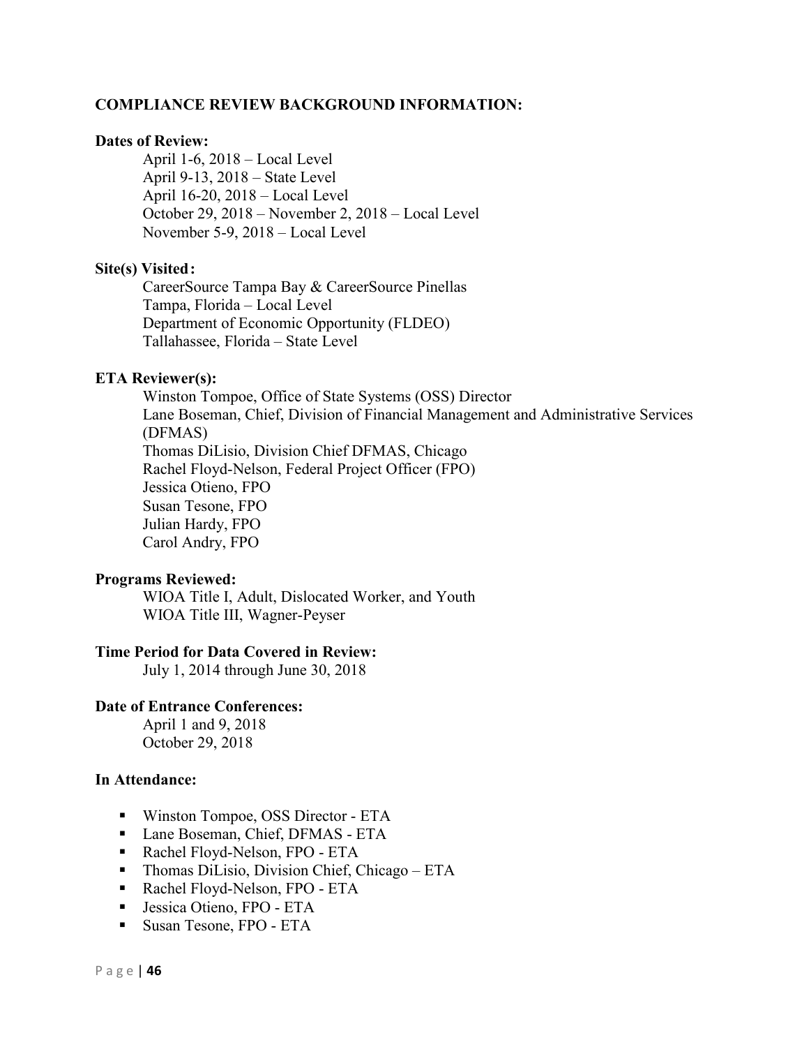**COMPLIANCE REVIEW BACKGROUND INFORMATION:**

**Dates of Review:**

April 1-6, 2018 – Local Level
April 9-13, 2018 – State Level
April 16-20, 2018 – Local Level
October 29, 2018 – November 2, 2018 – Local Level
November 5-9, 2018 – Local Level

**Site(s) Visited:**

CareerSource Tampa Bay & CareerSource Pinellas
Tampa, Florida – Local Level
Department of Economic Opportunity (FLDEO)
Tallahassee, Florida – State Level

**ETA Reviewer(s):**

Winston Tompoe, Office of State Systems (OSS) Director
Lane Boseman, Chief, Division of Financial Management and Administrative Services (DFMAS)
Thomas DiLisio, Division Chief DFMAS, Chicago
Rachel Floyd-Nelson, Federal Project Officer (FPO)
Jessica Otieno, FPO
Susan Tesone, FPO
Julian Hardy, FPO
Carol Andry, FPO

**Programs Reviewed:**

WIOA Title I, Adult, Dislocated Worker, and Youth
WIOA Title III, Wagner-Peyser

**Time Period for Data Covered in Review:**

July 1, 2014 through June 30, 2018

**Date of Entrance Conferences:**

April 1 and 9, 2018
October 29, 2018

**In Attendance:**

- Winston Tompoe, OSS Director - ETA
- Lane Boseman, Chief, DFMAS - ETA
- Rachel Floyd-Nelson, FPO - ETA
- Thomas DiLisio, Division Chief, Chicago – ETA
- Rachel Floyd-Nelson, FPO - ETA
- Jessica Otieno, FPO - ETA
- Susan Tesone, FPO - ETA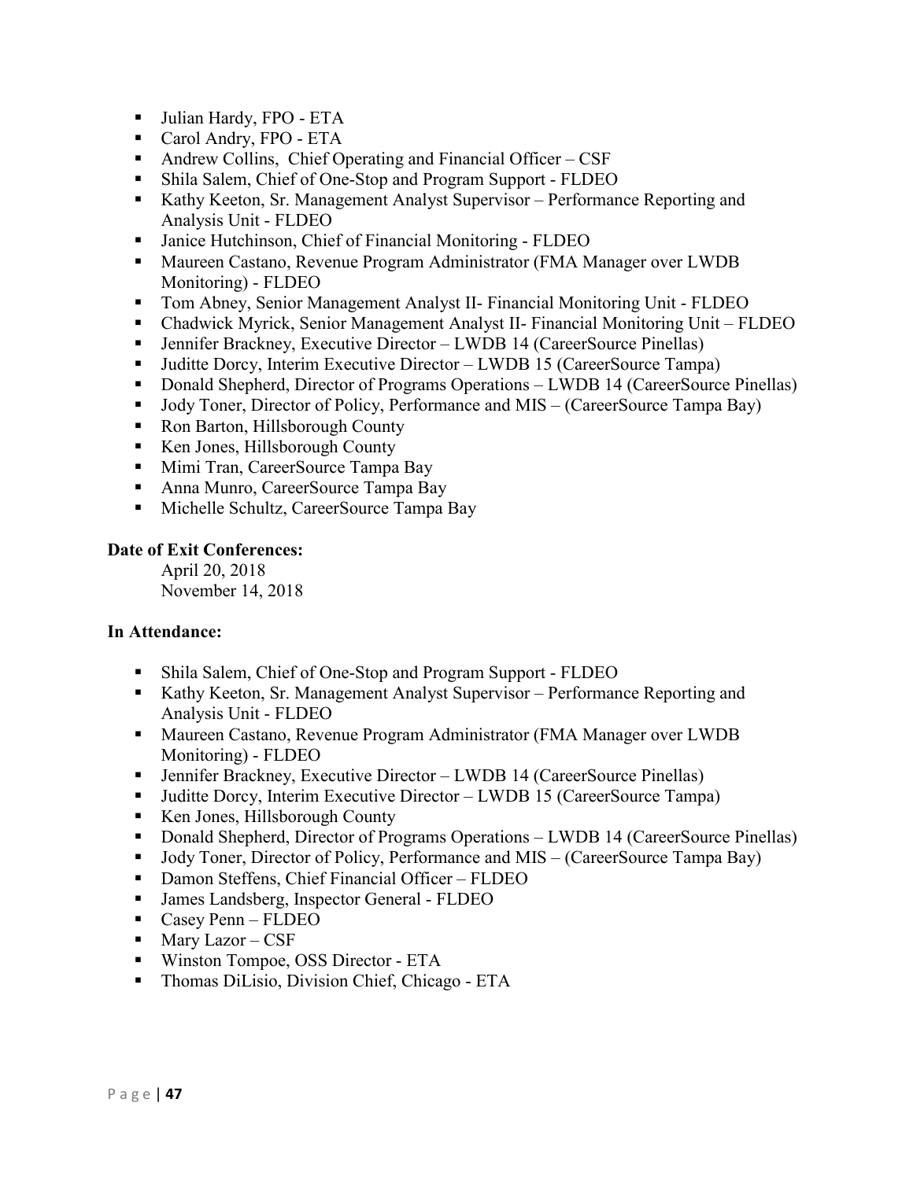- Julian Hardy, FPO - ETA
- Carol Andry, FPO - ETA
- Andrew Collins, Chief Operating and Financial Officer – CSF
- Shila Salem, Chief of One-Stop and Program Support - FLDEO
- Kathy Keeton, Sr. Management Analyst Supervisor – Performance Reporting and Analysis Unit - FLDEO
- Janice Hutchinson, Chief of Financial Monitoring - FLDEO
- Maureen Castano, Revenue Program Administrator (FMA Manager over LWDB Monitoring) - FLDEO
- Tom Abney, Senior Management Analyst II- Financial Monitoring Unit - FLDEO
- Chadwick Myrick, Senior Management Analyst II- Financial Monitoring Unit – FLDEO
- Jennifer Brackney, Executive Director – LWDB 14 (CareerSource Pinellas)
- Juditte Dorcy, Interim Executive Director – LWDB 15 (CareerSource Tampa)
- Donald Shepherd, Director of Programs Operations – LWDB 14 (CareerSource Pinellas)
- Jody Toner, Director of Policy, Performance and MIS – (CareerSource Tampa Bay)
- Ron Barton, Hillsborough County
- Ken Jones, Hillsborough County
- Mimi Tran, CareerSource Tampa Bay
- Anna Munro, CareerSource Tampa Bay
- Michelle Schultz, CareerSource Tampa Bay

**Date of Exit Conferences:**

April 20, 2018
November 14, 2018

**In Attendance:**

- Shila Salem, Chief of One-Stop and Program Support - FLDEO
- Kathy Keeton, Sr. Management Analyst Supervisor – Performance Reporting and Analysis Unit - FLDEO
- Maureen Castano, Revenue Program Administrator (FMA Manager over LWDB Monitoring) - FLDEO
- Jennifer Brackney, Executive Director – LWDB 14 (CareerSource Pinellas)
- Juditte Dorcy, Interim Executive Director – LWDB 15 (CareerSource Tampa)
- Ken Jones, Hillsborough County
- Donald Shepherd, Director of Programs Operations – LWDB 14 (CareerSource Pinellas)
- Jody Toner, Director of Policy, Performance and MIS – (CareerSource Tampa Bay)
- Damon Steffens, Chief Financial Officer – FLDEO
- James Landsberg, Inspector General - FLDEO
- Casey Penn – FLDEO
- Mary Lazor – CSF
- Winston Tompoe, OSS Director - ETA
- Thomas DiLisio, Division Chief, Chicago - ETA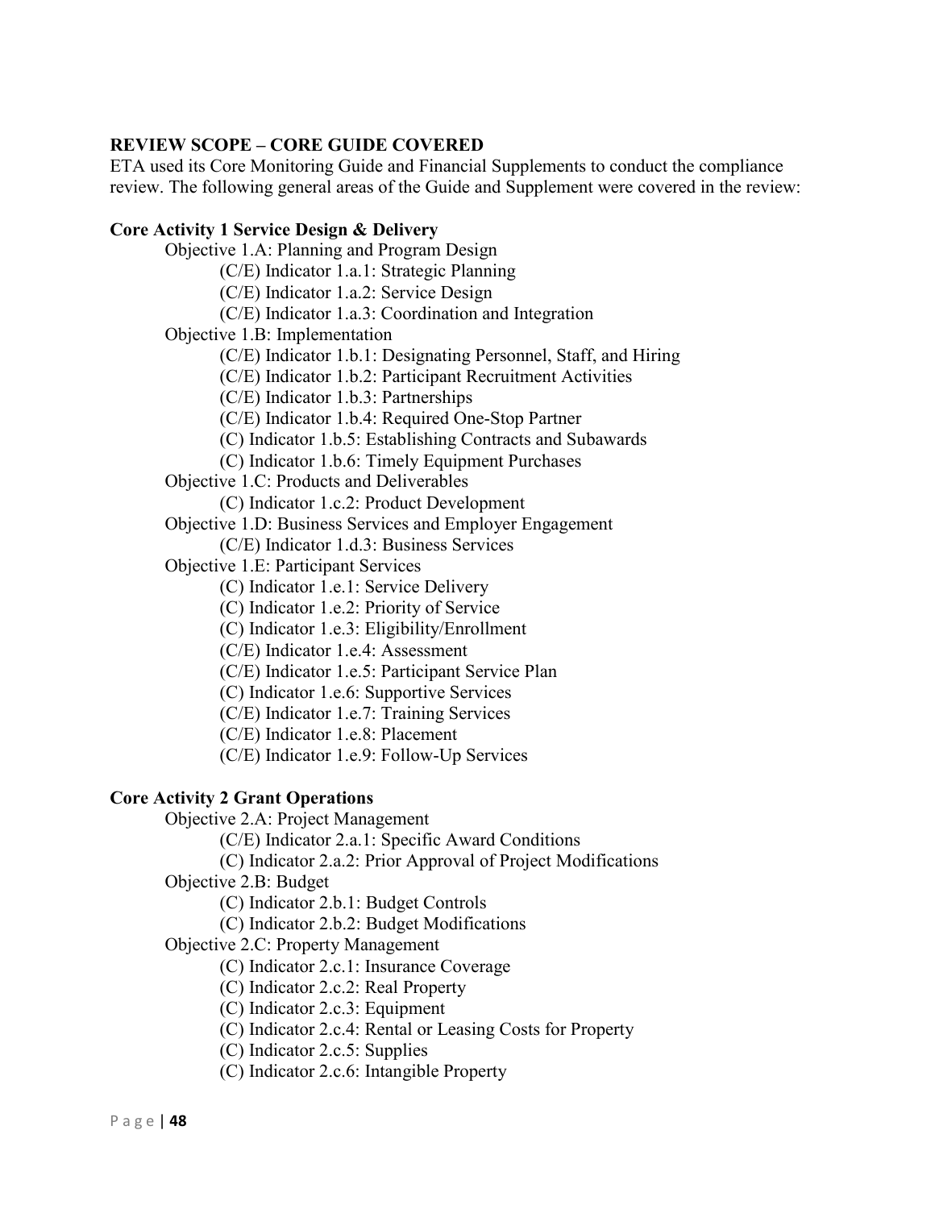**REVIEW SCOPE – CORE GUIDE COVERED**

ETA used its Core Monitoring Guide and Financial Supplements to conduct the compliance review. The following general areas of the Guide and Supplement were covered in the review:

**Core Activity 1 Service Design & Delivery**

- Objective 1.A: Planning and Program Design
  - (C/E) Indicator 1.a.1: Strategic Planning
  - (C/E) Indicator 1.a.2: Service Design
  - (C/E) Indicator 1.a.3: Coordination and Integration
- Objective 1.B: Implementation
  - (C/E) Indicator 1.b.1: Designating Personnel, Staff, and Hiring
  - (C/E) Indicator 1.b.2: Participant Recruitment Activities
  - (C/E) Indicator 1.b.3: Partnerships
  - (C/E) Indicator 1.b.4: Required One-Stop Partner
  - (C) Indicator 1.b.5: Establishing Contracts and Subawards
  - (C) Indicator 1.b.6: Timely Equipment Purchases
- Objective 1.C: Products and Deliverables
  - (C) Indicator 1.c.2: Product Development
- Objective 1.D: Business Services and Employer Engagement
  - (C/E) Indicator 1.d.3: Business Services
- Objective 1.E: Participant Services
  - (C) Indicator 1.e.1: Service Delivery
  - (C) Indicator 1.e.2: Priority of Service
  - (C) Indicator 1.e.3: Eligibility/Enrollment
  - (C/E) Indicator 1.e.4: Assessment
  - (C/E) Indicator 1.e.5: Participant Service Plan
  - (C) Indicator 1.e.6: Supportive Services
  - (C/E) Indicator 1.e.7: Training Services
  - (C/E) Indicator 1.e.8: Placement
  - (C/E) Indicator 1.e.9: Follow-Up Services

**Core Activity 2 Grant Operations**

- Objective 2.A: Project Management
  - (C/E) Indicator 2.a.1: Specific Award Conditions
  - (C) Indicator 2.a.2: Prior Approval of Project Modifications
- Objective 2.B: Budget
  - (C) Indicator 2.b.1: Budget Controls
  - (C) Indicator 2.b.2: Budget Modifications
- Objective 2.C: Property Management
  - (C) Indicator 2.c.1: Insurance Coverage
  - (C) Indicator 2.c.2: Real Property
  - (C) Indicator 2.c.3: Equipment
  - (C) Indicator 2.c.4: Rental or Leasing Costs for Property
  - (C) Indicator 2.c.5: Supplies
  - (C) Indicator 2.c.6: Intangible Property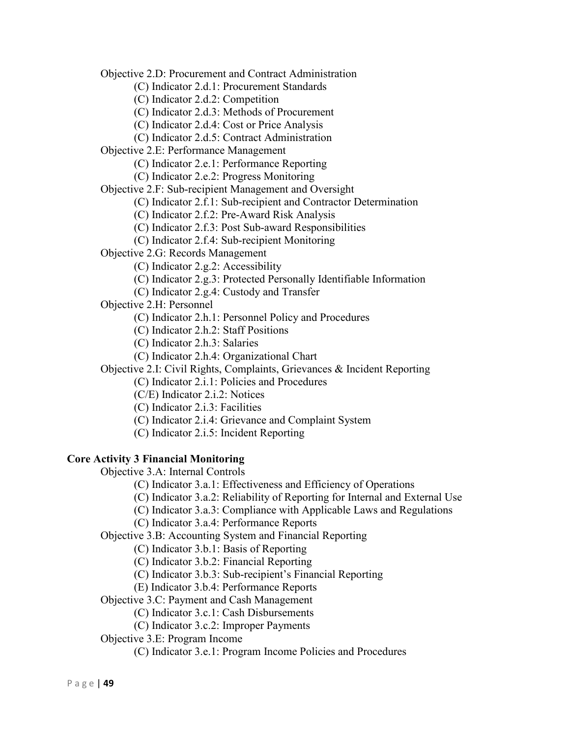Objective 2.D: Procurement and Contract Administration

- (C) Indicator 2.d.1: Procurement Standards
- (C) Indicator 2.d.2: Competition
- (C) Indicator 2.d.3: Methods of Procurement
- (C) Indicator 2.d.4: Cost or Price Analysis
- (C) Indicator 2.d.5: Contract Administration

Objective 2.E: Performance Management

- (C) Indicator 2.e.1: Performance Reporting
- (C) Indicator 2.e.2: Progress Monitoring

Objective 2.F: Sub-recipient Management and Oversight

- (C) Indicator 2.f.1: Sub-recipient and Contractor Determination
- (C) Indicator 2.f.2: Pre-Award Risk Analysis
- (C) Indicator 2.f.3: Post Sub-award Responsibilities
- (C) Indicator 2.f.4: Sub-recipient Monitoring

Objective 2.G: Records Management

- (C) Indicator 2.g.2: Accessibility
- (C) Indicator 2.g.3: Protected Personally Identifiable Information
- (C) Indicator 2.g.4: Custody and Transfer

Objective 2.H: Personnel

- (C) Indicator 2.h.1: Personnel Policy and Procedures
- (C) Indicator 2.h.2: Staff Positions
- (C) Indicator 2.h.3: Salaries
- (C) Indicator 2.h.4: Organizational Chart

Objective 2.I: Civil Rights, Complaints, Grievances & Incident Reporting

- (C) Indicator 2.i.1: Policies and Procedures
- (C/E) Indicator 2.i.2: Notices
- (C) Indicator 2.i.3: Facilities
- (C) Indicator 2.i.4: Grievance and Complaint System
- (C) Indicator 2.i.5: Incident Reporting

**Core Activity 3 Financial Monitoring**

Objective 3.A: Internal Controls

- (C) Indicator 3.a.1: Effectiveness and Efficiency of Operations
- (C) Indicator 3.a.2: Reliability of Reporting for Internal and External Use
- (C) Indicator 3.a.3: Compliance with Applicable Laws and Regulations
- (C) Indicator 3.a.4: Performance Reports

Objective 3.B: Accounting System and Financial Reporting

- (C) Indicator 3.b.1: Basis of Reporting
- (C) Indicator 3.b.2: Financial Reporting
- (C) Indicator 3.b.3: Sub-recipient's Financial Reporting
- (E) Indicator 3.b.4: Performance Reports

Objective 3.C: Payment and Cash Management

- (C) Indicator 3.c.1: Cash Disbursements
- (C) Indicator 3.c.2: Improper Payments

Objective 3.E: Program Income

- (C) Indicator 3.e.1: Program Income Policies and Procedures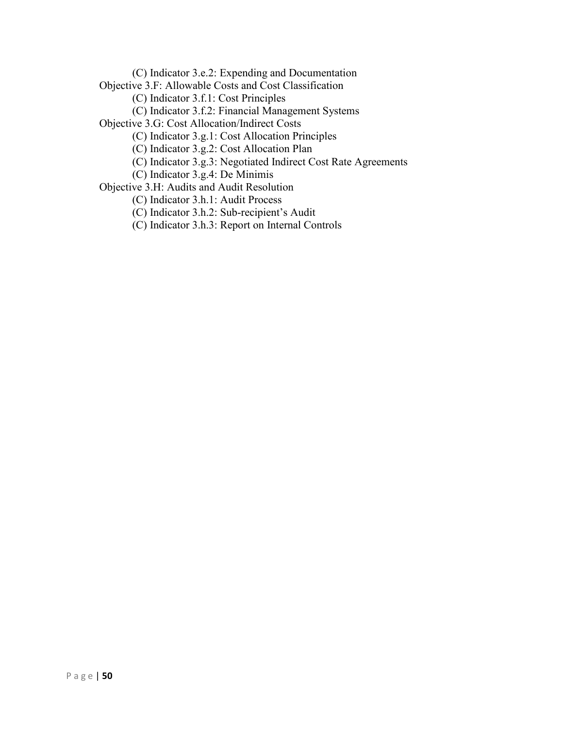- (C) Indicator 3.e.2: Expending and Documentation

Objective 3.F: Allowable Costs and Cost Classification

- (C) Indicator 3.f.1: Cost Principles
- (C) Indicator 3.f.2: Financial Management Systems

Objective 3.G: Cost Allocation/Indirect Costs

- (C) Indicator 3.g.1: Cost Allocation Principles
- (C) Indicator 3.g.2: Cost Allocation Plan
- (C) Indicator 3.g.3: Negotiated Indirect Cost Rate Agreements
- (C) Indicator 3.g.4: De Minimis

Objective 3.H: Audits and Audit Resolution

- (C) Indicator 3.h.1: Audit Process
- (C) Indicator 3.h.2: Sub-recipient's Audit
- (C) Indicator 3.h.3: Report on Internal Controls